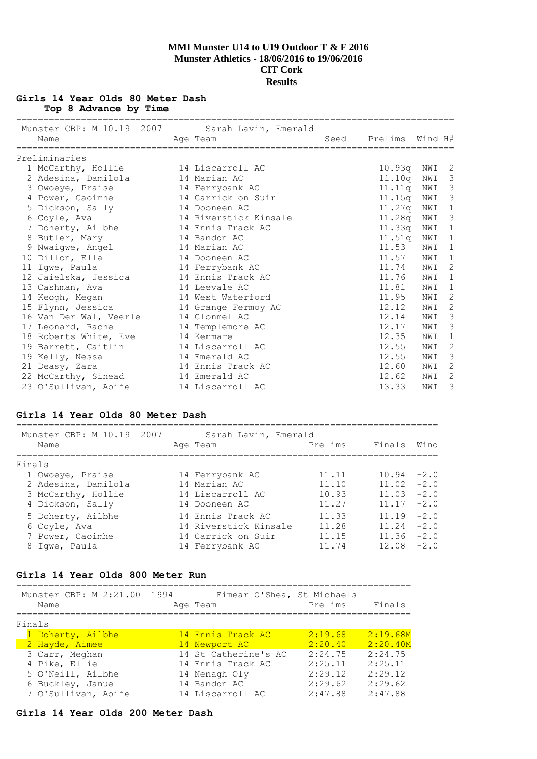# MMI Munster U14 to U19 Outdoor T & F 2016
## Munster Athletics - 18/06/2016 to 19/06/2016
## CIT Cork
## Results

### Girls 14 Year Olds 80 Meter Dash

**Top 8 Advance by Time**

Munster CBP: M 10.19 2007 Sarah Lavin, Emerald

Preliminaries

| Place | Name | Age | Team | Seed | Prelims | Wind | H# |
|---|---|---|---|---|---|---|---|
| 1 | McCarthy, Hollie | 14 | Liscarroll AC | | 10.93q | NWI | 2 |
| 2 | Adesina, Damilola | 14 | Marian AC | | 11.10q | NWI | 3 |
| 3 | Owoeye, Praise | 14 | Ferrybank AC | | 11.11q | NWI | 3 |
| 4 | Power, Caoimhe | 14 | Carrick on Suir | | 11.15q | NWI | 3 |
| 5 | Dickson, Sally | 14 | Dooneen AC | | 11.27q | NWI | 1 |
| 6 | Coyle, Ava | 14 | Riverstick Kinsale | | 11.28q | NWI | 3 |
| 7 | Doherty, Ailbhe | 14 | Ennis Track AC | | 11.33q | NWI | 1 |
| 8 | Butler, Mary | 14 | Bandon AC | | 11.51q | NWI | 1 |
| 9 | Nwaigwe, Angel | 14 | Marian AC | | 11.53 | NWI | 1 |
| 10 | Dillon, Ella | 14 | Dooneen AC | | 11.57 | NWI | 1 |
| 11 | Igwe, Paula | 14 | Ferrybank AC | | 11.74 | NWI | 2 |
| 12 | Jaielska, Jessica | 14 | Ennis Track AC | | 11.76 | NWI | 1 |
| 13 | Cashman, Ava | 14 | Leevale AC | | 11.81 | NWI | 1 |
| 14 | Keogh, Megan | 14 | West Waterford | | 11.95 | NWI | 2 |
| 15 | Flynn, Jessica | 14 | Grange Fermoy AC | | 12.12 | NWI | 2 |
| 16 | Van Der Wal, Veerle | 14 | Clonmel AC | | 12.14 | NWI | 3 |
| 17 | Leonard, Rachel | 14 | Templemore AC | | 12.17 | NWI | 3 |
| 18 | Roberts White, Eve | 14 | Kenmare | | 12.35 | NWI | 1 |
| 19 | Barrett, Caitlin | 14 | Liscarroll AC | | 12.55 | NWI | 2 |
| 19 | Kelly, Nessa | 14 | Emerald AC | | 12.55 | NWI | 3 |
| 21 | Deasy, Zara | 14 | Ennis Track AC | | 12.60 | NWI | 2 |
| 22 | McCarthy, Sinead | 14 | Emerald AC | | 12.62 | NWI | 2 |
| 23 | O'Sullivan, Aoife | 14 | Liscarroll AC | | 13.33 | NWI | 3 |

### Girls 14 Year Olds 80 Meter Dash

Munster CBP: M 10.19 2007 Sarah Lavin, Emerald

Finals

| Place | Name | Age | Team | Prelims | Finals | Wind |
|---|---|---|---|---|---|---|
| 1 | Owoeye, Praise | 14 | Ferrybank AC | 11.11 | 10.94 | -2.0 |
| 2 | Adesina, Damilola | 14 | Marian AC | 11.10 | 11.02 | -2.0 |
| 3 | McCarthy, Hollie | 14 | Liscarroll AC | 10.93 | 11.03 | -2.0 |
| 4 | Dickson, Sally | 14 | Dooneen AC | 11.27 | 11.17 | -2.0 |
| 5 | Doherty, Ailbhe | 14 | Ennis Track AC | 11.33 | 11.19 | -2.0 |
| 6 | Coyle, Ava | 14 | Riverstick Kinsale | 11.28 | 11.24 | -2.0 |
| 7 | Power, Caoimhe | 14 | Carrick on Suir | 11.15 | 11.36 | -2.0 |
| 8 | Igwe, Paula | 14 | Ferrybank AC | 11.74 | 12.08 | -2.0 |

### Girls 14 Year Olds 800 Meter Run

Munster CBP: M 2:21.00 1994 Eimear O'Shea, St Michaels

Finals

| Place | Name | Age | Team | Prelims | Finals |
|---|---|---|---|---|---|
| 1 | Doherty, Ailbhe | 14 | Ennis Track AC | 2:19.68 | 2:19.68M |
| 2 | Hayde, Aimee | 14 | Newport AC | 2:20.40 | 2:20.40M |
| 3 | Carr, Meghan | 14 | St Catherine's AC | 2:24.75 | 2:24.75 |
| 4 | Pike, Ellie | 14 | Ennis Track AC | 2:25.11 | 2:25.11 |
| 5 | O'Neill, Ailbhe | 14 | Nenagh Oly | 2:29.12 | 2:29.12 |
| 6 | Buckley, Janue | 14 | Bandon AC | 2:29.62 | 2:29.62 |
| 7 | O'Sullivan, Aoife | 14 | Liscarroll AC | 2:47.88 | 2:47.88 |

### Girls 14 Year Olds 200 Meter Dash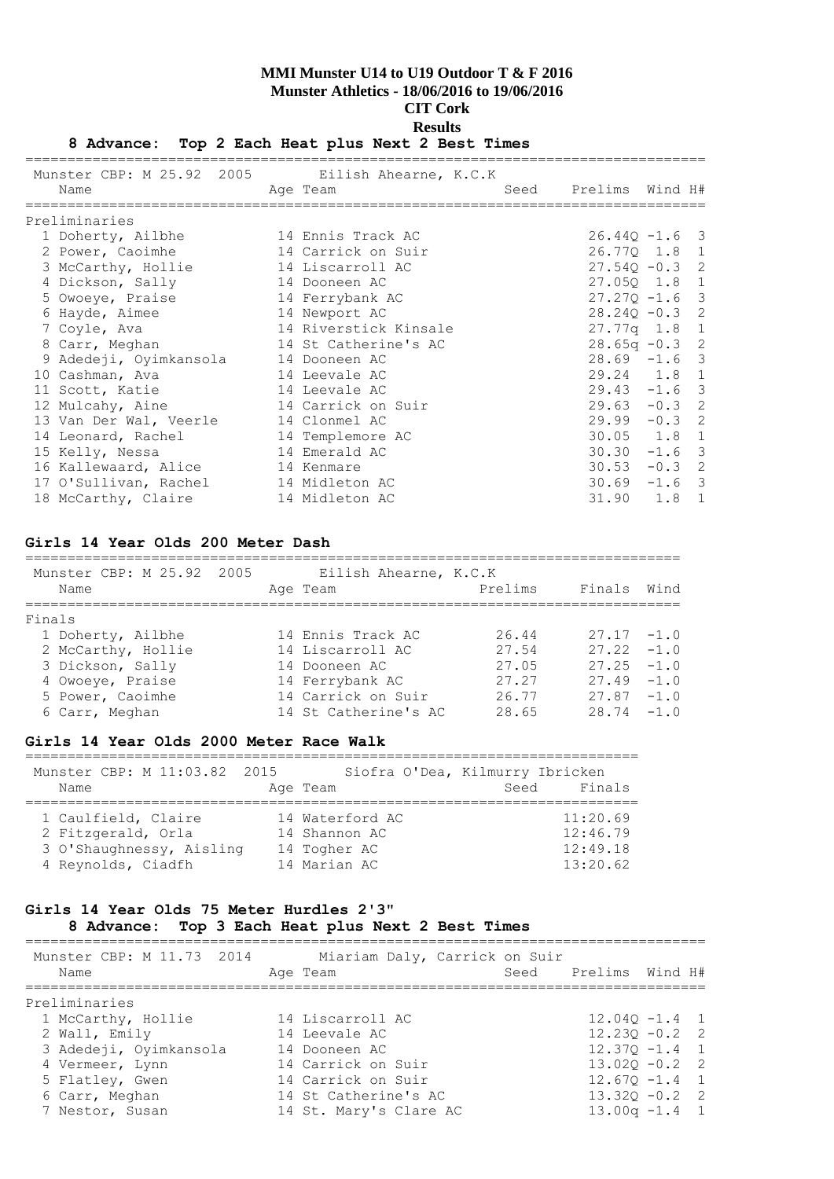# MMI Munster U14 to U19 Outdoor T & F 2016

**Munster Athletics - 18/06/2016 to 19/06/2016**

**CIT Cork**

**Results**

**8 Advance: Top 2 Each Heat plus Next 2 Best Times**

Munster CBP: M 25.92 2005 Eilish Ahearne, K.C.K

| | Name | Age | Team | Seed | Prelims | | Wind | H# |
|---|---|---|---|---|---|---|---|---|
| **Preliminaries** | | | | | | | | |
| 1 | Doherty, Ailbhe | 14 | Ennis Track AC | | 26.44 | Q | -1.6 | 3 |
| 2 | Power, Caoimhe | 14 | Carrick on Suir | | 26.77 | Q | 1.8 | 1 |
| 3 | McCarthy, Hollie | 14 | Liscarroll AC | | 27.54 | Q | -0.3 | 2 |
| 4 | Dickson, Sally | 14 | Dooneen AC | | 27.05 | Q | 1.8 | 1 |
| 5 | Owoeye, Praise | 14 | Ferrybank AC | | 27.27 | Q | -1.6 | 3 |
| 6 | Hayde, Aimee | 14 | Newport AC | | 28.24 | Q | -0.3 | 2 |
| 7 | Coyle, Ava | 14 | Riverstick Kinsale | | 27.77 | q | 1.8 | 1 |
| 8 | Carr, Meghan | 14 | St Catherine's AC | | 28.65 | q | -0.3 | 2 |
| 9 | Adedeji, Oyimkansola | 14 | Dooneen AC | | 28.69 | | -1.6 | 3 |
| 10 | Cashman, Ava | 14 | Leevale AC | | 29.24 | | 1.8 | 1 |
| 11 | Scott, Katie | 14 | Leevale AC | | 29.43 | | -1.6 | 3 |
| 12 | Mulcahy, Aine | 14 | Carrick on Suir | | 29.63 | | -0.3 | 2 |
| 13 | Van Der Wal, Veerle | 14 | Clonmel AC | | 29.99 | | -0.3 | 2 |
| 14 | Leonard, Rachel | 14 | Templemore AC | | 30.05 | | 1.8 | 1 |
| 15 | Kelly, Nessa | 14 | Emerald AC | | 30.30 | | -1.6 | 3 |
| 16 | Kallewaard, Alice | 14 | Kenmare | | 30.53 | | -0.3 | 2 |
| 17 | O'Sullivan, Rachel | 14 | Midleton AC | | 30.69 | | -1.6 | 3 |
| 18 | McCarthy, Claire | 14 | Midleton AC | | 31.90 | | 1.8 | 1 |

## Girls 14 Year Olds 200 Meter Dash

Munster CBP: M 25.92 2005 Eilish Ahearne, K.C.K

| | Name | Age | Team | Prelims | Finals | Wind |
|---|---|---|---|---|---|---|
| **Finals** | | | | | | |
| 1 | Doherty, Ailbhe | 14 | Ennis Track AC | 26.44 | 27.17 | -1.0 |
| 2 | McCarthy, Hollie | 14 | Liscarroll AC | 27.54 | 27.22 | -1.0 |
| 3 | Dickson, Sally | 14 | Dooneen AC | 27.05 | 27.25 | -1.0 |
| 4 | Owoeye, Praise | 14 | Ferrybank AC | 27.27 | 27.49 | -1.0 |
| 5 | Power, Caoimhe | 14 | Carrick on Suir | 26.77 | 27.87 | -1.0 |
| 6 | Carr, Meghan | 14 | St Catherine's AC | 28.65 | 28.74 | -1.0 |

## Girls 14 Year Olds 2000 Meter Race Walk

Munster CBP: M 11:03.82 2015 Siofra O'Dea, Kilmurry Ibricken

| | Name | Age | Team | Seed | Finals |
|---|---|---|---|---|---|
| 1 | Caulfield, Claire | 14 | Waterford AC | | 11:20.69 |
| 2 | Fitzgerald, Orla | 14 | Shannon AC | | 12:46.79 |
| 3 | O'Shaughnessy, Aisling | 14 | Togher AC | | 12:49.18 |
| 4 | Reynolds, Ciadfh | 14 | Marian AC | | 13:20.62 |

## Girls 14 Year Olds 75 Meter Hurdles 2'3"

**8 Advance: Top 3 Each Heat plus Next 2 Best Times**

Munster CBP: M 11.73 2014 Miariam Daly, Carrick on Suir

| | Name | Age | Team | Seed | Prelims | | Wind | H# |
|---|---|---|---|---|---|---|---|---|
| **Preliminaries** | | | | | | | | |
| 1 | McCarthy, Hollie | 14 | Liscarroll AC | | 12.04 | Q | -1.4 | 1 |
| 2 | Wall, Emily | 14 | Leevale AC | | 12.23 | Q | -0.2 | 2 |
| 3 | Adedeji, Oyimkansola | 14 | Dooneen AC | | 12.37 | Q | -1.4 | 1 |
| 4 | Vermeer, Lynn | 14 | Carrick on Suir | | 13.02 | Q | -0.2 | 2 |
| 5 | Flatley, Gwen | 14 | Carrick on Suir | | 12.67 | Q | -1.4 | 1 |
| 6 | Carr, Meghan | 14 | St Catherine's AC | | 13.32 | Q | -0.2 | 2 |
| 7 | Nestor, Susan | 14 | St. Mary's Clare AC | | 13.00 | q | -1.4 | 1 |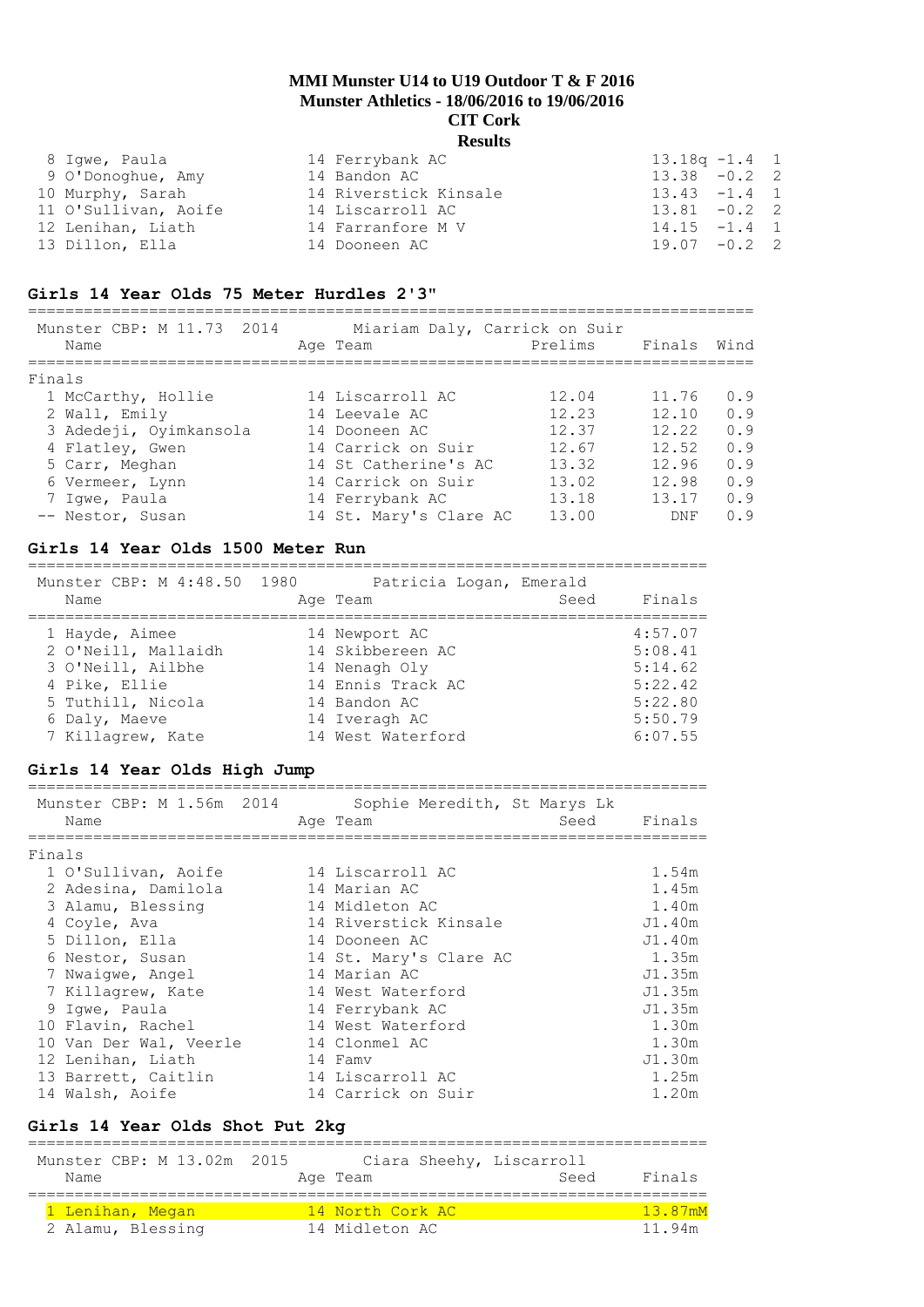# MMI Munster U14 to U19 Outdoor T & F 2016
## Munster Athletics - 18/06/2016 to 19/06/2016
## CIT Cork
## Results

| | Name | Age | Team | Finals | Wind | H |
|---|---|---|---|---|---|---|
| 8 | Igwe, Paula | 14 | Ferrybank AC | 13.18q | -1.4 | 1 |
| 9 | O'Donoghue, Amy | 14 | Bandon AC | 13.38 | -0.2 | 2 |
| 10 | Murphy, Sarah | 14 | Riverstick Kinsale | 13.43 | -1.4 | 1 |
| 11 | O'Sullivan, Aoife | 14 | Liscarroll AC | 13.81 | -0.2 | 2 |
| 12 | Lenihan, Liath | 14 | Farranfore M V | 14.15 | -1.4 | 1 |
| 13 | Dillon, Ella | 14 | Dooneen AC | 19.07 | -0.2 | 2 |

### Girls 14 Year Olds 75 Meter Hurdles 2'3"

Munster CBP: M 11.73 2014 Miariam Daly, Carrick on Suir

Finals

| | Name | Age | Team | Prelims | Finals | Wind |
|---|---|---|---|---|---|---|
| 1 | McCarthy, Hollie | 14 | Liscarroll AC | 12.04 | 11.76 | 0.9 |
| 2 | Wall, Emily | 14 | Leevale AC | 12.23 | 12.10 | 0.9 |
| 3 | Adedeji, Oyimkansola | 14 | Dooneen AC | 12.37 | 12.22 | 0.9 |
| 4 | Flatley, Gwen | 14 | Carrick on Suir | 12.67 | 12.52 | 0.9 |
| 5 | Carr, Meghan | 14 | St Catherine's AC | 13.32 | 12.96 | 0.9 |
| 6 | Vermeer, Lynn | 14 | Carrick on Suir | 13.02 | 12.98 | 0.9 |
| 7 | Igwe, Paula | 14 | Ferrybank AC | 13.18 | 13.17 | 0.9 |
| -- | Nestor, Susan | 14 | St. Mary's Clare AC | 13.00 | DNF | 0.9 |

### Girls 14 Year Olds 1500 Meter Run

Munster CBP: M 4:48.50 1980 Patricia Logan, Emerald

| | Name | Age | Team | Seed | Finals |
|---|---|---|---|---|---|
| 1 | Hayde, Aimee | 14 | Newport AC | | 4:57.07 |
| 2 | O'Neill, Mallaidh | 14 | Skibbereen AC | | 5:08.41 |
| 3 | O'Neill, Ailbhe | 14 | Nenagh Oly | | 5:14.62 |
| 4 | Pike, Ellie | 14 | Ennis Track AC | | 5:22.42 |
| 5 | Tuthill, Nicola | 14 | Bandon AC | | 5:22.80 |
| 6 | Daly, Maeve | 14 | Iveragh AC | | 5:50.79 |
| 7 | Killagrew, Kate | 14 | West Waterford | | 6:07.55 |

### Girls 14 Year Olds High Jump

Munster CBP: M 1.56m 2014 Sophie Meredith, St Marys Lk

Finals

| | Name | Age | Team | Seed | Finals |
|---|---|---|---|---|---|
| 1 | O'Sullivan, Aoife | 14 | Liscarroll AC | | 1.54m |
| 2 | Adesina, Damilola | 14 | Marian AC | | 1.45m |
| 3 | Alamu, Blessing | 14 | Midleton AC | | 1.40m |
| 4 | Coyle, Ava | 14 | Riverstick Kinsale | | J1.40m |
| 5 | Dillon, Ella | 14 | Dooneen AC | | J1.40m |
| 6 | Nestor, Susan | 14 | St. Mary's Clare AC | | 1.35m |
| 7 | Nwaigwe, Angel | 14 | Marian AC | | J1.35m |
| 7 | Killagrew, Kate | 14 | West Waterford | | J1.35m |
| 9 | Igwe, Paula | 14 | Ferrybank AC | | J1.35m |
| 10 | Flavin, Rachel | 14 | West Waterford | | 1.30m |
| 10 | Van Der Wal, Veerle | 14 | Clonmel AC | | 1.30m |
| 12 | Lenihan, Liath | 14 | Famv | | J1.30m |
| 13 | Barrett, Caitlin | 14 | Liscarroll AC | | 1.25m |
| 14 | Walsh, Aoife | 14 | Carrick on Suir | | 1.20m |

### Girls 14 Year Olds Shot Put 2kg

Munster CBP: M 13.02m 2015 Ciara Sheehy, Liscarroll

| | Name | Age | Team | Seed | Finals |
|---|---|---|---|---|---|
| 1 | Lenihan, Megan | 14 | North Cork AC | | 13.87mM |
| 2 | Alamu, Blessing | 14 | Midleton AC | | 11.94m |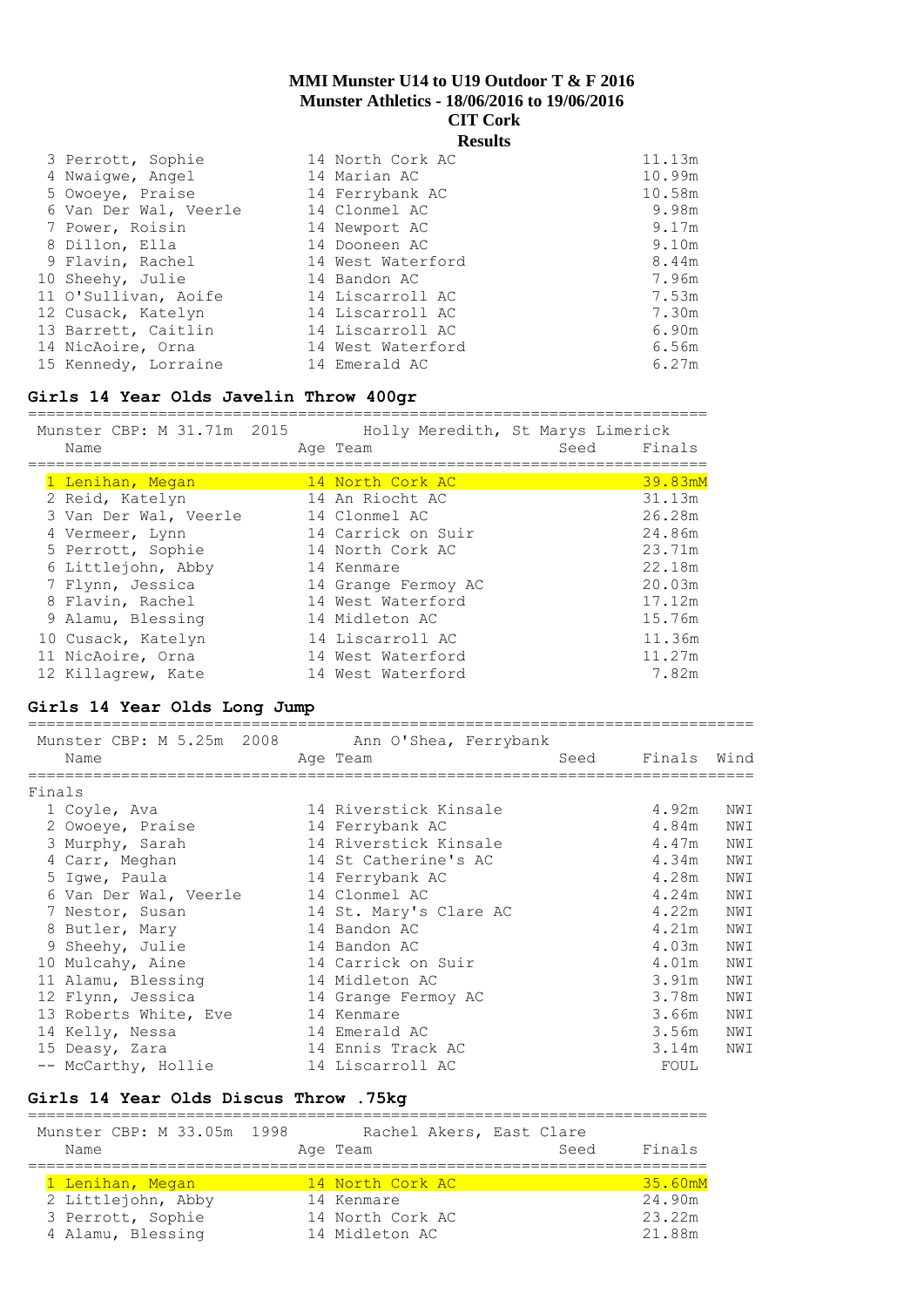# MMI Munster U14 to U19 Outdoor T & F 2016
## Munster Athletics - 18/06/2016 to 19/06/2016
## CIT Cork
## Results

| | Name | Age | Team | Finals |
|---|---|---|---|---|
| 3 | Perrott, Sophie | 14 | North Cork AC | 11.13m |
| 4 | Nwaigwe, Angel | 14 | Marian AC | 10.99m |
| 5 | Owoeye, Praise | 14 | Ferrybank AC | 10.58m |
| 6 | Van Der Wal, Veerle | 14 | Clonmel AC | 9.98m |
| 7 | Power, Roisin | 14 | Newport AC | 9.17m |
| 8 | Dillon, Ella | 14 | Dooneen AC | 9.10m |
| 9 | Flavin, Rachel | 14 | West Waterford | 8.44m |
| 10 | Sheehy, Julie | 14 | Bandon AC | 7.96m |
| 11 | O'Sullivan, Aoife | 14 | Liscarroll AC | 7.53m |
| 12 | Cusack, Katelyn | 14 | Liscarroll AC | 7.30m |
| 13 | Barrett, Caitlin | 14 | Liscarroll AC | 6.90m |
| 14 | NicAoire, Orna | 14 | West Waterford | 6.56m |
| 15 | Kennedy, Lorraine | 14 | Emerald AC | 6.27m |

### Girls 14 Year Olds Javelin Throw 400gr

Munster CBP: M 31.71m 2015 Holly Meredith, St Marys Limerick

| | Name | Age | Team | Seed | Finals |
|---|---|---|---|---|---|
| 1 | Lenihan, Megan | 14 | North Cork AC | | 39.83mM |
| 2 | Reid, Katelyn | 14 | An Riocht AC | | 31.13m |
| 3 | Van Der Wal, Veerle | 14 | Clonmel AC | | 26.28m |
| 4 | Vermeer, Lynn | 14 | Carrick on Suir | | 24.86m |
| 5 | Perrott, Sophie | 14 | North Cork AC | | 23.71m |
| 6 | Littlejohn, Abby | 14 | Kenmare | | 22.18m |
| 7 | Flynn, Jessica | 14 | Grange Fermoy AC | | 20.03m |
| 8 | Flavin, Rachel | 14 | West Waterford | | 17.12m |
| 9 | Alamu, Blessing | 14 | Midleton AC | | 15.76m |
| 10 | Cusack, Katelyn | 14 | Liscarroll AC | | 11.36m |
| 11 | NicAoire, Orna | 14 | West Waterford | | 11.27m |
| 12 | Killagrew, Kate | 14 | West Waterford | | 7.82m |

### Girls 14 Year Olds Long Jump

Munster CBP: M 5.25m 2008 Ann O'Shea, Ferrybank

Finals

| | Name | Age | Team | Seed | Finals | Wind |
|---|---|---|---|---|---|---|
| 1 | Coyle, Ava | 14 | Riverstick Kinsale | | 4.92m | NWI |
| 2 | Owoeye, Praise | 14 | Ferrybank AC | | 4.84m | NWI |
| 3 | Murphy, Sarah | 14 | Riverstick Kinsale | | 4.47m | NWI |
| 4 | Carr, Meghan | 14 | St Catherine's AC | | 4.34m | NWI |
| 5 | Igwe, Paula | 14 | Ferrybank AC | | 4.28m | NWI |
| 6 | Van Der Wal, Veerle | 14 | Clonmel AC | | 4.24m | NWI |
| 7 | Nestor, Susan | 14 | St. Mary's Clare AC | | 4.22m | NWI |
| 8 | Butler, Mary | 14 | Bandon AC | | 4.21m | NWI |
| 9 | Sheehy, Julie | 14 | Bandon AC | | 4.03m | NWI |
| 10 | Mulcahy, Aine | 14 | Carrick on Suir | | 4.01m | NWI |
| 11 | Alamu, Blessing | 14 | Midleton AC | | 3.91m | NWI |
| 12 | Flynn, Jessica | 14 | Grange Fermoy AC | | 3.78m | NWI |
| 13 | Roberts White, Eve | 14 | Kenmare | | 3.66m | NWI |
| 14 | Kelly, Nessa | 14 | Emerald AC | | 3.56m | NWI |
| 15 | Deasy, Zara | 14 | Ennis Track AC | | 3.14m | NWI |
| -- | McCarthy, Hollie | 14 | Liscarroll AC | | FOUL | |

### Girls 14 Year Olds Discus Throw .75kg

Munster CBP: M 33.05m 1998 Rachel Akers, East Clare

| | Name | Age | Team | Seed | Finals |
|---|---|---|---|---|---|
| 1 | Lenihan, Megan | 14 | North Cork AC | | 35.60mM |
| 2 | Littlejohn, Abby | 14 | Kenmare | | 24.90m |
| 3 | Perrott, Sophie | 14 | North Cork AC | | 23.22m |
| 4 | Alamu, Blessing | 14 | Midleton AC | | 21.88m |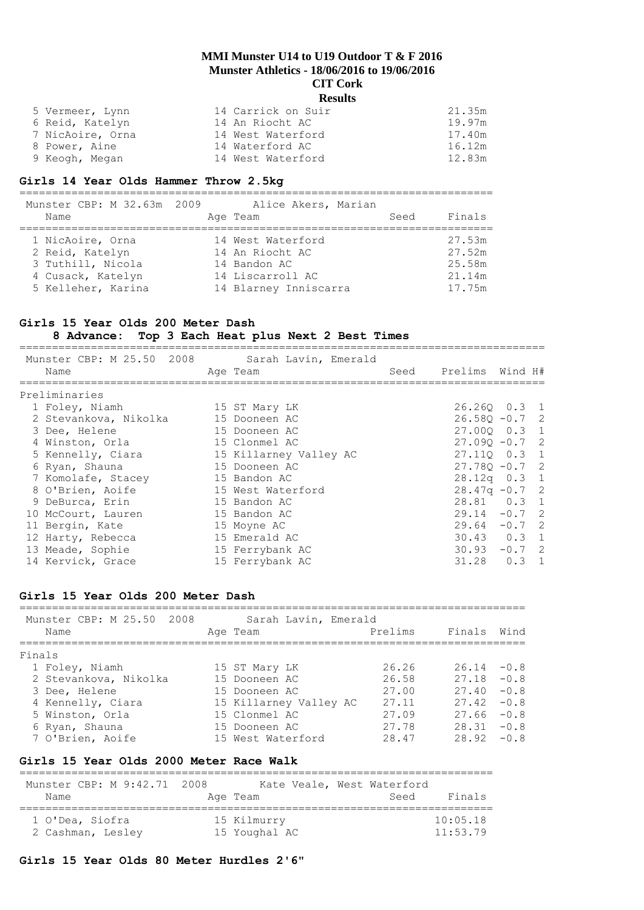# MMI Munster U14 to U19 Outdoor T & F 2016
## Munster Athletics - 18/06/2016 to 19/06/2016
## CIT Cork
## Results

| Place | Name | Age | Team | Finals |
|---|---|---|---|---|
| 5 | Vermeer, Lynn | 14 | Carrick on Suir | 21.35m |
| 6 | Reid, Katelyn | 14 | An Riocht AC | 19.97m |
| 7 | NicAoire, Orna | 14 | West Waterford | 17.40m |
| 8 | Power, Aine | 14 | Waterford AC | 16.12m |
| 9 | Keogh, Megan | 14 | West Waterford | 12.83m |

### Girls 14 Year Olds Hammer Throw 2.5kg

Munster CBP: M 32.63m 2009 Alice Akers, Marian

| Place | Name | Age | Team | Seed | Finals |
|---|---|---|---|---|---|
| 1 | NicAoire, Orna | 14 | West Waterford | | 27.53m |
| 2 | Reid, Katelyn | 14 | An Riocht AC | | 27.52m |
| 3 | Tuthill, Nicola | 14 | Bandon AC | | 25.58m |
| 4 | Cusack, Katelyn | 14 | Liscarroll AC | | 21.14m |
| 5 | Kelleher, Karina | 14 | Blarney Inniscarra | | 17.75m |

### Girls 15 Year Olds 200 Meter Dash

**8 Advance: Top 3 Each Heat plus Next 2 Best Times**

Munster CBP: M 25.50 2008 Sarah Lavin, Emerald

Preliminaries

| Place | Name | Age | Team | Seed | Prelims | Wind | H# |
|---|---|---|---|---|---|---|---|
| 1 | Foley, Niamh | 15 | ST Mary LK | | 26.26Q | 0.3 | 1 |
| 2 | Stevankova, Nikolka | 15 | Dooneen AC | | 26.58Q | -0.7 | 2 |
| 3 | Dee, Helene | 15 | Dooneen AC | | 27.00Q | 0.3 | 1 |
| 4 | Winston, Orla | 15 | Clonmel AC | | 27.09Q | -0.7 | 2 |
| 5 | Kennelly, Ciara | 15 | Killarney Valley AC | | 27.11Q | 0.3 | 1 |
| 6 | Ryan, Shauna | 15 | Dooneen AC | | 27.78Q | -0.7 | 2 |
| 7 | Komolafe, Stacey | 15 | Bandon AC | | 28.12q | 0.3 | 1 |
| 8 | O'Brien, Aoife | 15 | West Waterford | | 28.47q | -0.7 | 2 |
| 9 | DeBurca, Erin | 15 | Bandon AC | | 28.81 | 0.3 | 1 |
| 10 | McCourt, Lauren | 15 | Bandon AC | | 29.14 | -0.7 | 2 |
| 11 | Bergin, Kate | 15 | Moyne AC | | 29.64 | -0.7 | 2 |
| 12 | Harty, Rebecca | 15 | Emerald AC | | 30.43 | 0.3 | 1 |
| 13 | Meade, Sophie | 15 | Ferrybank AC | | 30.93 | -0.7 | 2 |
| 14 | Kervick, Grace | 15 | Ferrybank AC | | 31.28 | 0.3 | 1 |

### Girls 15 Year Olds 200 Meter Dash

Munster CBP: M 25.50 2008 Sarah Lavin, Emerald

Finals

| Place | Name | Age | Team | Prelims | Finals | Wind |
|---|---|---|---|---|---|---|
| 1 | Foley, Niamh | 15 | ST Mary LK | 26.26 | 26.14 | -0.8 |
| 2 | Stevankova, Nikolka | 15 | Dooneen AC | 26.58 | 27.18 | -0.8 |
| 3 | Dee, Helene | 15 | Dooneen AC | 27.00 | 27.40 | -0.8 |
| 4 | Kennelly, Ciara | 15 | Killarney Valley AC | 27.11 | 27.42 | -0.8 |
| 5 | Winston, Orla | 15 | Clonmel AC | 27.09 | 27.66 | -0.8 |
| 6 | Ryan, Shauna | 15 | Dooneen AC | 27.78 | 28.31 | -0.8 |
| 7 | O'Brien, Aoife | 15 | West Waterford | 28.47 | 28.92 | -0.8 |

### Girls 15 Year Olds 2000 Meter Race Walk

Munster CBP: M 9:42.71 2008 Kate Veale, West Waterford

| Place | Name | Age | Team | Seed | Finals |
|---|---|---|---|---|---|
| 1 | O'Dea, Siofra | 15 | Kilmurry | | 10:05.18 |
| 2 | Cashman, Lesley | 15 | Youghal AC | | 11:53.79 |

### Girls 15 Year Olds 80 Meter Hurdles 2'6"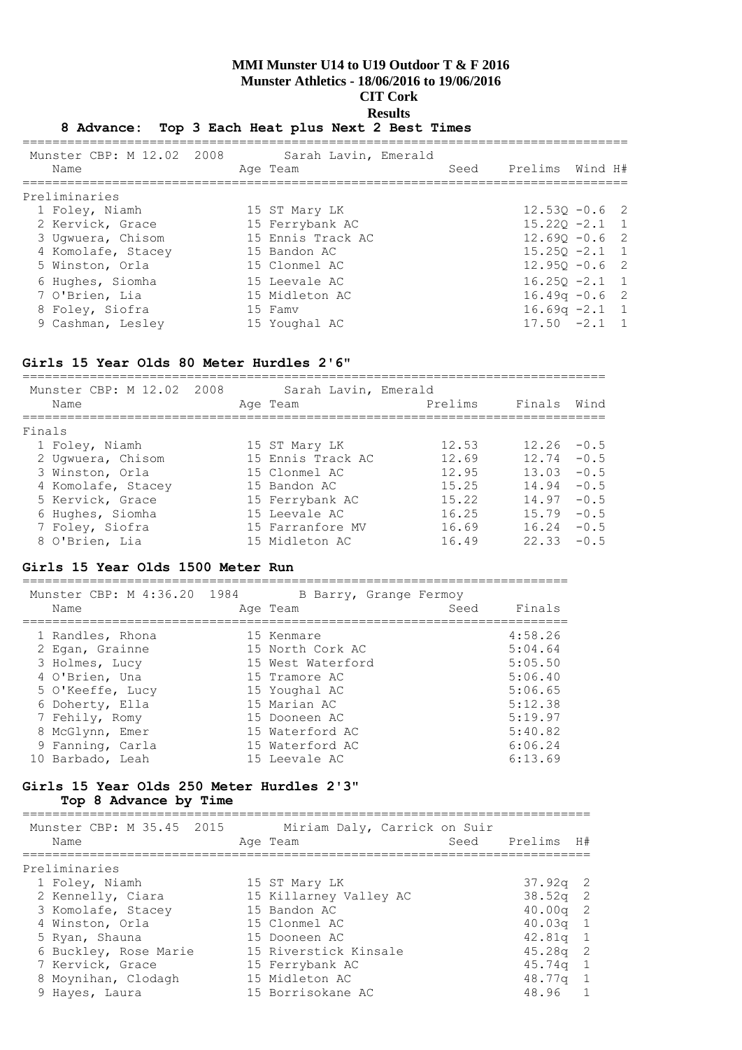**MMI Munster U14 to U19 Outdoor T & F 2016**
**Munster Athletics - 18/06/2016 to 19/06/2016**
**CIT Cork**
**Results**

**8 Advance: Top 3 Each Heat plus Next 2 Best Times**

Munster CBP: M 12.02 2008 Sarah Lavin, Emerald

| Name | Age | Team | Seed | Prelims | Wind | H# |
|---|---|---|---|---|---|---|
| **Preliminaries** | | | | | | |
| 1 Foley, Niamh | 15 | ST Mary LK | | 12.53Q | -0.6 | 2 |
| 2 Kervick, Grace | 15 | Ferrybank AC | | 15.22Q | -2.1 | 1 |
| 3 Ugwuera, Chisom | 15 | Ennis Track AC | | 12.69Q | -0.6 | 2 |
| 4 Komolafe, Stacey | 15 | Bandon AC | | 15.25Q | -2.1 | 1 |
| 5 Winston, Orla | 15 | Clonmel AC | | 12.95Q | -0.6 | 2 |
| 6 Hughes, Siomha | 15 | Leevale AC | | 16.25Q | -2.1 | 1 |
| 7 O'Brien, Lia | 15 | Midleton AC | | 16.49q | -0.6 | 2 |
| 8 Foley, Siofra | 15 | Famv | | 16.69q | -2.1 | 1 |
| 9 Cashman, Lesley | 15 | Youghal AC | | 17.50 | -2.1 | 1 |

## Girls 15 Year Olds 80 Meter Hurdles 2'6"

Munster CBP: M 12.02 2008 Sarah Lavin, Emerald

| Name | Age | Team | Prelims | Finals | Wind |
|---|---|---|---|---|---|
| **Finals** | | | | | |
| 1 Foley, Niamh | 15 | ST Mary LK | 12.53 | 12.26 | -0.5 |
| 2 Ugwuera, Chisom | 15 | Ennis Track AC | 12.69 | 12.74 | -0.5 |
| 3 Winston, Orla | 15 | Clonmel AC | 12.95 | 13.03 | -0.5 |
| 4 Komolafe, Stacey | 15 | Bandon AC | 15.25 | 14.94 | -0.5 |
| 5 Kervick, Grace | 15 | Ferrybank AC | 15.22 | 14.97 | -0.5 |
| 6 Hughes, Siomha | 15 | Leevale AC | 16.25 | 15.79 | -0.5 |
| 7 Foley, Siofra | 15 | Farranfore MV | 16.69 | 16.24 | -0.5 |
| 8 O'Brien, Lia | 15 | Midleton AC | 16.49 | 22.33 | -0.5 |

## Girls 15 Year Olds 1500 Meter Run

Munster CBP: M 4:36.20 1984 B Barry, Grange Fermoy

| Name | Age | Team | Seed | Finals |
|---|---|---|---|---|
| 1 Randles, Rhona | 15 | Kenmare | | 4:58.26 |
| 2 Egan, Grainne | 15 | North Cork AC | | 5:04.64 |
| 3 Holmes, Lucy | 15 | West Waterford | | 5:05.50 |
| 4 O'Brien, Una | 15 | Tramore AC | | 5:06.40 |
| 5 O'Keeffe, Lucy | 15 | Youghal AC | | 5:06.65 |
| 6 Doherty, Ella | 15 | Marian AC | | 5:12.38 |
| 7 Fehily, Romy | 15 | Dooneen AC | | 5:19.97 |
| 8 McGlynn, Emer | 15 | Waterford AC | | 5:40.82 |
| 9 Fanning, Carla | 15 | Waterford AC | | 6:06.24 |
| 10 Barbado, Leah | 15 | Leevale AC | | 6:13.69 |

## Girls 15 Year Olds 250 Meter Hurdles 2'3"

**Top 8 Advance by Time**

Munster CBP: M 35.45 2015 Miriam Daly, Carrick on Suir

| Name | Age | Team | Seed | Prelims | H# |
|---|---|---|---|---|---|
| **Preliminaries** | | | | | |
| 1 Foley, Niamh | 15 | ST Mary LK | | 37.92q | 2 |
| 2 Kennelly, Ciara | 15 | Killarney Valley AC | | 38.52q | 2 |
| 3 Komolafe, Stacey | 15 | Bandon AC | | 40.00q | 2 |
| 4 Winston, Orla | 15 | Clonmel AC | | 40.03q | 1 |
| 5 Ryan, Shauna | 15 | Dooneen AC | | 42.81q | 1 |
| 6 Buckley, Rose Marie | 15 | Riverstick Kinsale | | 45.28q | 2 |
| 7 Kervick, Grace | 15 | Ferrybank AC | | 45.74q | 1 |
| 8 Moynihan, Clodagh | 15 | Midleton AC | | 48.77q | 1 |
| 9 Hayes, Laura | 15 | Borrisokane AC | | 48.96 | 1 |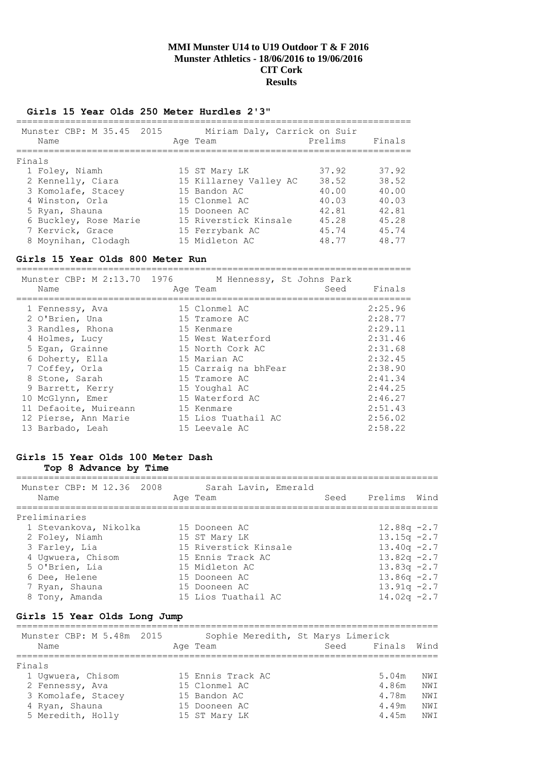# MMI Munster U14 to U19 Outdoor T & F 2016
**Munster Athletics - 18/06/2016 to 19/06/2016**
**CIT Cork**
**Results**

## Girls 15 Year Olds 250 Meter Hurdles 2'3"

Munster CBP: M 35.45 2015 — Miriam Daly, Carrick on Suir

| | Name | Age | Team | Prelims | Finals |
|---|---|---|---|---|---|
| **Finals** | | | | | |
| 1 | Foley, Niamh | 15 | ST Mary LK | 37.92 | 37.92 |
| 2 | Kennelly, Ciara | 15 | Killarney Valley AC | 38.52 | 38.52 |
| 3 | Komolafe, Stacey | 15 | Bandon AC | 40.00 | 40.00 |
| 4 | Winston, Orla | 15 | Clonmel AC | 40.03 | 40.03 |
| 5 | Ryan, Shauna | 15 | Dooneen AC | 42.81 | 42.81 |
| 6 | Buckley, Rose Marie | 15 | Riverstick Kinsale | 45.28 | 45.28 |
| 7 | Kervick, Grace | 15 | Ferrybank AC | 45.74 | 45.74 |
| 8 | Moynihan, Clodagh | 15 | Midleton AC | 48.77 | 48.77 |

## Girls 15 Year Olds 800 Meter Run

Munster CBP: M 2:13.70 1976 — M Hennessy, St Johns Park

| | Name | Age | Team | Seed | Finals |
|---|---|---|---|---|---|
| 1 | Fennessy, Ava | 15 | Clonmel AC | | 2:25.96 |
| 2 | O'Brien, Una | 15 | Tramore AC | | 2:28.77 |
| 3 | Randles, Rhona | 15 | Kenmare | | 2:29.11 |
| 4 | Holmes, Lucy | 15 | West Waterford | | 2:31.46 |
| 5 | Egan, Grainne | 15 | North Cork AC | | 2:31.68 |
| 6 | Doherty, Ella | 15 | Marian AC | | 2:32.45 |
| 7 | Coffey, Orla | 15 | Carraig na bhFear | | 2:38.90 |
| 8 | Stone, Sarah | 15 | Tramore AC | | 2:41.34 |
| 9 | Barrett, Kerry | 15 | Youghal AC | | 2:44.25 |
| 10 | McGlynn, Emer | 15 | Waterford AC | | 2:46.27 |
| 11 | Defaoite, Muireann | 15 | Kenmare | | 2:51.43 |
| 12 | Pierse, Ann Marie | 15 | Lios Tuathail AC | | 2:56.02 |
| 13 | Barbado, Leah | 15 | Leevale AC | | 2:58.22 |

## Girls 15 Year Olds 100 Meter Dash
### Top 8 Advance by Time

Munster CBP: M 12.36 2008 — Sarah Lavin, Emerald

| | Name | Age | Team | Seed | Prelims | Wind |
|---|---|---|---|---|---|---|
| **Preliminaries** | | | | | | |
| 1 | Stevankova, Nikolka | 15 | Dooneen AC | | 12.88q | -2.7 |
| 2 | Foley, Niamh | 15 | ST Mary LK | | 13.15q | -2.7 |
| 3 | Farley, Lia | 15 | Riverstick Kinsale | | 13.40q | -2.7 |
| 4 | Ugwuera, Chisom | 15 | Ennis Track AC | | 13.82q | -2.7 |
| 5 | O'Brien, Lia | 15 | Midleton AC | | 13.83q | -2.7 |
| 6 | Dee, Helene | 15 | Dooneen AC | | 13.86q | -2.7 |
| 7 | Ryan, Shauna | 15 | Dooneen AC | | 13.91q | -2.7 |
| 8 | Tony, Amanda | 15 | Lios Tuathail AC | | 14.02q | -2.7 |

## Girls 15 Year Olds Long Jump

Munster CBP: M 5.48m 2015 — Sophie Meredith, St Marys Limerick

| | Name | Age | Team | Seed | Finals | Wind |
|---|---|---|---|---|---|---|
| **Finals** | | | | | | |
| 1 | Ugwuera, Chisom | 15 | Ennis Track AC | | 5.04m | NWI |
| 2 | Fennessy, Ava | 15 | Clonmel AC | | 4.86m | NWI |
| 3 | Komolafe, Stacey | 15 | Bandon AC | | 4.78m | NWI |
| 4 | Ryan, Shauna | 15 | Dooneen AC | | 4.49m | NWI |
| 5 | Meredith, Holly | 15 | ST Mary LK | | 4.45m | NWI |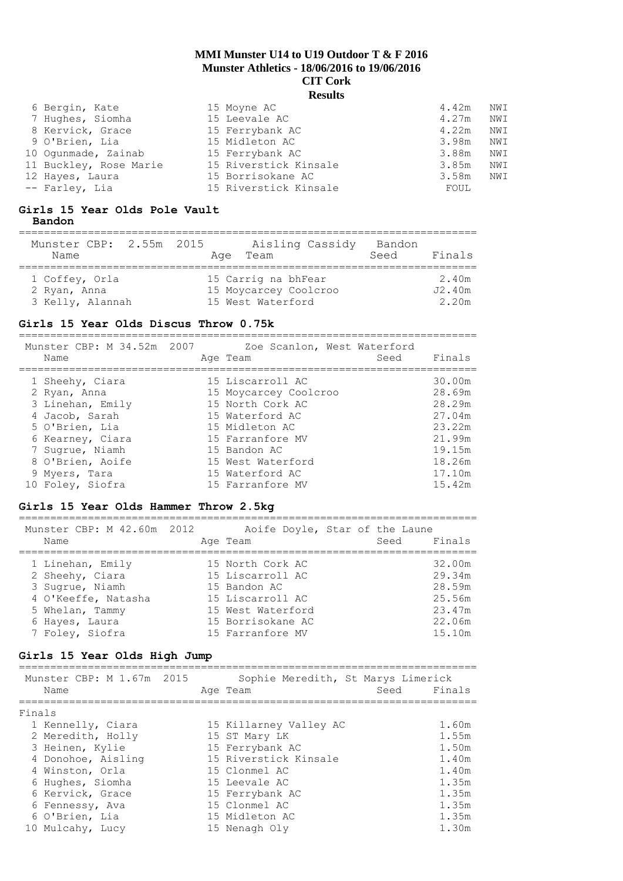| Place | Name | Age | Team | Finals | |
|---|---|---|---|---|---|
| 6 | Bergin, Kate | 15 | Moyne AC | 4.42m | NWI |
| 7 | Hughes, Siomha | 15 | Leevale AC | 4.27m | NWI |
| 8 | Kervick, Grace | 15 | Ferrybank AC | 4.22m | NWI |
| 9 | O'Brien, Lia | 15 | Midleton AC | 3.98m | NWI |
| 10 | Ogunmade, Zainab | 15 | Ferrybank AC | 3.88m | NWI |
| 11 | Buckley, Rose Marie | 15 | Riverstick Kinsale | 3.85m | NWI |
| 12 | Hayes, Laura | 15 | Borrisokane AC | 3.58m | NWI |
| -- | Farley, Lia | 15 | Riverstick Kinsale | FOUL | |

### Girls 15 Year Olds Pole Vault

**Bandon**

Munster CBP: 2.55m 2015 Aisling Cassidy Bandon

| Place | Name | Age | Team | Seed | Finals |
|---|---|---|---|---|---|
| 1 | Coffey, Orla | 15 | Carrig na bhFear | | 2.40m |
| 2 | Ryan, Anna | 15 | Moycarcey Coolcroo | | J2.40m |
| 3 | Kelly, Alannah | 15 | West Waterford | | 2.20m |

### Girls 15 Year Olds Discus Throw 0.75k

Munster CBP: M 34.52m 2007 Zoe Scanlon, West Waterford

| Place | Name | Age | Team | Seed | Finals |
|---|---|---|---|---|---|
| 1 | Sheehy, Ciara | 15 | Liscarroll AC | | 30.00m |
| 2 | Ryan, Anna | 15 | Moycarcey Coolcroo | | 28.69m |
| 3 | Linehan, Emily | 15 | North Cork AC | | 28.29m |
| 4 | Jacob, Sarah | 15 | Waterford AC | | 27.04m |
| 5 | O'Brien, Lia | 15 | Midleton AC | | 23.22m |
| 6 | Kearney, Ciara | 15 | Farranfore MV | | 21.99m |
| 7 | Sugrue, Niamh | 15 | Bandon AC | | 19.15m |
| 8 | O'Brien, Aoife | 15 | West Waterford | | 18.26m |
| 9 | Myers, Tara | 15 | Waterford AC | | 17.10m |
| 10 | Foley, Siofra | 15 | Farranfore MV | | 15.42m |

### Girls 15 Year Olds Hammer Throw 2.5kg

Munster CBP: M 42.60m 2012 Aoife Doyle, Star of the Laune

| Place | Name | Age | Team | Seed | Finals |
|---|---|---|---|---|---|
| 1 | Linehan, Emily | 15 | North Cork AC | | 32.00m |
| 2 | Sheehy, Ciara | 15 | Liscarroll AC | | 29.34m |
| 3 | Sugrue, Niamh | 15 | Bandon AC | | 28.59m |
| 4 | O'Keeffe, Natasha | 15 | Liscarroll AC | | 25.56m |
| 5 | Whelan, Tammy | 15 | West Waterford | | 23.47m |
| 6 | Hayes, Laura | 15 | Borrisokane AC | | 22.06m |
| 7 | Foley, Siofra | 15 | Farranfore MV | | 15.10m |

### Girls 15 Year Olds High Jump

Munster CBP: M 1.67m 2015 Sophie Meredith, St Marys Limerick

Finals

| Place | Name | Age | Team | Seed | Finals |
|---|---|---|---|---|---|
| 1 | Kennelly, Ciara | 15 | Killarney Valley AC | | 1.60m |
| 2 | Meredith, Holly | 15 | ST Mary LK | | 1.55m |
| 3 | Heinen, Kylie | 15 | Ferrybank AC | | 1.50m |
| 4 | Donohoe, Aisling | 15 | Riverstick Kinsale | | 1.40m |
| 4 | Winston, Orla | 15 | Clonmel AC | | 1.40m |
| 6 | Hughes, Siomha | 15 | Leevale AC | | 1.35m |
| 6 | Kervick, Grace | 15 | Ferrybank AC | | 1.35m |
| 6 | Fennessy, Ava | 15 | Clonmel AC | | 1.35m |
| 6 | O'Brien, Lia | 15 | Midleton AC | | 1.35m |
| 10 | Mulcahy, Lucy | 15 | Nenagh Oly | | 1.30m |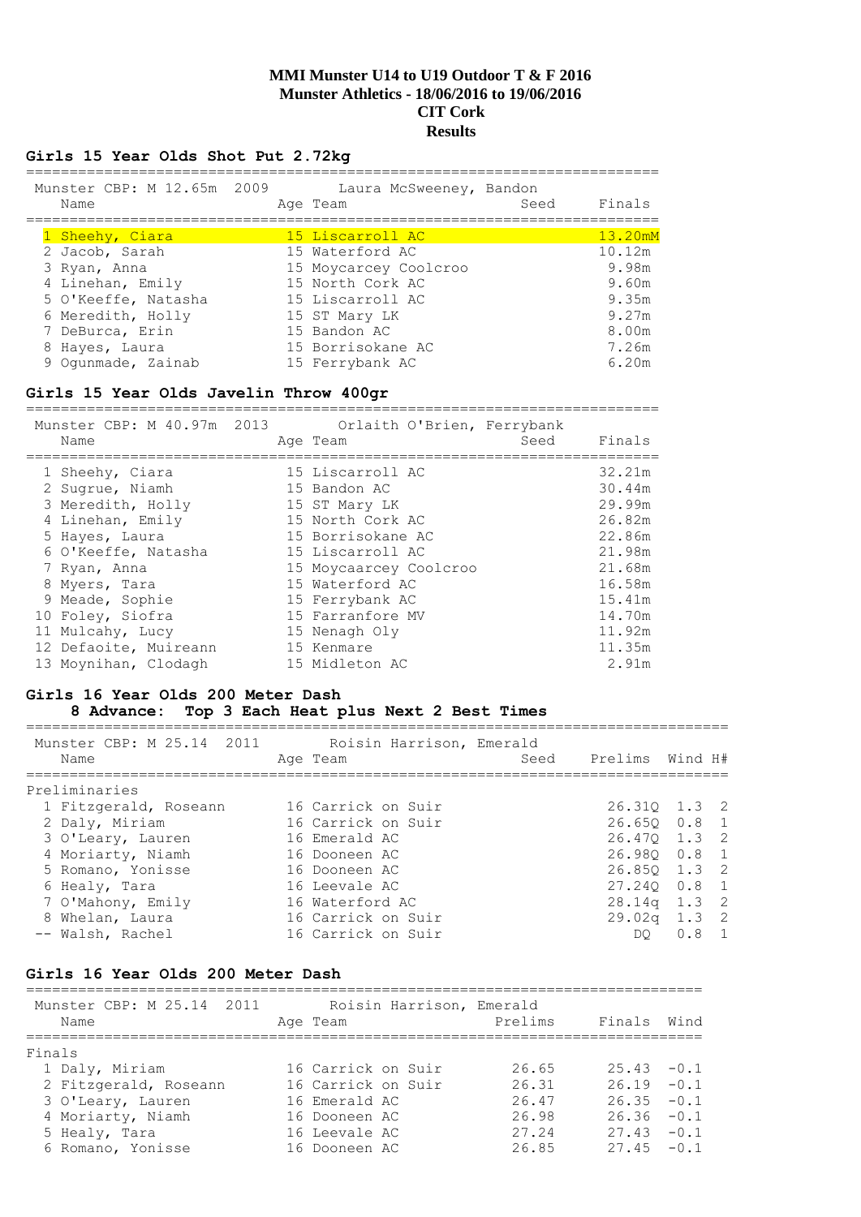# MMI Munster U14 to U19 Outdoor T & F 2016
## Munster Athletics - 18/06/2016 to 19/06/2016
## CIT Cork
## Results

### Girls 15 Year Olds Shot Put 2.72kg

Munster CBP: M 12.65m 2009 Laura McSweeney, Bandon

| | Name | Age | Team | Seed | Finals |
|---|---|---|---|---|---|
| 1 | Sheehy, Ciara | 15 | Liscarroll AC | | 13.20mM |
| 2 | Jacob, Sarah | 15 | Waterford AC | | 10.12m |
| 3 | Ryan, Anna | 15 | Moycarcey Coolcroo | | 9.98m |
| 4 | Linehan, Emily | 15 | North Cork AC | | 9.60m |
| 5 | O'Keeffe, Natasha | 15 | Liscarroll AC | | 9.35m |
| 6 | Meredith, Holly | 15 | ST Mary LK | | 9.27m |
| 7 | DeBurca, Erin | 15 | Bandon AC | | 8.00m |
| 8 | Hayes, Laura | 15 | Borrisokane AC | | 7.26m |
| 9 | Ogunmade, Zainab | 15 | Ferrybank AC | | 6.20m |

### Girls 15 Year Olds Javelin Throw 400gr

Munster CBP: M 40.97m 2013 Orlaith O'Brien, Ferrybank

| | Name | Age | Team | Seed | Finals |
|---|---|---|---|---|---|
| 1 | Sheehy, Ciara | 15 | Liscarroll AC | | 32.21m |
| 2 | Sugrue, Niamh | 15 | Bandon AC | | 30.44m |
| 3 | Meredith, Holly | 15 | ST Mary LK | | 29.99m |
| 4 | Linehan, Emily | 15 | North Cork AC | | 26.82m |
| 5 | Hayes, Laura | 15 | Borrisokane AC | | 22.86m |
| 6 | O'Keeffe, Natasha | 15 | Liscarroll AC | | 21.98m |
| 7 | Ryan, Anna | 15 | Moycaarcey Coolcroo | | 21.68m |
| 8 | Myers, Tara | 15 | Waterford AC | | 16.58m |
| 9 | Meade, Sophie | 15 | Ferrybank AC | | 15.41m |
| 10 | Foley, Siofra | 15 | Farranfore MV | | 14.70m |
| 11 | Mulcahy, Lucy | 15 | Nenagh Oly | | 11.92m |
| 12 | Defaoite, Muireann | 15 | Kenmare | | 11.35m |
| 13 | Moynihan, Clodagh | 15 | Midleton AC | | 2.91m |

### Girls 16 Year Olds 200 Meter Dash

8 Advance: Top 3 Each Heat plus Next 2 Best Times

Munster CBP: M 25.14 2011 Roisin Harrison, Emerald

Preliminaries

| | Name | Age | Team | Seed | Prelims | Wind | H# |
|---|---|---|---|---|---|---|---|
| 1 | Fitzgerald, Roseann | 16 | Carrick on Suir | | 26.31Q | 1.3 | 2 |
| 2 | Daly, Miriam | 16 | Carrick on Suir | | 26.65Q | 0.8 | 1 |
| 3 | O'Leary, Lauren | 16 | Emerald AC | | 26.47Q | 1.3 | 2 |
| 4 | Moriarty, Niamh | 16 | Dooneen AC | | 26.98Q | 0.8 | 1 |
| 5 | Romano, Yonisse | 16 | Dooneen AC | | 26.85Q | 1.3 | 2 |
| 6 | Healy, Tara | 16 | Leevale AC | | 27.24Q | 0.8 | 1 |
| 7 | O'Mahony, Emily | 16 | Waterford AC | | 28.14q | 1.3 | 2 |
| 8 | Whelan, Laura | 16 | Carrick on Suir | | 29.02q | 1.3 | 2 |
| -- | Walsh, Rachel | 16 | Carrick on Suir | | DQ | 0.8 | 1 |

### Girls 16 Year Olds 200 Meter Dash

Munster CBP: M 25.14 2011 Roisin Harrison, Emerald

Finals

| | Name | Age | Team | Prelims | Finals | Wind |
|---|---|---|---|---|---|---|
| 1 | Daly, Miriam | 16 | Carrick on Suir | 26.65 | 25.43 | -0.1 |
| 2 | Fitzgerald, Roseann | 16 | Carrick on Suir | 26.31 | 26.19 | -0.1 |
| 3 | O'Leary, Lauren | 16 | Emerald AC | 26.47 | 26.35 | -0.1 |
| 4 | Moriarty, Niamh | 16 | Dooneen AC | 26.98 | 26.36 | -0.1 |
| 5 | Healy, Tara | 16 | Leevale AC | 27.24 | 27.43 | -0.1 |
| 6 | Romano, Yonisse | 16 | Dooneen AC | 26.85 | 27.45 | -0.1 |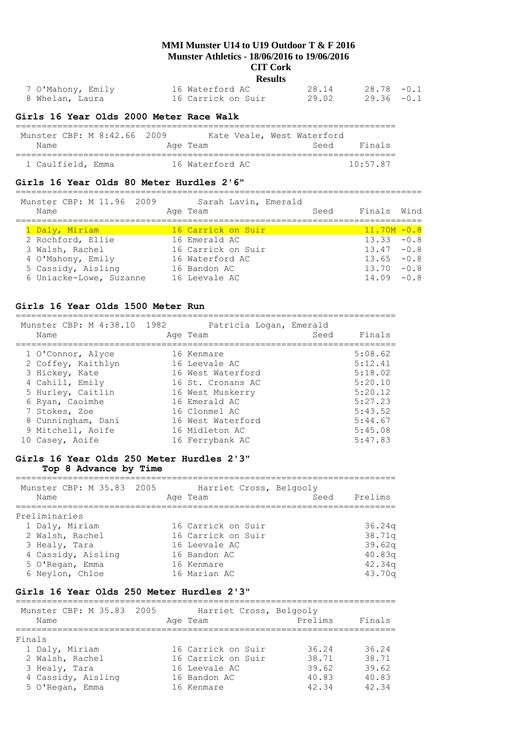# MMI Munster U14 to U19 Outdoor T & F 2016

## Munster Athletics - 18/06/2016 to 19/06/2016

## CIT Cork

## Results

| | Name | Age | Team | Seed | Finals | Wind |
|---|---|---|---|---|---|---|
| 7 | O'Mahony, Emily | 16 | Waterford AC | 28.14 | 28.78 | -0.1 |
| 8 | Whelan, Laura | 16 | Carrick on Suir | 29.02 | 29.36 | -0.1 |

### Girls 16 Year Olds 2000 Meter Race Walk

Munster CBP: M 8:42.66 2009 Kate Veale, West Waterford

| | Name | Age | Team | Seed | Finals |
|---|---|---|---|---|---|
| 1 | Caulfield, Emma | 16 | Waterford AC | | 10:57.87 |

### Girls 16 Year Olds 80 Meter Hurdles 2'6"

Munster CBP: M 11.96 2009 Sarah Lavin, Emerald

| | Name | Age | Team | Seed | Finals | Wind |
|---|---|---|---|---|---|---|
| 1 | Daly, Miriam | 16 | Carrick on Suir | | 11.70M | -0.8 |
| 2 | Rochford, Ellie | 16 | Emerald AC | | 13.33 | -0.8 |
| 3 | Walsh, Rachel | 16 | Carrick on Suir | | 13.47 | -0.8 |
| 4 | O'Mahony, Emily | 16 | Waterford AC | | 13.65 | -0.8 |
| 5 | Cassidy, Aisling | 16 | Bandon AC | | 13.70 | -0.8 |
| 6 | Uniacke-Lowe, Suzanne | 16 | Leevale AC | | 14.09 | -0.8 |

### Girls 16 Year Olds 1500 Meter Run

Munster CBP: M 4:38.10 1982 Patricia Logan, Emerald

| | Name | Age | Team | Seed | Finals |
|---|---|---|---|---|---|
| 1 | O'Connor, Alyce | 16 | Kenmare | | 5:08.62 |
| 2 | Coffey, Kaithlyn | 16 | Leevale AC | | 5:12.41 |
| 3 | Hickey, Kate | 16 | West Waterford | | 5:18.02 |
| 4 | Cahill, Emily | 16 | St. Cronans AC | | 5:20.10 |
| 5 | Hurley, Caitlin | 16 | West Muskerry | | 5:20.12 |
| 6 | Ryan, Caoimhe | 16 | Emerald AC | | 5:27.23 |
| 7 | Stokes, Zoe | 16 | Clonmel AC | | 5:43.52 |
| 8 | Cunningham, Dani | 16 | West Waterford | | 5:44.67 |
| 9 | Mitchell, Aoife | 16 | Midleton AC | | 5:45.08 |
| 10 | Casey, Aoife | 16 | Ferrybank AC | | 5:47.83 |

### Girls 16 Year Olds 250 Meter Hurdles 2'3"

**Top 8 Advance by Time**

Munster CBP: M 35.83 2005 Harriet Cross, Belgooly

Preliminaries

| | Name | Age | Team | Seed | Prelims |
|---|---|---|---|---|---|
| 1 | Daly, Miriam | 16 | Carrick on Suir | | 36.24q |
| 2 | Walsh, Rachel | 16 | Carrick on Suir | | 38.71q |
| 3 | Healy, Tara | 16 | Leevale AC | | 39.62q |
| 4 | Cassidy, Aisling | 16 | Bandon AC | | 40.83q |
| 5 | O'Regan, Emma | 16 | Kenmare | | 42.34q |
| 6 | Neylon, Chloe | 16 | Marian AC | | 43.70q |

### Girls 16 Year Olds 250 Meter Hurdles 2'3"

Munster CBP: M 35.83 2005 Harriet Cross, Belgooly

Finals

| | Name | Age | Team | Prelims | Finals |
|---|---|---|---|---|---|
| 1 | Daly, Miriam | 16 | Carrick on Suir | 36.24 | 36.24 |
| 2 | Walsh, Rachel | 16 | Carrick on Suir | 38.71 | 38.71 |
| 3 | Healy, Tara | 16 | Leevale AC | 39.62 | 39.62 |
| 4 | Cassidy, Aisling | 16 | Bandon AC | 40.83 | 40.83 |
| 5 | O'Regan, Emma | 16 | Kenmare | 42.34 | 42.34 |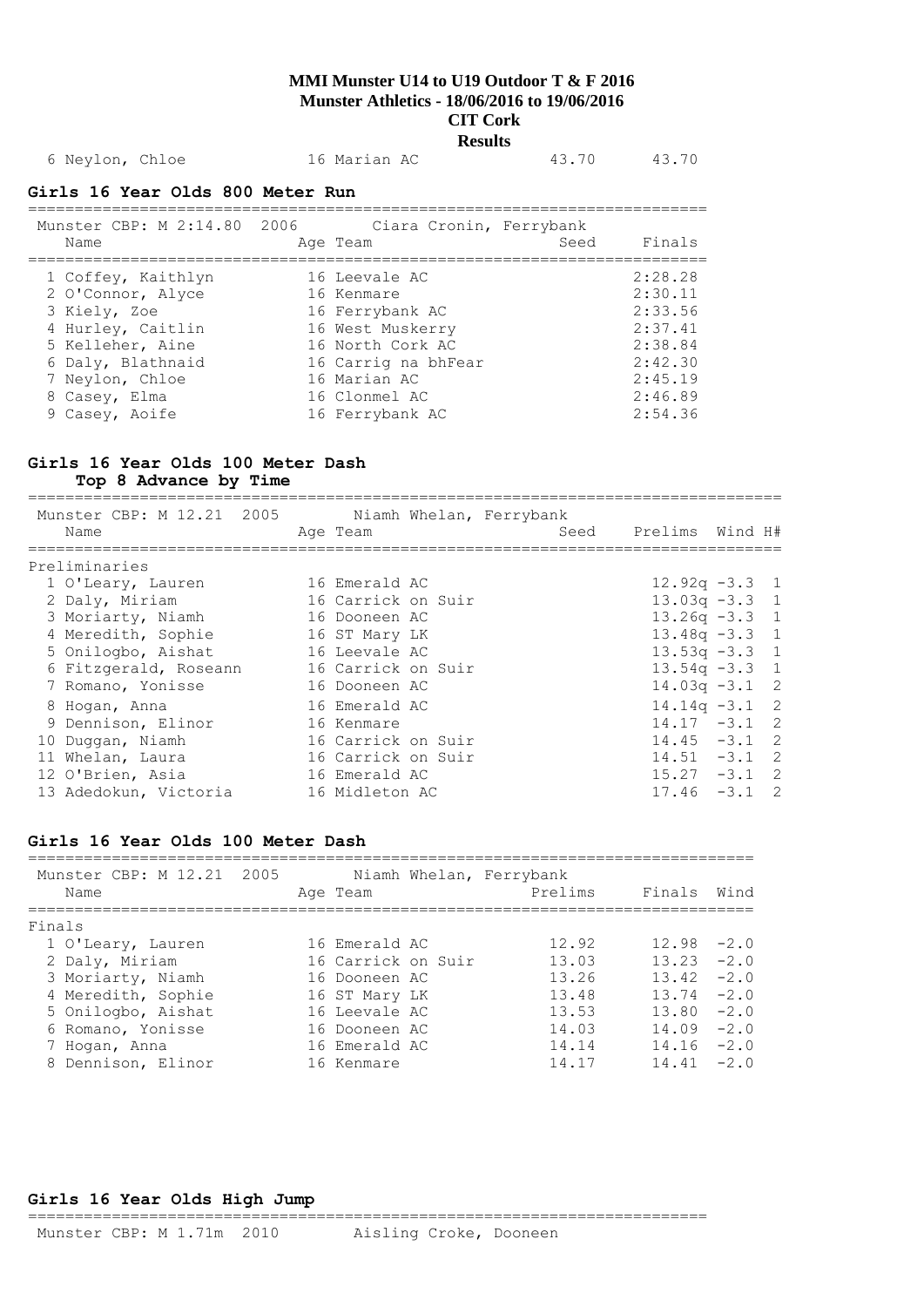6 Neylon, Chloe 16 Marian AC 43.70 43.70

## Girls 16 Year Olds 800 Meter Run

Munster CBP: M 2:14.80 2006 Ciara Cronin, Ferrybank

| Name | Age | Team | Seed | Finals |
|---|---|---|---|---|
| 1 Coffey, Kaithlyn | 16 | Leevale AC | | 2:28.28 |
| 2 O'Connor, Alyce | 16 | Kenmare | | 2:30.11 |
| 3 Kiely, Zoe | 16 | Ferrybank AC | | 2:33.56 |
| 4 Hurley, Caitlin | 16 | West Muskerry | | 2:37.41 |
| 5 Kelleher, Aine | 16 | North Cork AC | | 2:38.84 |
| 6 Daly, Blathnaid | 16 | Carrig na bhFear | | 2:42.30 |
| 7 Neylon, Chloe | 16 | Marian AC | | 2:45.19 |
| 8 Casey, Elma | 16 | Clonmel AC | | 2:46.89 |
| 9 Casey, Aoife | 16 | Ferrybank AC | | 2:54.36 |

## Girls 16 Year Olds 100 Meter Dash
### Top 8 Advance by Time

Munster CBP: M 12.21 2005 Niamh Whelan, Ferrybank

Preliminaries

| Name | Age | Team | Seed | Prelims | Wind | H# |
|---|---|---|---|---|---|---|
| 1 O'Leary, Lauren | 16 | Emerald AC | | 12.92q | -3.3 | 1 |
| 2 Daly, Miriam | 16 | Carrick on Suir | | 13.03q | -3.3 | 1 |
| 3 Moriarty, Niamh | 16 | Dooneen AC | | 13.26q | -3.3 | 1 |
| 4 Meredith, Sophie | 16 | ST Mary LK | | 13.48q | -3.3 | 1 |
| 5 Onilogbo, Aishat | 16 | Leevale AC | | 13.53q | -3.3 | 1 |
| 6 Fitzgerald, Roseann | 16 | Carrick on Suir | | 13.54q | -3.3 | 1 |
| 7 Romano, Yonisse | 16 | Dooneen AC | | 14.03q | -3.1 | 2 |
| 8 Hogan, Anna | 16 | Emerald AC | | 14.14q | -3.1 | 2 |
| 9 Dennison, Elinor | 16 | Kenmare | | 14.17 | -3.1 | 2 |
| 10 Duggan, Niamh | 16 | Carrick on Suir | | 14.45 | -3.1 | 2 |
| 11 Whelan, Laura | 16 | Carrick on Suir | | 14.51 | -3.1 | 2 |
| 12 O'Brien, Asia | 16 | Emerald AC | | 15.27 | -3.1 | 2 |
| 13 Adedokun, Victoria | 16 | Midleton AC | | 17.46 | -3.1 | 2 |

## Girls 16 Year Olds 100 Meter Dash

Munster CBP: M 12.21 2005 Niamh Whelan, Ferrybank

Finals

| Name | Age | Team | Prelims | Finals | Wind |
|---|---|---|---|---|---|
| 1 O'Leary, Lauren | 16 | Emerald AC | 12.92 | 12.98 | -2.0 |
| 2 Daly, Miriam | 16 | Carrick on Suir | 13.03 | 13.23 | -2.0 |
| 3 Moriarty, Niamh | 16 | Dooneen AC | 13.26 | 13.42 | -2.0 |
| 4 Meredith, Sophie | 16 | ST Mary LK | 13.48 | 13.74 | -2.0 |
| 5 Onilogbo, Aishat | 16 | Leevale AC | 13.53 | 13.80 | -2.0 |
| 6 Romano, Yonisse | 16 | Dooneen AC | 14.03 | 14.09 | -2.0 |
| 7 Hogan, Anna | 16 | Emerald AC | 14.14 | 14.16 | -2.0 |
| 8 Dennison, Elinor | 16 | Kenmare | 14.17 | 14.41 | -2.0 |

## Girls 16 Year Olds High Jump

Munster CBP: M 1.71m 2010 Aisling Croke, Dooneen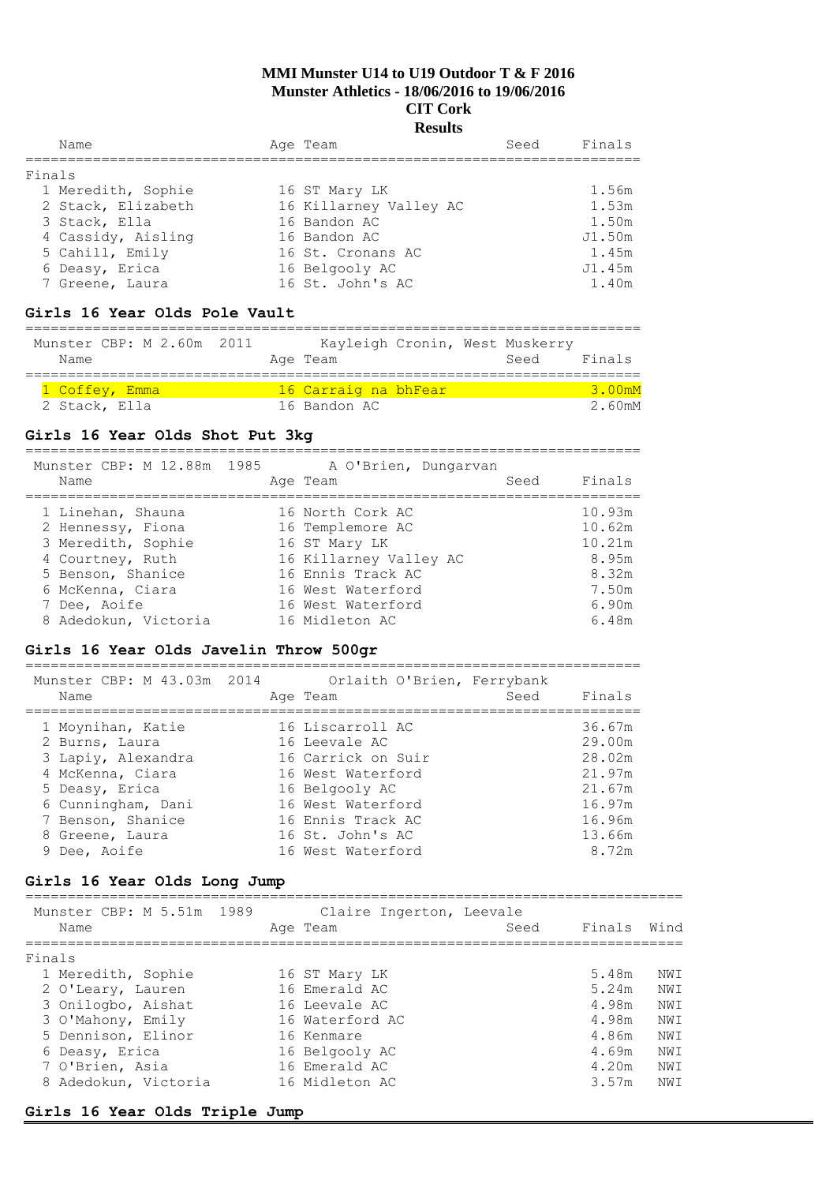# MMI Munster U14 to U19 Outdoor T & F 2016

## Munster Athletics - 18/06/2016 to 19/06/2016

## CIT Cork

## Results

| Name | Age | Team | Seed | Finals |
|---|---|---|---|---|
| **Finals** | | | | |
| 1 Meredith, Sophie | 16 | ST Mary LK | | 1.56m |
| 2 Stack, Elizabeth | 16 | Killarney Valley AC | | 1.53m |
| 3 Stack, Ella | 16 | Bandon AC | | 1.50m |
| 4 Cassidy, Aisling | 16 | Bandon AC | | J1.50m |
| 5 Cahill, Emily | 16 | St. Cronans AC | | 1.45m |
| 6 Deasy, Erica | 16 | Belgooly AC | | J1.45m |
| 7 Greene, Laura | 16 | St. John's AC | | 1.40m |

### Girls 16 Year Olds Pole Vault

Munster CBP: M 2.60m 2011 Kayleigh Cronin, West Muskerry

| Name | Age | Team | Seed | Finals |
|---|---|---|---|---|
| 1 Coffey, Emma | 16 | Carraig na bhFear | | 3.00mM |
| 2 Stack, Ella | 16 | Bandon AC | | 2.60mM |

### Girls 16 Year Olds Shot Put 3kg

Munster CBP: M 12.88m 1985 A O'Brien, Dungarvan

| Name | Age | Team | Seed | Finals |
|---|---|---|---|---|
| 1 Linehan, Shauna | 16 | North Cork AC | | 10.93m |
| 2 Hennessy, Fiona | 16 | Templemore AC | | 10.62m |
| 3 Meredith, Sophie | 16 | ST Mary LK | | 10.21m |
| 4 Courtney, Ruth | 16 | Killarney Valley AC | | 8.95m |
| 5 Benson, Shanice | 16 | Ennis Track AC | | 8.32m |
| 6 McKenna, Ciara | 16 | West Waterford | | 7.50m |
| 7 Dee, Aoife | 16 | West Waterford | | 6.90m |
| 8 Adedokun, Victoria | 16 | Midleton AC | | 6.48m |

### Girls 16 Year Olds Javelin Throw 500gr

Munster CBP: M 43.03m 2014 Orlaith O'Brien, Ferrybank

| Name | Age | Team | Seed | Finals |
|---|---|---|---|---|
| 1 Moynihan, Katie | 16 | Liscarroll AC | | 36.67m |
| 2 Burns, Laura | 16 | Leevale AC | | 29.00m |
| 3 Lapiy, Alexandra | 16 | Carrick on Suir | | 28.02m |
| 4 McKenna, Ciara | 16 | West Waterford | | 21.97m |
| 5 Deasy, Erica | 16 | Belgooly AC | | 21.67m |
| 6 Cunningham, Dani | 16 | West Waterford | | 16.97m |
| 7 Benson, Shanice | 16 | Ennis Track AC | | 16.96m |
| 8 Greene, Laura | 16 | St. John's AC | | 13.66m |
| 9 Dee, Aoife | 16 | West Waterford | | 8.72m |

### Girls 16 Year Olds Long Jump

Munster CBP: M 5.51m 1989 Claire Ingerton, Leevale

| Name | Age | Team | Seed | Finals | Wind |
|---|---|---|---|---|---|
| **Finals** | | | | | |
| 1 Meredith, Sophie | 16 | ST Mary LK | | 5.48m | NWI |
| 2 O'Leary, Lauren | 16 | Emerald AC | | 5.24m | NWI |
| 3 Onilogbo, Aishat | 16 | Leevale AC | | 4.98m | NWI |
| 3 O'Mahony, Emily | 16 | Waterford AC | | 4.98m | NWI |
| 5 Dennison, Elinor | 16 | Kenmare | | 4.86m | NWI |
| 6 Deasy, Erica | 16 | Belgooly AC | | 4.69m | NWI |
| 7 O'Brien, Asia | 16 | Emerald AC | | 4.20m | NWI |
| 8 Adedokun, Victoria | 16 | Midleton AC | | 3.57m | NWI |

### Girls 16 Year Olds Triple Jump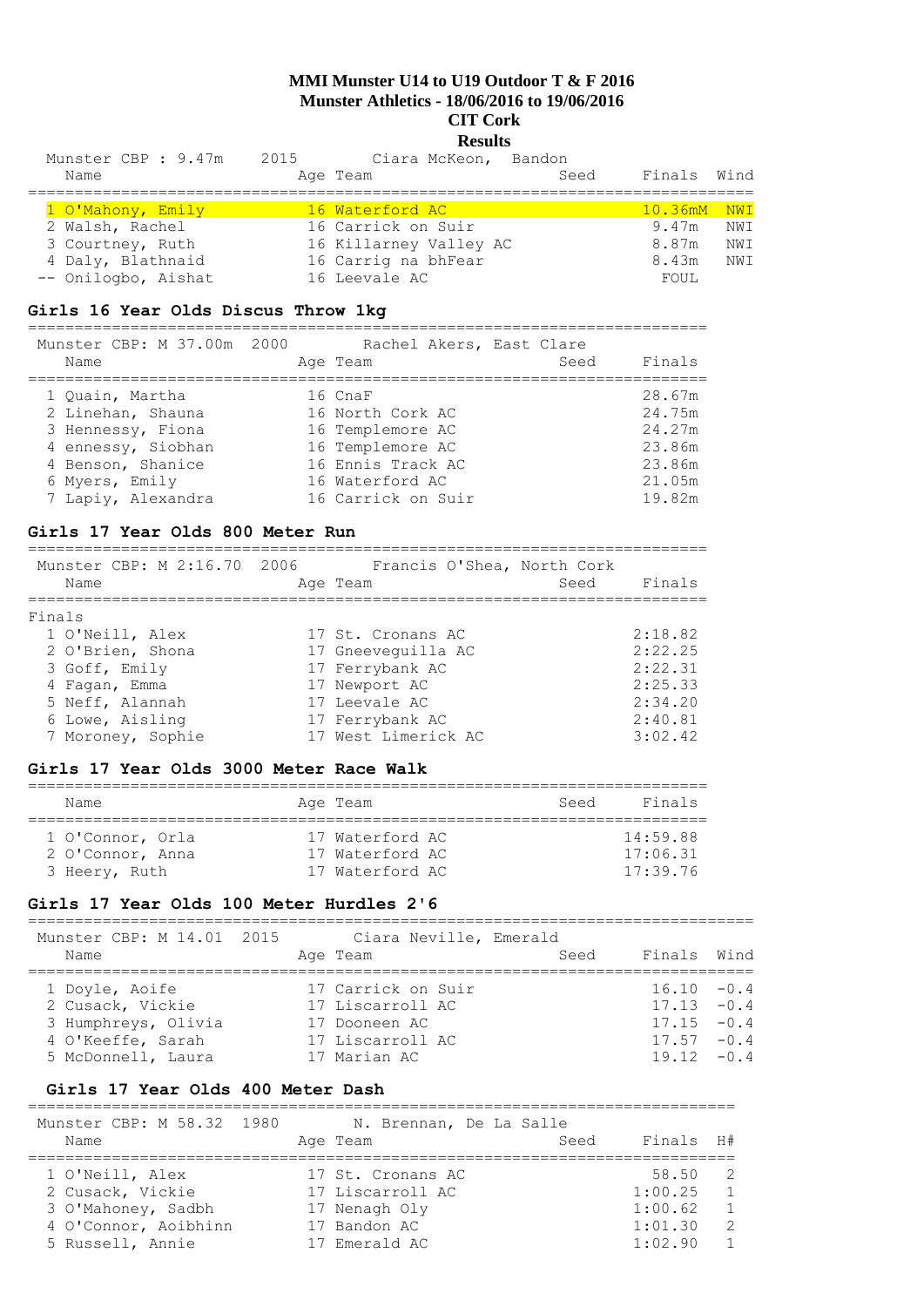# MMI Munster U14 to U19 Outdoor T & F 2016

## Munster Athletics - 18/06/2016 to 19/06/2016

## CIT Cork

## Results

Munster CBP : 9.47m 2015 Ciara McKeon, Bandon

| Name | Age | Team | Seed | Finals | Wind |
|---|---|---|---|---|---|
| 1 O'Mahony, Emily | 16 | Waterford AC | | 10.36mM | NWI |
| 2 Walsh, Rachel | 16 | Carrick on Suir | | 9.47m | NWI |
| 3 Courtney, Ruth | 16 | Killarney Valley AC | | 8.87m | NWI |
| 4 Daly, Blathnaid | 16 | Carrig na bhFear | | 8.43m | NWI |
| -- Onilogbo, Aishat | 16 | Leevale AC | | FOUL | |

### Girls 16 Year Olds Discus Throw 1kg

Munster CBP: M 37.00m 2000 Rachel Akers, East Clare

| Name | Age | Team | Seed | Finals |
|---|---|---|---|---|
| 1 Quain, Martha | 16 | CnaF | | 28.67m |
| 2 Linehan, Shauna | 16 | North Cork AC | | 24.75m |
| 3 Hennessy, Fiona | 16 | Templemore AC | | 24.27m |
| 4 ennessy, Siobhan | 16 | Templemore AC | | 23.86m |
| 4 Benson, Shanice | 16 | Ennis Track AC | | 23.86m |
| 6 Myers, Emily | 16 | Waterford AC | | 21.05m |
| 7 Lapiy, Alexandra | 16 | Carrick on Suir | | 19.82m |

### Girls 17 Year Olds 800 Meter Run

Munster CBP: M 2:16.70 2006 Francis O'Shea, North Cork

| Name | Age | Team | Seed | Finals |
|---|---|---|---|---|
| **Finals** | | | | |
| 1 O'Neill, Alex | 17 | St. Cronans AC | | 2:18.82 |
| 2 O'Brien, Shona | 17 | Gneeveguilla AC | | 2:22.25 |
| 3 Goff, Emily | 17 | Ferrybank AC | | 2:22.31 |
| 4 Fagan, Emma | 17 | Newport AC | | 2:25.33 |
| 5 Neff, Alannah | 17 | Leevale AC | | 2:34.20 |
| 6 Lowe, Aisling | 17 | Ferrybank AC | | 2:40.81 |
| 7 Moroney, Sophie | 17 | West Limerick AC | | 3:02.42 |

### Girls 17 Year Olds 3000 Meter Race Walk

| Name | Age | Team | Seed | Finals |
|---|---|---|---|---|
| 1 O'Connor, Orla | 17 | Waterford AC | | 14:59.88 |
| 2 O'Connor, Anna | 17 | Waterford AC | | 17:06.31 |
| 3 Heery, Ruth | 17 | Waterford AC | | 17:39.76 |

### Girls 17 Year Olds 100 Meter Hurdles 2'6

Munster CBP: M 14.01 2015 Ciara Neville, Emerald

| Name | Age | Team | Seed | Finals | Wind |
|---|---|---|---|---|---|
| 1 Doyle, Aoife | 17 | Carrick on Suir | | 16.10 | -0.4 |
| 2 Cusack, Vickie | 17 | Liscarroll AC | | 17.13 | -0.4 |
| 3 Humphreys, Olivia | 17 | Dooneen AC | | 17.15 | -0.4 |
| 4 O'Keeffe, Sarah | 17 | Liscarroll AC | | 17.57 | -0.4 |
| 5 McDonnell, Laura | 17 | Marian AC | | 19.12 | -0.4 |

### Girls 17 Year Olds 400 Meter Dash

Munster CBP: M 58.32 1980 N. Brennan, De La Salle

| Name | Age | Team | Seed | Finals | H# |
|---|---|---|---|---|---|
| 1 O'Neill, Alex | 17 | St. Cronans AC | | 58.50 | 2 |
| 2 Cusack, Vickie | 17 | Liscarroll AC | | 1:00.25 | 1 |
| 3 O'Mahoney, Sadbh | 17 | Nenagh Oly | | 1:00.62 | 1 |
| 4 O'Connor, Aoibhinn | 17 | Bandon AC | | 1:01.30 | 2 |
| 5 Russell, Annie | 17 | Emerald AC | | 1:02.90 | 1 |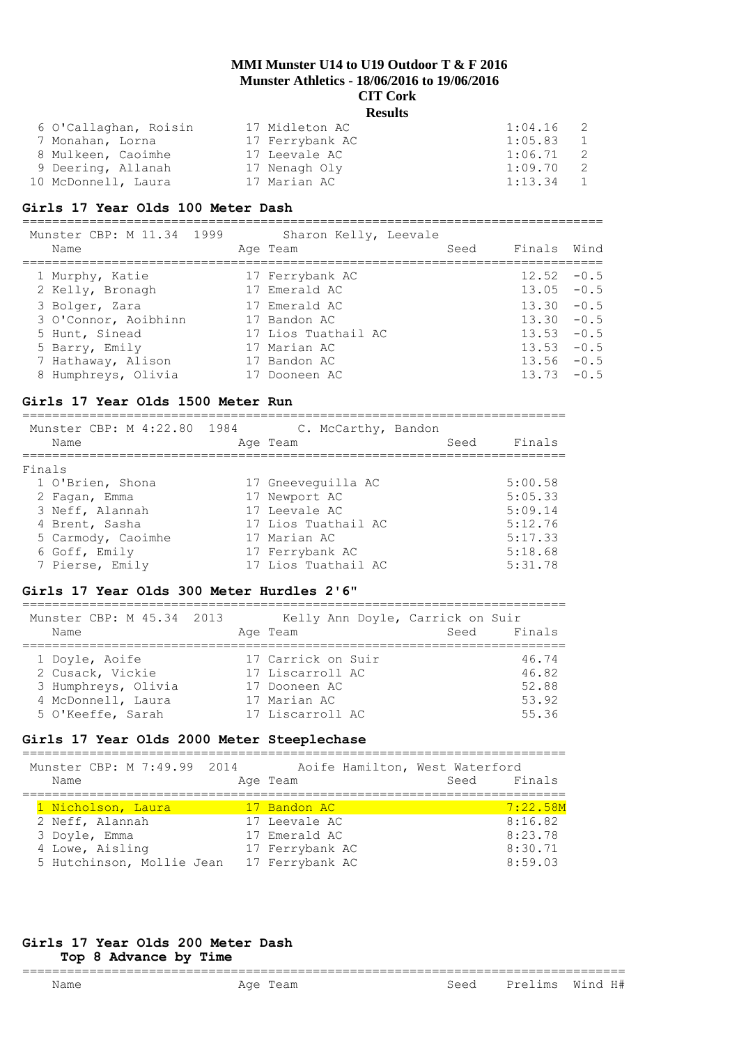# MMI Munster U14 to U19 Outdoor T & F 2016

**Munster Athletics - 18/06/2016 to 19/06/2016**

**CIT Cork**

**Results**

| Name | Age | Team | Finals | H# |
|---|---|---|---|---|
| 6 O'Callaghan, Roisin | 17 | Midleton AC | 1:04.16 | 2 |
| 7 Monahan, Lorna | 17 | Ferrybank AC | 1:05.83 | 1 |
| 8 Mulkeen, Caoimhe | 17 | Leevale AC | 1:06.71 | 2 |
| 9 Deering, Allanah | 17 | Nenagh Oly | 1:09.70 | 2 |
| 10 McDonnell, Laura | 17 | Marian AC | 1:13.34 | 1 |

## Girls 17 Year Olds 100 Meter Dash

Munster CBP: M 11.34 1999 Sharon Kelly, Leevale

| Name | Age | Team | Seed | Finals | Wind |
|---|---|---|---|---|---|
| 1 Murphy, Katie | 17 | Ferrybank AC | | 12.52 | -0.5 |
| 2 Kelly, Bronagh | 17 | Emerald AC | | 13.05 | -0.5 |
| 3 Bolger, Zara | 17 | Emerald AC | | 13.30 | -0.5 |
| 3 O'Connor, Aoibhinn | 17 | Bandon AC | | 13.30 | -0.5 |
| 5 Hunt, Sinead | 17 | Lios Tuathail AC | | 13.53 | -0.5 |
| 5 Barry, Emily | 17 | Marian AC | | 13.53 | -0.5 |
| 7 Hathaway, Alison | 17 | Bandon AC | | 13.56 | -0.5 |
| 8 Humphreys, Olivia | 17 | Dooneen AC | | 13.73 | -0.5 |

## Girls 17 Year Olds 1500 Meter Run

Munster CBP: M 4:22.80 1984 C. McCarthy, Bandon

| Name | Age | Team | Seed | Finals |
|---|---|---|---|---|
| **Finals** | | | | |
| 1 O'Brien, Shona | 17 | Gneeveguilla AC | | 5:00.58 |
| 2 Fagan, Emma | 17 | Newport AC | | 5:05.33 |
| 3 Neff, Alannah | 17 | Leevale AC | | 5:09.14 |
| 4 Brent, Sasha | 17 | Lios Tuathail AC | | 5:12.76 |
| 5 Carmody, Caoimhe | 17 | Marian AC | | 5:17.33 |
| 6 Goff, Emily | 17 | Ferrybank AC | | 5:18.68 |
| 7 Pierse, Emily | 17 | Lios Tuathail AC | | 5:31.78 |

## Girls 17 Year Olds 300 Meter Hurdles 2'6"

Munster CBP: M 45.34 2013 Kelly Ann Doyle, Carrick on Suir

| Name | Age | Team | Seed | Finals |
|---|---|---|---|---|
| 1 Doyle, Aoife | 17 | Carrick on Suir | | 46.74 |
| 2 Cusack, Vickie | 17 | Liscarroll AC | | 46.82 |
| 3 Humphreys, Olivia | 17 | Dooneen AC | | 52.88 |
| 4 McDonnell, Laura | 17 | Marian AC | | 53.92 |
| 5 O'Keeffe, Sarah | 17 | Liscarroll AC | | 55.36 |

## Girls 17 Year Olds 2000 Meter Steeplechase

Munster CBP: M 7:49.99 2014 Aoife Hamilton, West Waterford

| Name | Age | Team | Seed | Finals |
|---|---|---|---|---|
| 1 Nicholson, Laura | 17 | Bandon AC | | 7:22.58M |
| 2 Neff, Alannah | 17 | Leevale AC | | 8:16.82 |
| 3 Doyle, Emma | 17 | Emerald AC | | 8:23.78 |
| 4 Lowe, Aisling | 17 | Ferrybank AC | | 8:30.71 |
| 5 Hutchinson, Mollie Jean | 17 | Ferrybank AC | | 8:59.03 |

## Girls 17 Year Olds 200 Meter Dash

**Top 8 Advance by Time**

| Name | Age | Team | Seed | Prelims | Wind | H# |
|---|---|---|---|---|---|---|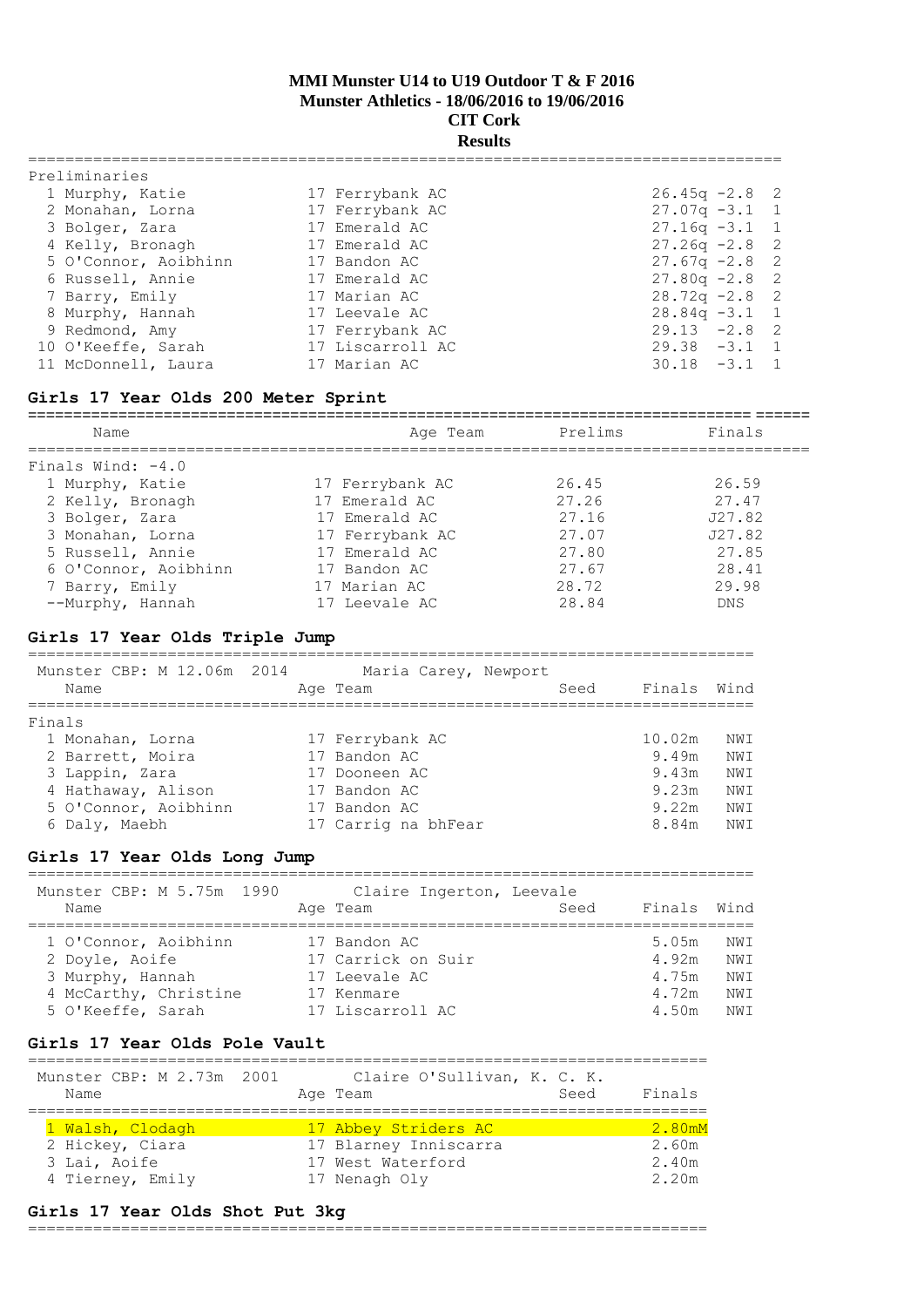# MMI Munster U14 to U19 Outdoor T & F 2016

**Munster Athletics - 18/06/2016 to 19/06/2016**

**CIT Cork**

**Results**

Preliminaries

| Place | Name | Age | Team | Prelims | Wind | Heat |
|---|---|---|---|---|---|---|
| 1 | Murphy, Katie | 17 | Ferrybank AC | 26.45q | -2.8 | 2 |
| 2 | Monahan, Lorna | 17 | Ferrybank AC | 27.07q | -3.1 | 1 |
| 3 | Bolger, Zara | 17 | Emerald AC | 27.16q | -3.1 | 1 |
| 4 | Kelly, Bronagh | 17 | Emerald AC | 27.26q | -2.8 | 2 |
| 5 | O'Connor, Aoibhinn | 17 | Bandon AC | 27.67q | -2.8 | 2 |
| 6 | Russell, Annie | 17 | Emerald AC | 27.80q | -2.8 | 2 |
| 7 | Barry, Emily | 17 | Marian AC | 28.72q | -2.8 | 2 |
| 8 | Murphy, Hannah | 17 | Leevale AC | 28.84q | -3.1 | 1 |
| 9 | Redmond, Amy | 17 | Ferrybank AC | 29.13 | -2.8 | 2 |
| 10 | O'Keeffe, Sarah | 17 | Liscarroll AC | 29.38 | -3.1 | 1 |
| 11 | McDonnell, Laura | 17 | Marian AC | 30.18 | -3.1 | 1 |

## Girls 17 Year Olds 200 Meter Sprint

Finals Wind: -4.0

| Place | Name | Age | Team | Prelims | Finals |
|---|---|---|---|---|---|
| 1 | Murphy, Katie | 17 | Ferrybank AC | 26.45 | 26.59 |
| 2 | Kelly, Bronagh | 17 | Emerald AC | 27.26 | 27.47 |
| 3 | Bolger, Zara | 17 | Emerald AC | 27.16 | J27.82 |
| 3 | Monahan, Lorna | 17 | Ferrybank AC | 27.07 | J27.82 |
| 5 | Russell, Annie | 17 | Emerald AC | 27.80 | 27.85 |
| 6 | O'Connor, Aoibhinn | 17 | Bandon AC | 27.67 | 28.41 |
| 7 | Barry, Emily | 17 | Marian AC | 28.72 | 29.98 |
| -- | Murphy, Hannah | 17 | Leevale AC | 28.84 | DNS |

## Girls 17 Year Olds Triple Jump

Munster CBP: M 12.06m 2014 Maria Carey, Newport

Finals

| Place | Name | Age | Team | Seed | Finals | Wind |
|---|---|---|---|---|---|---|
| 1 | Monahan, Lorna | 17 | Ferrybank AC | | 10.02m | NWI |
| 2 | Barrett, Moira | 17 | Bandon AC | | 9.49m | NWI |
| 3 | Lappin, Zara | 17 | Dooneen AC | | 9.43m | NWI |
| 4 | Hathaway, Alison | 17 | Bandon AC | | 9.23m | NWI |
| 5 | O'Connor, Aoibhinn | 17 | Bandon AC | | 9.22m | NWI |
| 6 | Daly, Maebh | 17 | Carrig na bhFear | | 8.84m | NWI |

## Girls 17 Year Olds Long Jump

Munster CBP: M 5.75m 1990 Claire Ingerton, Leevale

| Place | Name | Age | Team | Seed | Finals | Wind |
|---|---|---|---|---|---|---|
| 1 | O'Connor, Aoibhinn | 17 | Bandon AC | | 5.05m | NWI |
| 2 | Doyle, Aoife | 17 | Carrick on Suir | | 4.92m | NWI |
| 3 | Murphy, Hannah | 17 | Leevale AC | | 4.75m | NWI |
| 4 | McCarthy, Christine | 17 | Kenmare | | 4.72m | NWI |
| 5 | O'Keeffe, Sarah | 17 | Liscarroll AC | | 4.50m | NWI |

## Girls 17 Year Olds Pole Vault

Munster CBP: M 2.73m 2001 Claire O'Sullivan, K. C. K.

| Place | Name | Age | Team | Seed | Finals |
|---|---|---|---|---|---|
| 1 | Walsh, Clodagh | 17 | Abbey Striders AC | | 2.80mM |
| 2 | Hickey, Ciara | 17 | Blarney Inniscarra | | 2.60m |
| 3 | Lai, Aoife | 17 | West Waterford | | 2.40m |
| 4 | Tierney, Emily | 17 | Nenagh Oly | | 2.20m |

## Girls 17 Year Olds Shot Put 3kg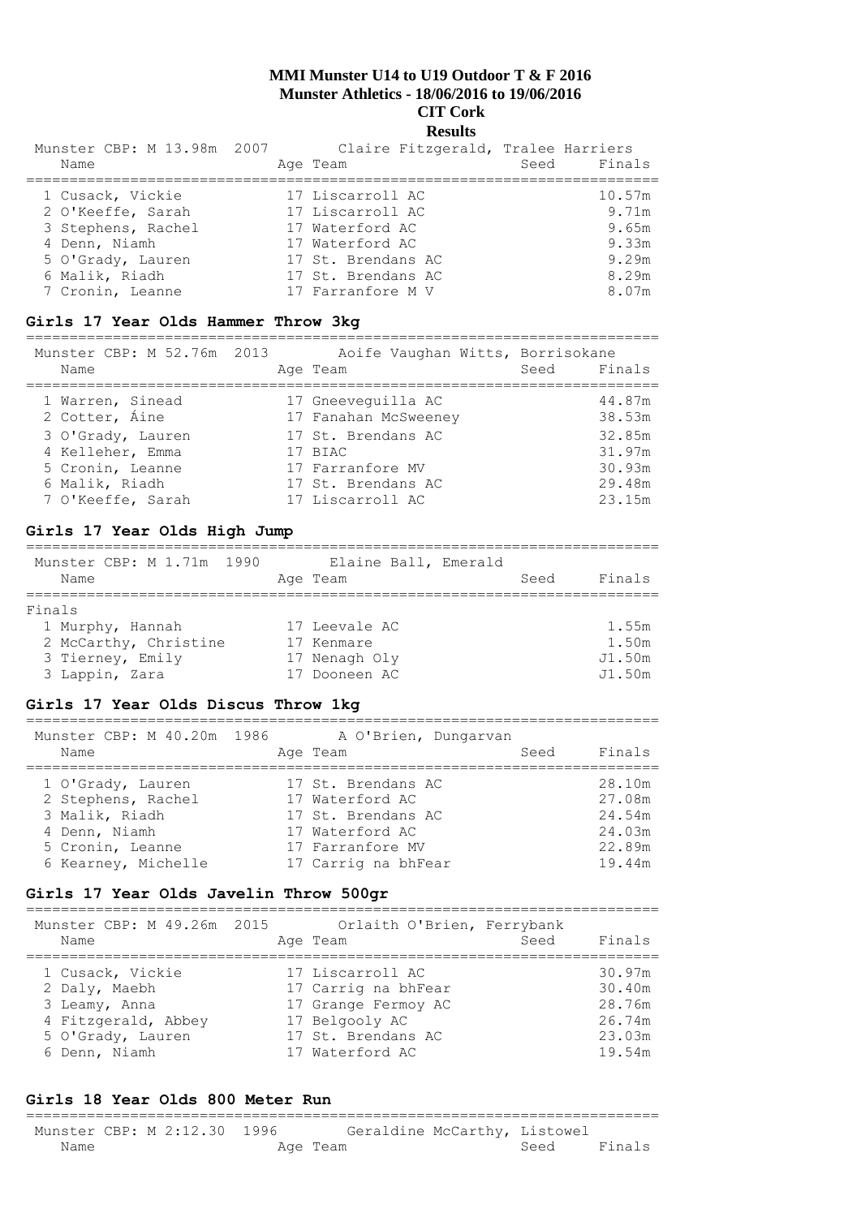**MMI Munster U14 to U19 Outdoor T & F 2016**
**Munster Athletics - 18/06/2016 to 19/06/2016**
**CIT Cork**
**Results**

Munster CBP: M 13.98m 2007 Claire Fitzgerald, Tralee Harriers

| Name | Age | Team | Seed | Finals |
|---|---|---|---|---|
| 1 Cusack, Vickie | 17 | Liscarroll AC | | 10.57m |
| 2 O'Keeffe, Sarah | 17 | Liscarroll AC | | 9.71m |
| 3 Stephens, Rachel | 17 | Waterford AC | | 9.65m |
| 4 Denn, Niamh | 17 | Waterford AC | | 9.33m |
| 5 O'Grady, Lauren | 17 | St. Brendans AC | | 9.29m |
| 6 Malik, Riadh | 17 | St. Brendans AC | | 8.29m |
| 7 Cronin, Leanne | 17 | Farranfore M V | | 8.07m |

## Girls 17 Year Olds Hammer Throw 3kg

Munster CBP: M 52.76m 2013 Aoife Vaughan Witts, Borrisokane

| Name | Age | Team | Seed | Finals |
|---|---|---|---|---|
| 1 Warren, Sinead | 17 | Gneeveguilla AC | | 44.87m |
| 2 Cotter, Áine | 17 | Fanahan McSweeney | | 38.53m |
| 3 O'Grady, Lauren | 17 | St. Brendans AC | | 32.85m |
| 4 Kelleher, Emma | 17 | BIAC | | 31.97m |
| 5 Cronin, Leanne | 17 | Farranfore MV | | 30.93m |
| 6 Malik, Riadh | 17 | St. Brendans AC | | 29.48m |
| 7 O'Keeffe, Sarah | 17 | Liscarroll AC | | 23.15m |

## Girls 17 Year Olds High Jump

Munster CBP: M 1.71m 1990 Elaine Ball, Emerald

| Name | Age | Team | Seed | Finals |
|---|---|---|---|---|
| **Finals** | | | | |
| 1 Murphy, Hannah | 17 | Leevale AC | | 1.55m |
| 2 McCarthy, Christine | 17 | Kenmare | | 1.50m |
| 3 Tierney, Emily | 17 | Nenagh Oly | | J1.50m |
| 3 Lappin, Zara | 17 | Dooneen AC | | J1.50m |

## Girls 17 Year Olds Discus Throw 1kg

Munster CBP: M 40.20m 1986 A O'Brien, Dungarvan

| Name | Age | Team | Seed | Finals |
|---|---|---|---|---|
| 1 O'Grady, Lauren | 17 | St. Brendans AC | | 28.10m |
| 2 Stephens, Rachel | 17 | Waterford AC | | 27.08m |
| 3 Malik, Riadh | 17 | St. Brendans AC | | 24.54m |
| 4 Denn, Niamh | 17 | Waterford AC | | 24.03m |
| 5 Cronin, Leanne | 17 | Farranfore MV | | 22.89m |
| 6 Kearney, Michelle | 17 | Carrig na bhFear | | 19.44m |

## Girls 17 Year Olds Javelin Throw 500gr

Munster CBP: M 49.26m 2015 Orlaith O'Brien, Ferrybank

| Name | Age | Team | Seed | Finals |
|---|---|---|---|---|
| 1 Cusack, Vickie | 17 | Liscarroll AC | | 30.97m |
| 2 Daly, Maebh | 17 | Carrig na bhFear | | 30.40m |
| 3 Leamy, Anna | 17 | Grange Fermoy AC | | 28.76m |
| 4 Fitzgerald, Abbey | 17 | Belgooly AC | | 26.74m |
| 5 O'Grady, Lauren | 17 | St. Brendans AC | | 23.03m |
| 6 Denn, Niamh | 17 | Waterford AC | | 19.54m |

## Girls 18 Year Olds 800 Meter Run

Munster CBP: M 2:12.30 1996 Geraldine McCarthy, Listowel

| Name | Age | Team | Seed | Finals |
|---|---|---|---|---|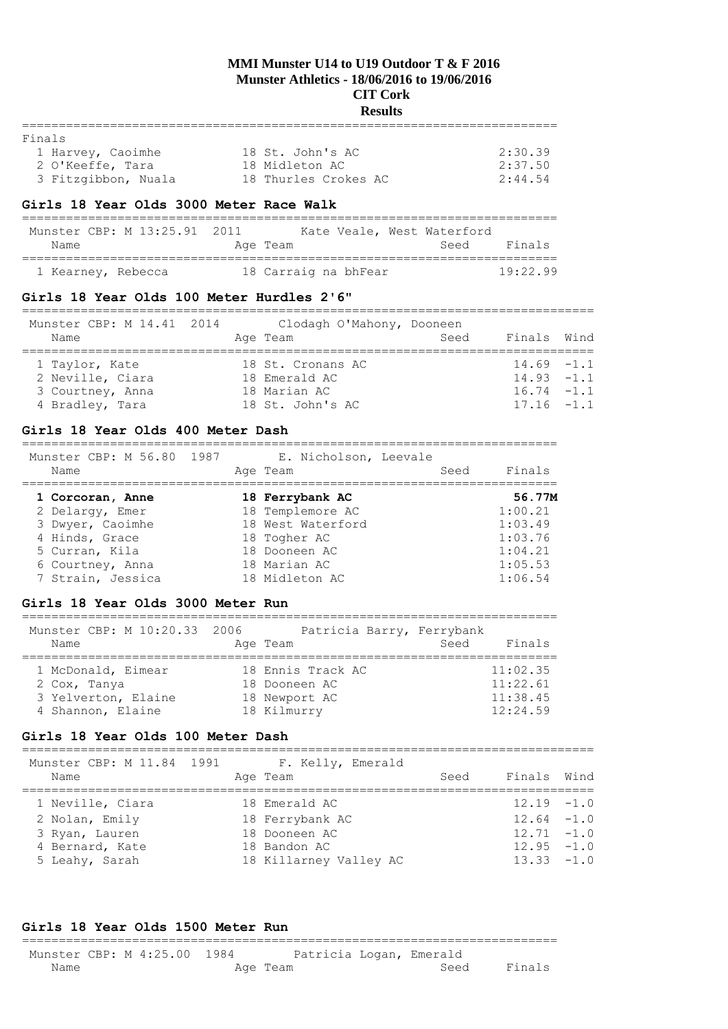**MMI Munster U14 to U19 Outdoor T & F 2016**
**Munster Athletics - 18/06/2016 to 19/06/2016**
**CIT Cork**
**Results**

Finals

| Name | Age Team | Finals |
|---|---|---|
| 1 Harvey, Caoimhe | 18 St. John's AC | 2:30.39 |
| 2 O'Keeffe, Tara | 18 Midleton AC | 2:37.50 |
| 3 Fitzgibbon, Nuala | 18 Thurles Crokes AC | 2:44.54 |

### Girls 18 Year Olds 3000 Meter Race Walk

Munster CBP: M 13:25.91 2011 Kate Veale, West Waterford

| Name | Age Team | Seed | Finals |
|---|---|---|---|
| 1 Kearney, Rebecca | 18 Carraig na bhFear | | 19:22.99 |

### Girls 18 Year Olds 100 Meter Hurdles 2'6"

Munster CBP: M 14.41 2014 Clodagh O'Mahony, Dooneen

| Name | Age Team | Seed | Finals | Wind |
|---|---|---|---|---|
| 1 Taylor, Kate | 18 St. Cronans AC | | 14.69 | -1.1 |
| 2 Neville, Ciara | 18 Emerald AC | | 14.93 | -1.1 |
| 3 Courtney, Anna | 18 Marian AC | | 16.74 | -1.1 |
| 4 Bradley, Tara | 18 St. John's AC | | 17.16 | -1.1 |

### Girls 18 Year Olds 400 Meter Dash

Munster CBP: M 56.80 1987 E. Nicholson, Leevale

| Name | Age Team | Seed | Finals |
|---|---|---|---|
| **1 Corcoran, Anne** | **18 Ferrybank AC** | | **56.77M** |
| 2 Delargy, Emer | 18 Templemore AC | | 1:00.21 |
| 3 Dwyer, Caoimhe | 18 West Waterford | | 1:03.49 |
| 4 Hinds, Grace | 18 Togher AC | | 1:03.76 |
| 5 Curran, Kila | 18 Dooneen AC | | 1:04.21 |
| 6 Courtney, Anna | 18 Marian AC | | 1:05.53 |
| 7 Strain, Jessica | 18 Midleton AC | | 1:06.54 |

### Girls 18 Year Olds 3000 Meter Run

Munster CBP: M 10:20.33 2006 Patricia Barry, Ferrybank

| Name | Age Team | Seed | Finals |
|---|---|---|---|
| 1 McDonald, Eimear | 18 Ennis Track AC | | 11:02.35 |
| 2 Cox, Tanya | 18 Dooneen AC | | 11:22.61 |
| 3 Yelverton, Elaine | 18 Newport AC | | 11:38.45 |
| 4 Shannon, Elaine | 18 Kilmurry | | 12:24.59 |

### Girls 18 Year Olds 100 Meter Dash

Munster CBP: M 11.84 1991 F. Kelly, Emerald

| Name | Age Team | Seed | Finals | Wind |
|---|---|---|---|---|
| 1 Neville, Ciara | 18 Emerald AC | | 12.19 | -1.0 |
| 2 Nolan, Emily | 18 Ferrybank AC | | 12.64 | -1.0 |
| 3 Ryan, Lauren | 18 Dooneen AC | | 12.71 | -1.0 |
| 4 Bernard, Kate | 18 Bandon AC | | 12.95 | -1.0 |
| 5 Leahy, Sarah | 18 Killarney Valley AC | | 13.33 | -1.0 |

### Girls 18 Year Olds 1500 Meter Run

Munster CBP: M 4:25.00 1984 Patricia Logan, Emerald

| Name | Age Team | Seed | Finals |
|---|---|---|---|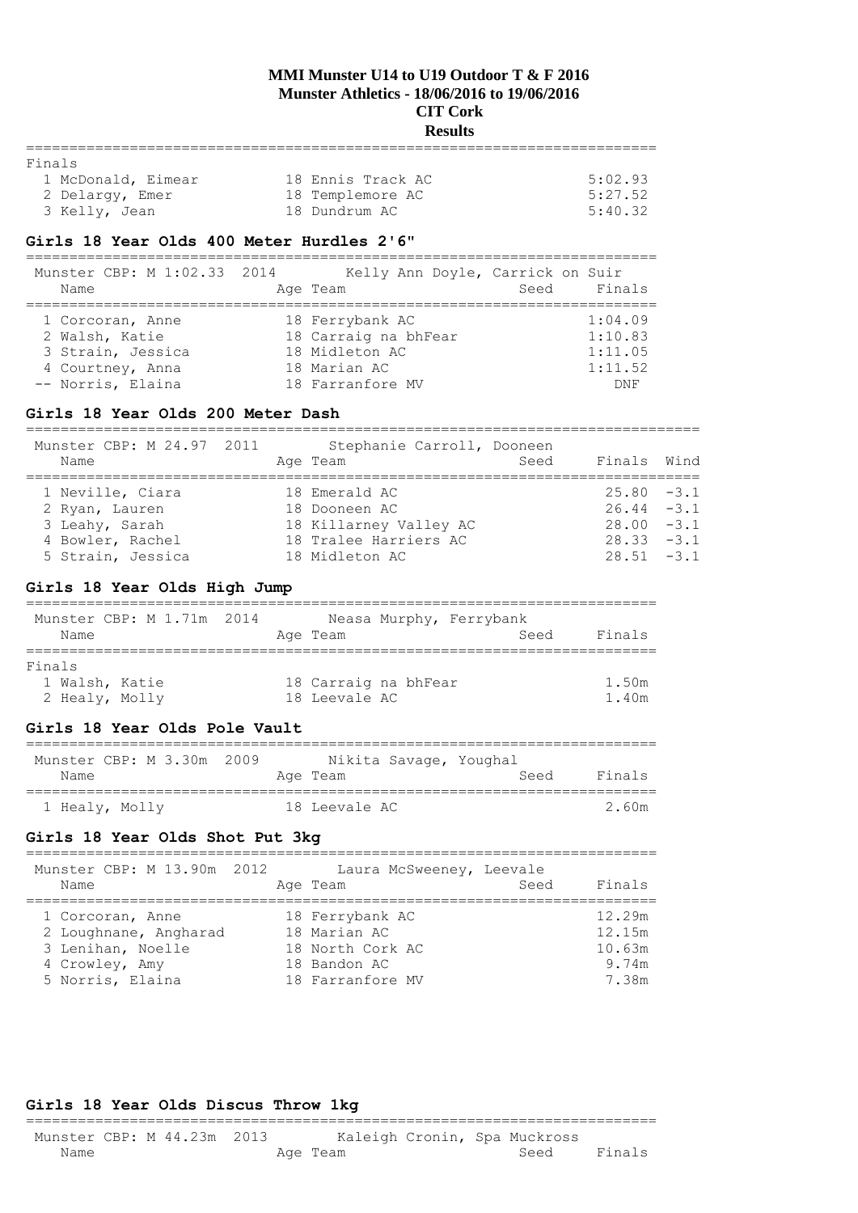**MMI Munster U14 to U19 Outdoor T & F 2016**
**Munster Athletics - 18/06/2016 to 19/06/2016**
**CIT Cork**
**Results**

Finals

| Place | Name | Age | Team | Finals |
|---|---|---|---|---|
| 1 | McDonald, Eimear | 18 | Ennis Track AC | 5:02.93 |
| 2 | Delargy, Emer | 18 | Templemore AC | 5:27.52 |
| 3 | Kelly, Jean | 18 | Dundrum AC | 5:40.32 |

### Girls 18 Year Olds 400 Meter Hurdles 2'6"

Munster CBP: M 1:02.33 2014 Kelly Ann Doyle, Carrick on Suir

| Place | Name | Age | Team | Seed | Finals |
|---|---|---|---|---|---|
| 1 | Corcoran, Anne | 18 | Ferrybank AC | | 1:04.09 |
| 2 | Walsh, Katie | 18 | Carraig na bhFear | | 1:10.83 |
| 3 | Strain, Jessica | 18 | Midleton AC | | 1:11.05 |
| 4 | Courtney, Anna | 18 | Marian AC | | 1:11.52 |
| -- | Norris, Elaina | 18 | Farranfore MV | | DNF |

### Girls 18 Year Olds 200 Meter Dash

Munster CBP: M 24.97 2011 Stephanie Carroll, Dooneen

| Place | Name | Age | Team | Seed | Finals | Wind |
|---|---|---|---|---|---|---|
| 1 | Neville, Ciara | 18 | Emerald AC | | 25.80 | -3.1 |
| 2 | Ryan, Lauren | 18 | Dooneen AC | | 26.44 | -3.1 |
| 3 | Leahy, Sarah | 18 | Killarney Valley AC | | 28.00 | -3.1 |
| 4 | Bowler, Rachel | 18 | Tralee Harriers AC | | 28.33 | -3.1 |
| 5 | Strain, Jessica | 18 | Midleton AC | | 28.51 | -3.1 |

### Girls 18 Year Olds High Jump

Munster CBP: M 1.71m 2014 Neasa Murphy, Ferrybank

Finals

| Place | Name | Age | Team | Seed | Finals |
|---|---|---|---|---|---|
| 1 | Walsh, Katie | 18 | Carraig na bhFear | | 1.50m |
| 2 | Healy, Molly | 18 | Leevale AC | | 1.40m |

### Girls 18 Year Olds Pole Vault

Munster CBP: M 3.30m 2009 Nikita Savage, Youghal

| Place | Name | Age | Team | Seed | Finals |
|---|---|---|---|---|---|
| 1 | Healy, Molly | 18 | Leevale AC | | 2.60m |

### Girls 18 Year Olds Shot Put 3kg

Munster CBP: M 13.90m 2012 Laura McSweeney, Leevale

| Place | Name | Age | Team | Seed | Finals |
|---|---|---|---|---|---|
| 1 | Corcoran, Anne | 18 | Ferrybank AC | | 12.29m |
| 2 | Loughnane, Angharad | 18 | Marian AC | | 12.15m |
| 3 | Lenihan, Noelle | 18 | North Cork AC | | 10.63m |
| 4 | Crowley, Amy | 18 | Bandon AC | | 9.74m |
| 5 | Norris, Elaina | 18 | Farranfore MV | | 7.38m |

### Girls 18 Year Olds Discus Throw 1kg

Munster CBP: M 44.23m 2013 Kaleigh Cronin, Spa Muckross

| Place | Name | Age | Team | Seed | Finals |
|---|---|---|---|---|---|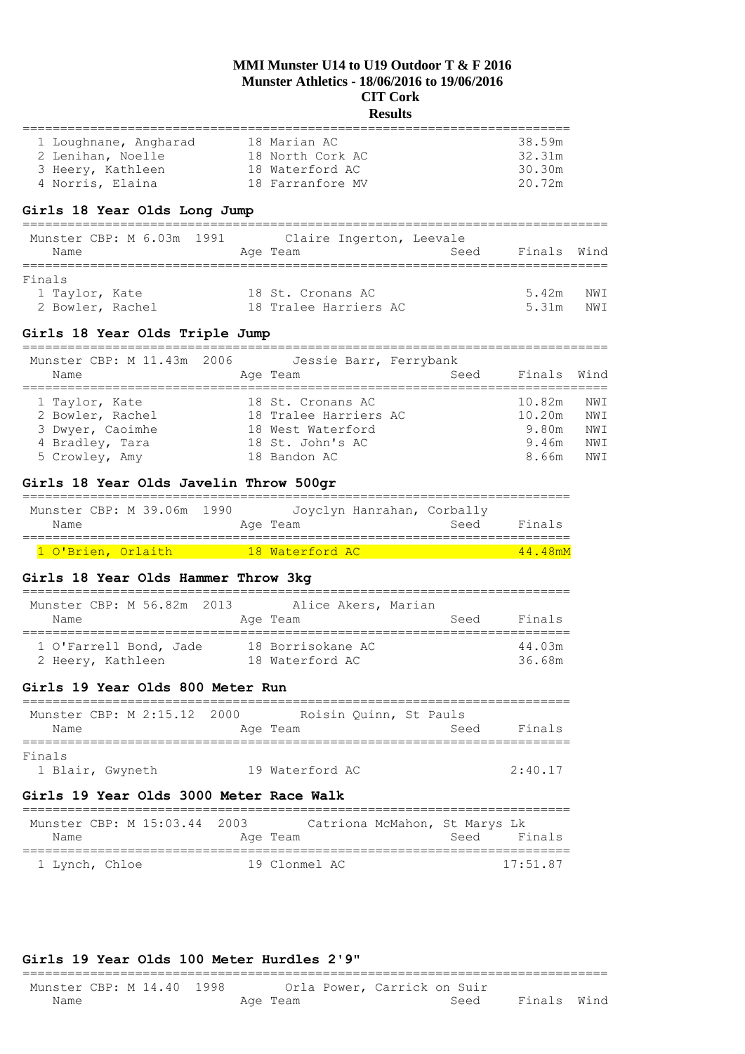# MMI Munster U14 to U19 Outdoor T & F 2016
## Munster Athletics - 18/06/2016 to 19/06/2016
## CIT Cork
## Results

| Place | Name | Age | Team | Finals |
|---|---|---|---|---|
| 1 | Loughnane, Angharad | 18 | Marian AC | 38.59m |
| 2 | Lenihan, Noelle | 18 | North Cork AC | 32.31m |
| 3 | Heery, Kathleen | 18 | Waterford AC | 30.30m |
| 4 | Norris, Elaina | 18 | Farranfore MV | 20.72m |

### Girls 18 Year Olds Long Jump

Munster CBP: M 6.03m 1991 Claire Ingerton, Leevale

Finals

| Place | Name | Age | Team | Seed | Finals | Wind |
|---|---|---|---|---|---|---|
| 1 | Taylor, Kate | 18 | St. Cronans AC | | 5.42m | NWI |
| 2 | Bowler, Rachel | 18 | Tralee Harriers AC | | 5.31m | NWI |

### Girls 18 Year Olds Triple Jump

Munster CBP: M 11.43m 2006 Jessie Barr, Ferrybank

| Place | Name | Age | Team | Seed | Finals | Wind |
|---|---|---|---|---|---|---|
| 1 | Taylor, Kate | 18 | St. Cronans AC | | 10.82m | NWI |
| 2 | Bowler, Rachel | 18 | Tralee Harriers AC | | 10.20m | NWI |
| 3 | Dwyer, Caoimhe | 18 | West Waterford | | 9.80m | NWI |
| 4 | Bradley, Tara | 18 | St. John's AC | | 9.46m | NWI |
| 5 | Crowley, Amy | 18 | Bandon AC | | 8.66m | NWI |

### Girls 18 Year Olds Javelin Throw 500gr

Munster CBP: M 39.06m 1990 Joyclyn Hanrahan, Corbally

| Place | Name | Age | Team | Seed | Finals |
|---|---|---|---|---|---|
| 1 | O'Brien, Orlaith | 18 | Waterford AC | | 44.48mM |

### Girls 18 Year Olds Hammer Throw 3kg

Munster CBP: M 56.82m 2013 Alice Akers, Marian

| Place | Name | Age | Team | Seed | Finals |
|---|---|---|---|---|---|
| 1 | O'Farrell Bond, Jade | 18 | Borrisokane AC | | 44.03m |
| 2 | Heery, Kathleen | 18 | Waterford AC | | 36.68m |

### Girls 19 Year Olds 800 Meter Run

Munster CBP: M 2:15.12 2000 Roisin Quinn, St Pauls

Finals

| Place | Name | Age | Team | Seed | Finals |
|---|---|---|---|---|---|
| 1 | Blair, Gwyneth | 19 | Waterford AC | | 2:40.17 |

### Girls 19 Year Olds 3000 Meter Race Walk

Munster CBP: M 15:03.44 2003 Catriona McMahon, St Marys Lk

| Place | Name | Age | Team | Seed | Finals |
|---|---|---|---|---|---|
| 1 | Lynch, Chloe | 19 | Clonmel AC | | 17:51.87 |

### Girls 19 Year Olds 100 Meter Hurdles 2'9"

Munster CBP: M 14.40 1998 Orla Power, Carrick on Suir

| Place | Name | Age | Team | Seed | Finals | Wind |
|---|---|---|---|---|---|---|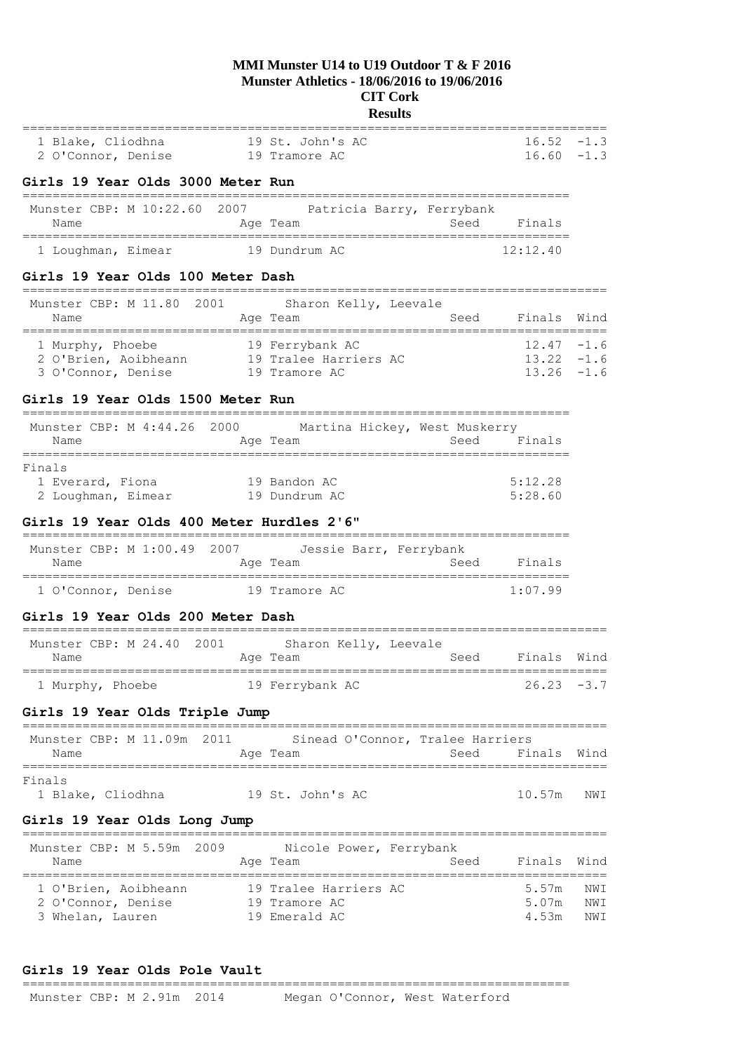**MMI Munster U14 to U19 Outdoor T & F 2016**
**Munster Athletics - 18/06/2016 to 19/06/2016**
**CIT Cork**
**Results**

| Name | Age | Team | Seed | Finals | Wind |
|---|---|---|---|---|---|
| 1 Blake, Cliodhna | 19 | St. John's AC | | 16.52 | -1.3 |
| 2 O'Connor, Denise | 19 | Tramore AC | | 16.60 | -1.3 |

### Girls 19 Year Olds 3000 Meter Run

Munster CBP: M 10:22.60 2007 Patricia Barry, Ferrybank

| Name | Age | Team | Seed | Finals |
|---|---|---|---|---|
| 1 Loughman, Eimear | 19 | Dundrum AC | | 12:12.40 |

### Girls 19 Year Olds 100 Meter Dash

Munster CBP: M 11.80 2001 Sharon Kelly, Leevale

| Name | Age | Team | Seed | Finals | Wind |
|---|---|---|---|---|---|
| 1 Murphy, Phoebe | 19 | Ferrybank AC | | 12.47 | -1.6 |
| 2 O'Brien, Aoibheann | 19 | Tralee Harriers AC | | 13.22 | -1.6 |
| 3 O'Connor, Denise | 19 | Tramore AC | | 13.26 | -1.6 |

### Girls 19 Year Olds 1500 Meter Run

Munster CBP: M 4:44.26 2000 Martina Hickey, West Muskerry

| Name | Age | Team | Seed | Finals |
|---|---|---|---|---|
| **Finals** | | | | |
| 1 Everard, Fiona | 19 | Bandon AC | | 5:12.28 |
| 2 Loughman, Eimear | 19 | Dundrum AC | | 5:28.60 |

### Girls 19 Year Olds 400 Meter Hurdles 2'6"

Munster CBP: M 1:00.49 2007 Jessie Barr, Ferrybank

| Name | Age | Team | Seed | Finals |
|---|---|---|---|---|
| 1 O'Connor, Denise | 19 | Tramore AC | | 1:07.99 |

### Girls 19 Year Olds 200 Meter Dash

Munster CBP: M 24.40 2001 Sharon Kelly, Leevale

| Name | Age | Team | Seed | Finals | Wind |
|---|---|---|---|---|---|
| 1 Murphy, Phoebe | 19 | Ferrybank AC | | 26.23 | -3.7 |

### Girls 19 Year Olds Triple Jump

Munster CBP: M 11.09m 2011 Sinead O'Connor, Tralee Harriers

| Name | Age | Team | Seed | Finals | Wind |
|---|---|---|---|---|---|
| **Finals** | | | | | |
| 1 Blake, Cliodhna | 19 | St. John's AC | | 10.57m | NWI |

### Girls 19 Year Olds Long Jump

Munster CBP: M 5.59m 2009 Nicole Power, Ferrybank

| Name | Age | Team | Seed | Finals | Wind |
|---|---|---|---|---|---|
| 1 O'Brien, Aoibheann | 19 | Tralee Harriers AC | | 5.57m | NWI |
| 2 O'Connor, Denise | 19 | Tramore AC | | 5.07m | NWI |
| 3 Whelan, Lauren | 19 | Emerald AC | | 4.53m | NWI |

### Girls 19 Year Olds Pole Vault

Munster CBP: M 2.91m 2014 Megan O'Connor, West Waterford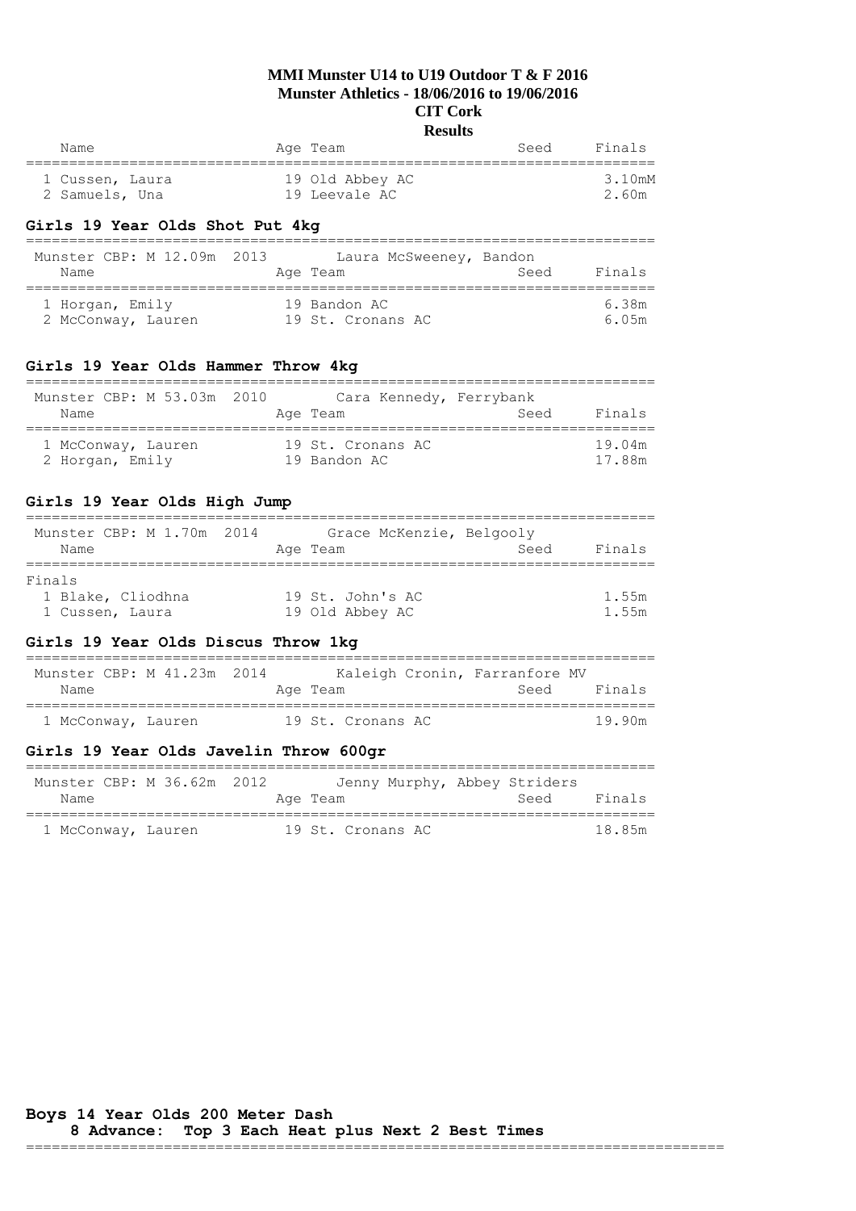**MMI Munster U14 to U19 Outdoor T & F 2016**
**Munster Athletics - 18/06/2016 to 19/06/2016**
**CIT Cork**
**Results**

| Name | Age | Team | Seed | Finals |
|---|---|---|---|---|
| 1 Cussen, Laura | 19 | Old Abbey AC | | 3.10mM |
| 2 Samuels, Una | 19 | Leevale AC | | 2.60m |

### Girls 19 Year Olds Shot Put 4kg

Munster CBP: M 12.09m 2013 Laura McSweeney, Bandon

| Name | Age | Team | Seed | Finals |
|---|---|---|---|---|
| 1 Horgan, Emily | 19 | Bandon AC | | 6.38m |
| 2 McConway, Lauren | 19 | St. Cronans AC | | 6.05m |

### Girls 19 Year Olds Hammer Throw 4kg

Munster CBP: M 53.03m 2010 Cara Kennedy, Ferrybank

| Name | Age | Team | Seed | Finals |
|---|---|---|---|---|
| 1 McConway, Lauren | 19 | St. Cronans AC | | 19.04m |
| 2 Horgan, Emily | 19 | Bandon AC | | 17.88m |

### Girls 19 Year Olds High Jump

Munster CBP: M 1.70m 2014 Grace McKenzie, Belgooly

| Name | Age | Team | Seed | Finals |
|---|---|---|---|---|
| Finals | | | | |
| 1 Blake, Cliodhna | 19 | St. John's AC | | 1.55m |
| 1 Cussen, Laura | 19 | Old Abbey AC | | 1.55m |

### Girls 19 Year Olds Discus Throw 1kg

Munster CBP: M 41.23m 2014 Kaleigh Cronin, Farranfore MV

| Name | Age | Team | Seed | Finals |
|---|---|---|---|---|
| 1 McConway, Lauren | 19 | St. Cronans AC | | 19.90m |

### Girls 19 Year Olds Javelin Throw 600gr

Munster CBP: M 36.62m 2012 Jenny Murphy, Abbey Striders

| Name | Age | Team | Seed | Finals |
|---|---|---|---|---|
| 1 McConway, Lauren | 19 | St. Cronans AC | | 18.85m |

### Boys 14 Year Olds 200 Meter Dash

8 Advance: Top 3 Each Heat plus Next 2 Best Times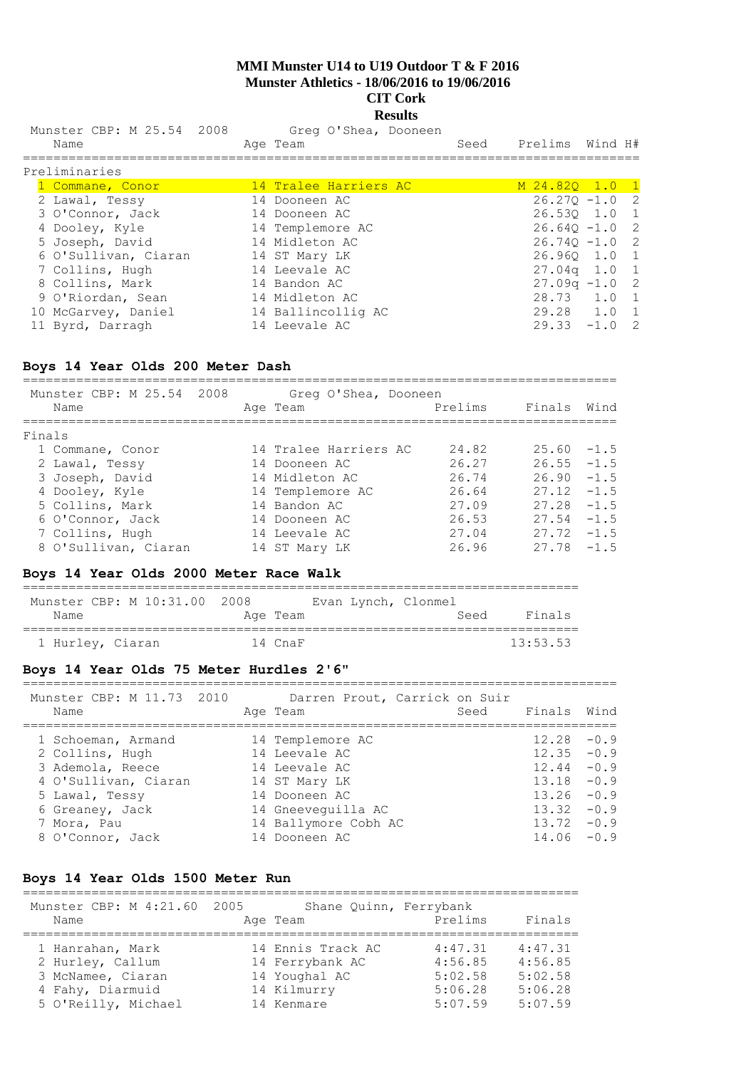# MMI Munster U14 to U19 Outdoor T & F 2016

## Munster Athletics - 18/06/2016 to 19/06/2016

## CIT Cork

## Results

Munster CBP: M 25.54 2008 Greg O'Shea, Dooneen

| Name | Age | Team | Seed | Prelims | Wind | H# |
|---|---|---|---|---|---|---|
| **Preliminaries** | | | | | | |
| 1 Commane, Conor | 14 | Tralee Harriers AC | | M 24.82Q | 1.0 | 1 |
| 2 Lawal, Tessy | 14 | Dooneen AC | | 26.27Q | -1.0 | 2 |
| 3 O'Connor, Jack | 14 | Dooneen AC | | 26.53Q | 1.0 | 1 |
| 4 Dooley, Kyle | 14 | Templemore AC | | 26.64Q | -1.0 | 2 |
| 5 Joseph, David | 14 | Midleton AC | | 26.74Q | -1.0 | 2 |
| 6 O'Sullivan, Ciaran | 14 | ST Mary LK | | 26.96Q | 1.0 | 1 |
| 7 Collins, Hugh | 14 | Leevale AC | | 27.04q | 1.0 | 1 |
| 8 Collins, Mark | 14 | Bandon AC | | 27.09q | -1.0 | 2 |
| 9 O'Riordan, Sean | 14 | Midleton AC | | 28.73 | 1.0 | 1 |
| 10 McGarvey, Daniel | 14 | Ballincollig AC | | 29.28 | 1.0 | 1 |
| 11 Byrd, Darragh | 14 | Leevale AC | | 29.33 | -1.0 | 2 |

### Boys 14 Year Olds 200 Meter Dash

Munster CBP: M 25.54 2008 Greg O'Shea, Dooneen

| Name | Age | Team | Prelims | Finals | Wind |
|---|---|---|---|---|---|
| **Finals** | | | | | |
| 1 Commane, Conor | 14 | Tralee Harriers AC | 24.82 | 25.60 | -1.5 |
| 2 Lawal, Tessy | 14 | Dooneen AC | 26.27 | 26.55 | -1.5 |
| 3 Joseph, David | 14 | Midleton AC | 26.74 | 26.90 | -1.5 |
| 4 Dooley, Kyle | 14 | Templemore AC | 26.64 | 27.12 | -1.5 |
| 5 Collins, Mark | 14 | Bandon AC | 27.09 | 27.28 | -1.5 |
| 6 O'Connor, Jack | 14 | Dooneen AC | 26.53 | 27.54 | -1.5 |
| 7 Collins, Hugh | 14 | Leevale AC | 27.04 | 27.72 | -1.5 |
| 8 O'Sullivan, Ciaran | 14 | ST Mary LK | 26.96 | 27.78 | -1.5 |

### Boys 14 Year Olds 2000 Meter Race Walk

Munster CBP: M 10:31.00 2008 Evan Lynch, Clonmel

| Name | Age | Team | Seed | Finals |
|---|---|---|---|---|
| 1 Hurley, Ciaran | 14 | CnaF | | 13:53.53 |

### Boys 14 Year Olds 75 Meter Hurdles 2'6"

Munster CBP: M 11.73 2010 Darren Prout, Carrick on Suir

| Name | Age | Team | Seed | Finals | Wind |
|---|---|---|---|---|---|
| 1 Schoeman, Armand | 14 | Templemore AC | | 12.28 | -0.9 |
| 2 Collins, Hugh | 14 | Leevale AC | | 12.35 | -0.9 |
| 3 Ademola, Reece | 14 | Leevale AC | | 12.44 | -0.9 |
| 4 O'Sullivan, Ciaran | 14 | ST Mary LK | | 13.18 | -0.9 |
| 5 Lawal, Tessy | 14 | Dooneen AC | | 13.26 | -0.9 |
| 6 Greaney, Jack | 14 | Gneeveguilla AC | | 13.32 | -0.9 |
| 7 Mora, Pau | 14 | Ballymore Cobh AC | | 13.72 | -0.9 |
| 8 O'Connor, Jack | 14 | Dooneen AC | | 14.06 | -0.9 |

### Boys 14 Year Olds 1500 Meter Run

Munster CBP: M 4:21.60 2005 Shane Quinn, Ferrybank

| Name | Age | Team | Prelims | Finals |
|---|---|---|---|---|
| 1 Hanrahan, Mark | 14 | Ennis Track AC | 4:47.31 | 4:47.31 |
| 2 Hurley, Callum | 14 | Ferrybank AC | 4:56.85 | 4:56.85 |
| 3 McNamee, Ciaran | 14 | Youghal AC | 5:02.58 | 5:02.58 |
| 4 Fahy, Diarmuid | 14 | Kilmurry | 5:06.28 | 5:06.28 |
| 5 O'Reilly, Michael | 14 | Kenmare | 5:07.59 | 5:07.59 |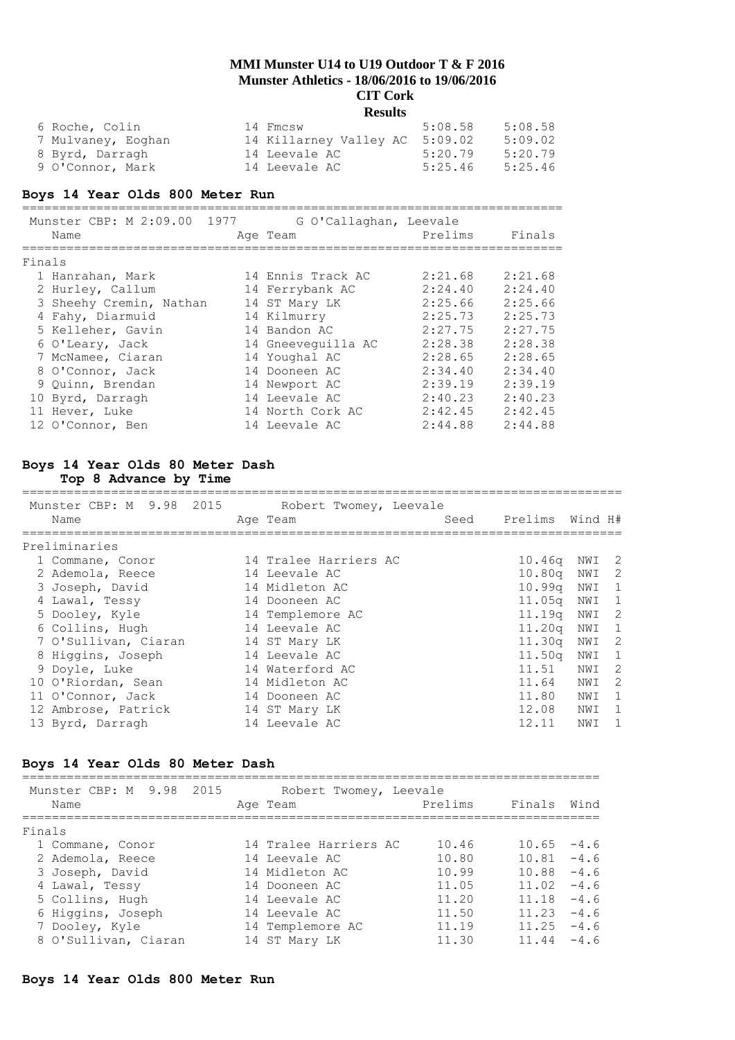| | Name | Age | Team | Prelims | Finals |
|---|---|---|---|---|---|
| 6 | Roche, Colin | 14 | Fmcsw | 5:08.58 | 5:08.58 |
| 7 | Mulvaney, Eoghan | 14 | Killarney Valley AC | 5:09.02 | 5:09.02 |
| 8 | Byrd, Darragh | 14 | Leevale AC | 5:20.79 | 5:20.79 |
| 9 | O'Connor, Mark | 14 | Leevale AC | 5:25.46 | 5:25.46 |

## Boys 14 Year Olds 800 Meter Run

Munster CBP: M 2:09.00 1977 G O'Callaghan, Leevale

Finals

| | Name | Age | Team | Prelims | Finals |
|---|---|---|---|---|---|
| 1 | Hanrahan, Mark | 14 | Ennis Track AC | 2:21.68 | 2:21.68 |
| 2 | Hurley, Callum | 14 | Ferrybank AC | 2:24.40 | 2:24.40 |
| 3 | Sheehy Cremin, Nathan | 14 | ST Mary LK | 2:25.66 | 2:25.66 |
| 4 | Fahy, Diarmuid | 14 | Kilmurry | 2:25.73 | 2:25.73 |
| 5 | Kelleher, Gavin | 14 | Bandon AC | 2:27.75 | 2:27.75 |
| 6 | O'Leary, Jack | 14 | Gneeveguilla AC | 2:28.38 | 2:28.38 |
| 7 | McNamee, Ciaran | 14 | Youghal AC | 2:28.65 | 2:28.65 |
| 8 | O'Connor, Jack | 14 | Dooneen AC | 2:34.40 | 2:34.40 |
| 9 | Quinn, Brendan | 14 | Newport AC | 2:39.19 | 2:39.19 |
| 10 | Byrd, Darragh | 14 | Leevale AC | 2:40.23 | 2:40.23 |
| 11 | Hever, Luke | 14 | North Cork AC | 2:42.45 | 2:42.45 |
| 12 | O'Connor, Ben | 14 | Leevale AC | 2:44.88 | 2:44.88 |

## Boys 14 Year Olds 80 Meter Dash

**Top 8 Advance by Time**

Munster CBP: M 9.98 2015 Robert Twomey, Leevale

Preliminaries

| | Name | Age | Team | Seed | Prelims | Wind | H# |
|---|---|---|---|---|---|---|---|
| 1 | Commane, Conor | 14 | Tralee Harriers AC | | 10.46q | NWI | 2 |
| 2 | Ademola, Reece | 14 | Leevale AC | | 10.80q | NWI | 2 |
| 3 | Joseph, David | 14 | Midleton AC | | 10.99q | NWI | 1 |
| 4 | Lawal, Tessy | 14 | Dooneen AC | | 11.05q | NWI | 1 |
| 5 | Dooley, Kyle | 14 | Templemore AC | | 11.19q | NWI | 2 |
| 6 | Collins, Hugh | 14 | Leevale AC | | 11.20q | NWI | 1 |
| 7 | O'Sullivan, Ciaran | 14 | ST Mary LK | | 11.30q | NWI | 2 |
| 8 | Higgins, Joseph | 14 | Leevale AC | | 11.50q | NWI | 1 |
| 9 | Doyle, Luke | 14 | Waterford AC | | 11.51 | NWI | 2 |
| 10 | O'Riordan, Sean | 14 | Midleton AC | | 11.64 | NWI | 2 |
| 11 | O'Connor, Jack | 14 | Dooneen AC | | 11.80 | NWI | 1 |
| 12 | Ambrose, Patrick | 14 | ST Mary LK | | 12.08 | NWI | 1 |
| 13 | Byrd, Darragh | 14 | Leevale AC | | 12.11 | NWI | 1 |

## Boys 14 Year Olds 80 Meter Dash

Munster CBP: M 9.98 2015 Robert Twomey, Leevale

Finals

| | Name | Age | Team | Prelims | Finals | Wind |
|---|---|---|---|---|---|---|
| 1 | Commane, Conor | 14 | Tralee Harriers AC | 10.46 | 10.65 | -4.6 |
| 2 | Ademola, Reece | 14 | Leevale AC | 10.80 | 10.81 | -4.6 |
| 3 | Joseph, David | 14 | Midleton AC | 10.99 | 10.88 | -4.6 |
| 4 | Lawal, Tessy | 14 | Dooneen AC | 11.05 | 11.02 | -4.6 |
| 5 | Collins, Hugh | 14 | Leevale AC | 11.20 | 11.18 | -4.6 |
| 6 | Higgins, Joseph | 14 | Leevale AC | 11.50 | 11.23 | -4.6 |
| 7 | Dooley, Kyle | 14 | Templemore AC | 11.19 | 11.25 | -4.6 |
| 8 | O'Sullivan, Ciaran | 14 | ST Mary LK | 11.30 | 11.44 | -4.6 |

## Boys 14 Year Olds 800 Meter Run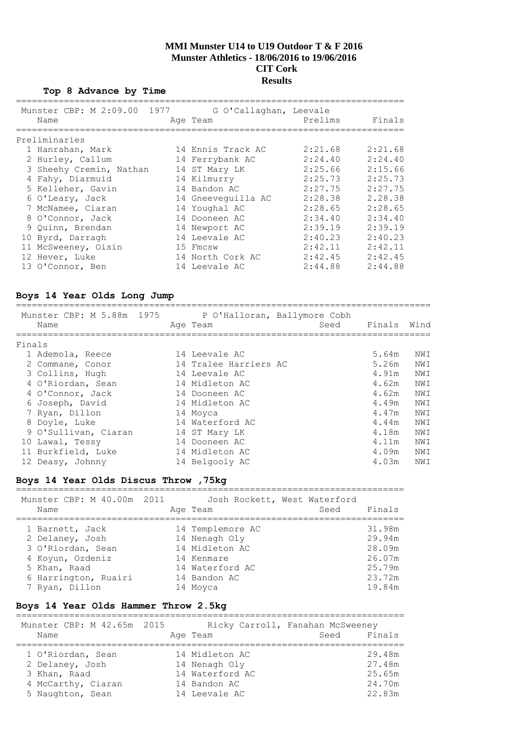# MMI Munster U14 to U19 Outdoor T & F 2016
## Munster Athletics - 18/06/2016 to 19/06/2016
## CIT Cork
## Results

**Top 8 Advance by Time**

Munster CBP: M 2:09.00 1977 G O'Callaghan, Leevale

| | Name | Age | Team | Prelims | Finals |
|---|---|---|---|---|---|
| **Preliminaries** | | | | | |
| 1 | Hanrahan, Mark | 14 | Ennis Track AC | 2:21.68 | 2:21.68 |
| 2 | Hurley, Callum | 14 | Ferrybank AC | 2:24.40 | 2:24.40 |
| 3 | Sheehy Cremin, Nathan | 14 | ST Mary LK | 2:25.66 | 2:15.66 |
| 4 | Fahy, Diarmuid | 14 | Kilmurry | 2:25.73 | 2:25.73 |
| 5 | Kelleher, Gavin | 14 | Bandon AC | 2:27.75 | 2:27.75 |
| 6 | O'Leary, Jack | 14 | Gneeveguilla AC | 2:28.38 | 2.28.38 |
| 7 | McNamee, Ciaran | 14 | Youghal AC | 2:28.65 | 2:28.65 |
| 8 | O'Connor, Jack | 14 | Dooneen AC | 2:34.40 | 2:34.40 |
| 9 | Quinn, Brendan | 14 | Newport AC | 2:39.19 | 2:39.19 |
| 10 | Byrd, Darragh | 14 | Leevale AC | 2:40.23 | 2:40.23 |
| 11 | McSweeney, Oisin | 15 | Fmcsw | 2:42.11 | 2:42.11 |
| 12 | Hever, Luke | 14 | North Cork AC | 2:42.45 | 2:42.45 |
| 13 | O'Connor, Ben | 14 | Leevale AC | 2:44.88 | 2:44.88 |

### Boys 14 Year Olds Long Jump

Munster CBP: M 5.88m 1975 P O'Halloran, Ballymore Cobh

| | Name | Age | Team | Seed | Finals | Wind |
|---|---|---|---|---|---|---|
| **Finals** | | | | | | |
| 1 | Ademola, Reece | 14 | Leevale AC | | 5.64m | NWI |
| 2 | Commane, Conor | 14 | Tralee Harriers AC | | 5.26m | NWI |
| 3 | Collins, Hugh | 14 | Leevale AC | | 4.91m | NWI |
| 4 | O'Riordan, Sean | 14 | Midleton AC | | 4.62m | NWI |
| 4 | O'Connor, Jack | 14 | Dooneen AC | | 4.62m | NWI |
| 6 | Joseph, David | 14 | Midleton AC | | 4.49m | NWI |
| 7 | Ryan, Dillon | 14 | Moyca | | 4.47m | NWI |
| 8 | Doyle, Luke | 14 | Waterford AC | | 4.44m | NWI |
| 9 | O'Sullivan, Ciaran | 14 | ST Mary LK | | 4.18m | NWI |
| 10 | Lawal, Tessy | 14 | Dooneen AC | | 4.11m | NWI |
| 11 | Burkfield, Luke | 14 | Midleton AC | | 4.09m | NWI |
| 12 | Deasy, Johnny | 14 | Belgooly AC | | 4.03m | NWI |

### Boys 14 Year Olds Discus Throw ,75kg

Munster CBP: M 40.00m 2011 Josh Rockett, West Waterford

| | Name | Age | Team | Seed | Finals |
|---|---|---|---|---|---|
| 1 | Barnett, Jack | 14 | Templemore AC | | 31.98m |
| 2 | Delaney, Josh | 14 | Nenagh Oly | | 29.94m |
| 3 | O'Riordan, Sean | 14 | Midleton AC | | 28.09m |
| 4 | Koyun, Ozdeniz | 14 | Kenmare | | 26.07m |
| 5 | Khan, Raad | 14 | Waterford AC | | 25.79m |
| 6 | Harrington, Ruairi | 14 | Bandon AC | | 23.72m |
| 7 | Ryan, Dillon | 14 | Moyca | | 19.84m |

### Boys 14 Year Olds Hammer Throw 2.5kg

Munster CBP: M 42.65m 2015 Ricky Carroll, Fanahan McSweeney

| | Name | Age | Team | Seed | Finals |
|---|---|---|---|---|---|
| 1 | O'Riordan, Sean | 14 | Midleton AC | | 29.48m |
| 2 | Delaney, Josh | 14 | Nenagh Oly | | 27.48m |
| 3 | Khan, Raad | 14 | Waterford AC | | 25.65m |
| 4 | McCarthy, Ciaran | 14 | Bandon AC | | 24.70m |
| 5 | Naughton, Sean | 14 | Leevale AC | | 22.83m |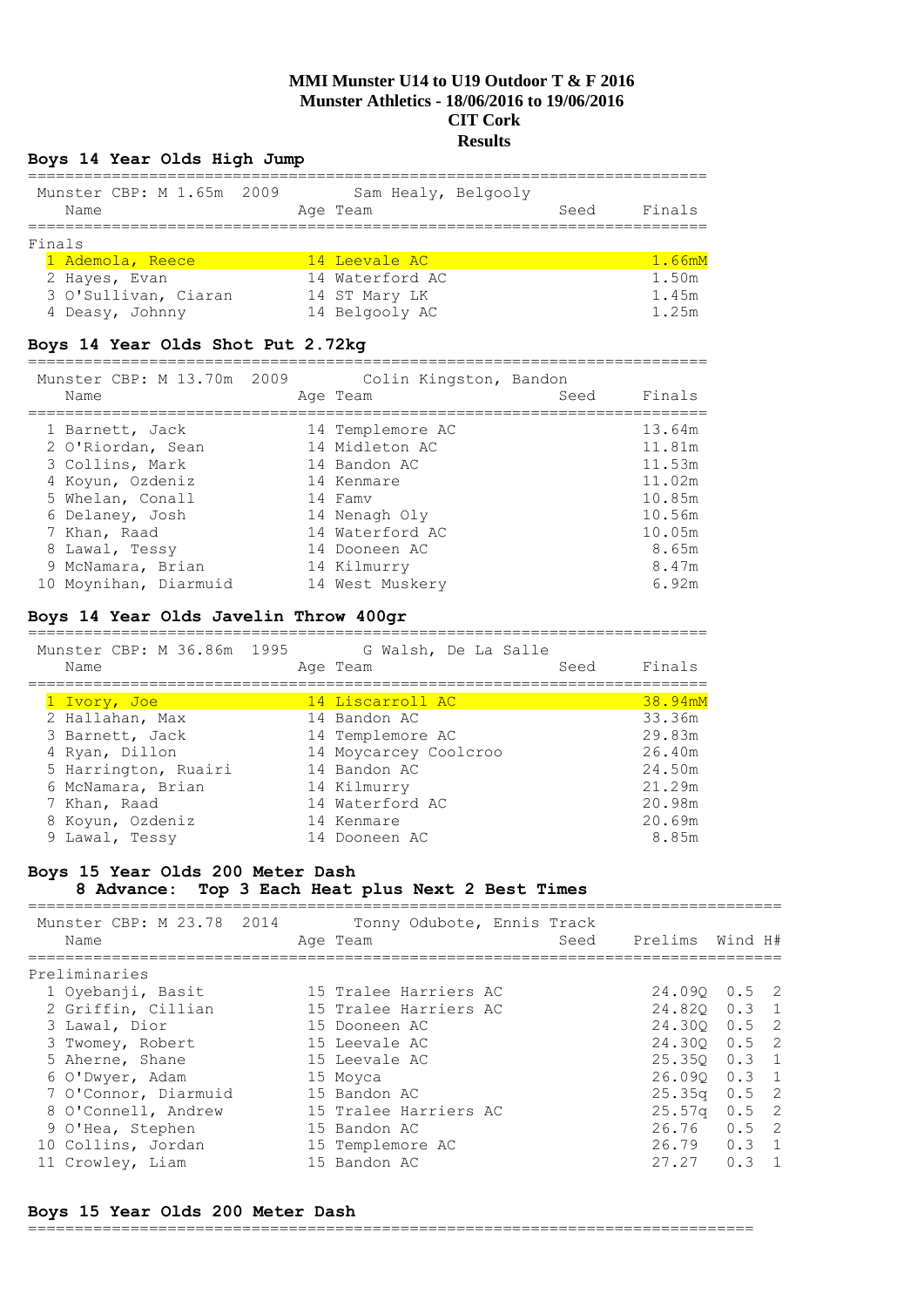# MMI Munster U14 to U19 Outdoor T & F 2016
## Munster Athletics - 18/06/2016 to 19/06/2016
## CIT Cork
## Results

### Boys 14 Year Olds High Jump

Munster CBP: M 1.65m 2009 Sam Healy, Belgooly

| Name | Age | Team | Seed | Finals |
|---|---|---|---|---|
| **Finals** | | | | |
| 1 Ademola, Reece | 14 | Leevale AC | | 1.66mM |
| 2 Hayes, Evan | 14 | Waterford AC | | 1.50m |
| 3 O'Sullivan, Ciaran | 14 | ST Mary LK | | 1.45m |
| 4 Deasy, Johnny | 14 | Belgooly AC | | 1.25m |

### Boys 14 Year Olds Shot Put 2.72kg

Munster CBP: M 13.70m 2009 Colin Kingston, Bandon

| Name | Age | Team | Seed | Finals |
|---|---|---|---|---|
| 1 Barnett, Jack | 14 | Templemore AC | | 13.64m |
| 2 O'Riordan, Sean | 14 | Midleton AC | | 11.81m |
| 3 Collins, Mark | 14 | Bandon AC | | 11.53m |
| 4 Koyun, Ozdeniz | 14 | Kenmare | | 11.02m |
| 5 Whelan, Conall | 14 | Famv | | 10.85m |
| 6 Delaney, Josh | 14 | Nenagh Oly | | 10.56m |
| 7 Khan, Raad | 14 | Waterford AC | | 10.05m |
| 8 Lawal, Tessy | 14 | Dooneen AC | | 8.65m |
| 9 McNamara, Brian | 14 | Kilmurry | | 8.47m |
| 10 Moynihan, Diarmuid | 14 | West Muskery | | 6.92m |

### Boys 14 Year Olds Javelin Throw 400gr

Munster CBP: M 36.86m 1995 G Walsh, De La Salle

| Name | Age | Team | Seed | Finals |
|---|---|---|---|---|
| 1 Ivory, Joe | 14 | Liscarroll AC | | 38.94mM |
| 2 Hallahan, Max | 14 | Bandon AC | | 33.36m |
| 3 Barnett, Jack | 14 | Templemore AC | | 29.83m |
| 4 Ryan, Dillon | 14 | Moycarcey Coolcroo | | 26.40m |
| 5 Harrington, Ruairi | 14 | Bandon AC | | 24.50m |
| 6 McNamara, Brian | 14 | Kilmurry | | 21.29m |
| 7 Khan, Raad | 14 | Waterford AC | | 20.98m |
| 8 Koyun, Ozdeniz | 14 | Kenmare | | 20.69m |
| 9 Lawal, Tessy | 14 | Dooneen AC | | 8.85m |

### Boys 15 Year Olds 200 Meter Dash
**8 Advance: Top 3 Each Heat plus Next 2 Best Times**

Munster CBP: M 23.78 2014 Tonny Odubote, Ennis Track

| Name | Age | Team | Seed | Prelims | Wind | H# |
|---|---|---|---|---|---|---|
| **Preliminaries** | | | | | | |
| 1 Oyebanji, Basit | 15 | Tralee Harriers AC | | 24.09Q | 0.5 | 2 |
| 2 Griffin, Cillian | 15 | Tralee Harriers AC | | 24.82Q | 0.3 | 1 |
| 3 Lawal, Dior | 15 | Dooneen AC | | 24.30Q | 0.5 | 2 |
| 3 Twomey, Robert | 15 | Leevale AC | | 24.30Q | 0.5 | 2 |
| 5 Aherne, Shane | 15 | Leevale AC | | 25.35Q | 0.3 | 1 |
| 6 O'Dwyer, Adam | 15 | Moyca | | 26.09Q | 0.3 | 1 |
| 7 O'Connor, Diarmuid | 15 | Bandon AC | | 25.35q | 0.5 | 2 |
| 8 O'Connell, Andrew | 15 | Tralee Harriers AC | | 25.57q | 0.5 | 2 |
| 9 O'Hea, Stephen | 15 | Bandon AC | | 26.76 | 0.5 | 2 |
| 10 Collins, Jordan | 15 | Templemore AC | | 26.79 | 0.3 | 1 |
| 11 Crowley, Liam | 15 | Bandon AC | | 27.27 | 0.3 | 1 |

### Boys 15 Year Olds 200 Meter Dash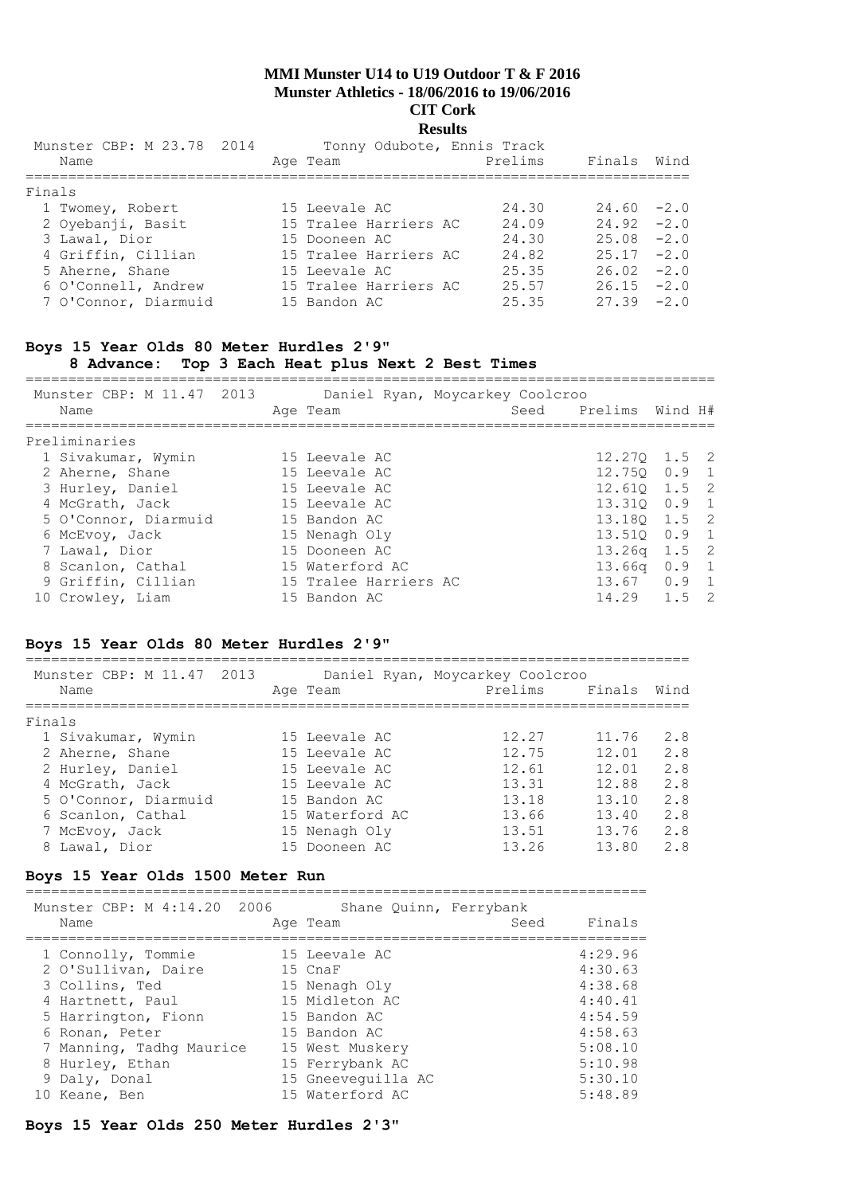# MMI Munster U14 to U19 Outdoor T & F 2016

**Munster Athletics - 18/06/2016 to 19/06/2016**

**CIT Cork**

**Results**

Munster CBP: M 23.78 2014 Tonny Odubote, Ennis Track

| Name | Age | Team | Prelims | Finals | Wind |
|---|---|---|---|---|---|
| **Finals** | | | | | |
| 1 Twomey, Robert | 15 | Leevale AC | 24.30 | 24.60 | -2.0 |
| 2 Oyebanji, Basit | 15 | Tralee Harriers AC | 24.09 | 24.92 | -2.0 |
| 3 Lawal, Dior | 15 | Dooneen AC | 24.30 | 25.08 | -2.0 |
| 4 Griffin, Cillian | 15 | Tralee Harriers AC | 24.82 | 25.17 | -2.0 |
| 5 Aherne, Shane | 15 | Leevale AC | 25.35 | 26.02 | -2.0 |
| 6 O'Connell, Andrew | 15 | Tralee Harriers AC | 25.57 | 26.15 | -2.0 |
| 7 O'Connor, Diarmuid | 15 | Bandon AC | 25.35 | 27.39 | -2.0 |

## Boys 15 Year Olds 80 Meter Hurdles 2'9"

**8 Advance: Top 3 Each Heat plus Next 2 Best Times**

Munster CBP: M 11.47 2013 Daniel Ryan, Moycarkey Coolcroo

| Name | Age | Team | Seed | Prelims | Wind | H# |
|---|---|---|---|---|---|---|
| **Preliminaries** | | | | | | |
| 1 Sivakumar, Wymin | 15 | Leevale AC | | 12.27Q | 1.5 | 2 |
| 2 Aherne, Shane | 15 | Leevale AC | | 12.75Q | 0.9 | 1 |
| 3 Hurley, Daniel | 15 | Leevale AC | | 12.61Q | 1.5 | 2 |
| 4 McGrath, Jack | 15 | Leevale AC | | 13.31Q | 0.9 | 1 |
| 5 O'Connor, Diarmuid | 15 | Bandon AC | | 13.18Q | 1.5 | 2 |
| 6 McEvoy, Jack | 15 | Nenagh Oly | | 13.51Q | 0.9 | 1 |
| 7 Lawal, Dior | 15 | Dooneen AC | | 13.26q | 1.5 | 2 |
| 8 Scanlon, Cathal | 15 | Waterford AC | | 13.66q | 0.9 | 1 |
| 9 Griffin, Cillian | 15 | Tralee Harriers AC | | 13.67 | 0.9 | 1 |
| 10 Crowley, Liam | 15 | Bandon AC | | 14.29 | 1.5 | 2 |

## Boys 15 Year Olds 80 Meter Hurdles 2'9"

Munster CBP: M 11.47 2013 Daniel Ryan, Moycarkey Coolcroo

| Name | Age | Team | Prelims | Finals | Wind |
|---|---|---|---|---|---|
| **Finals** | | | | | |
| 1 Sivakumar, Wymin | 15 | Leevale AC | 12.27 | 11.76 | 2.8 |
| 2 Aherne, Shane | 15 | Leevale AC | 12.75 | 12.01 | 2.8 |
| 2 Hurley, Daniel | 15 | Leevale AC | 12.61 | 12.01 | 2.8 |
| 4 McGrath, Jack | 15 | Leevale AC | 13.31 | 12.88 | 2.8 |
| 5 O'Connor, Diarmuid | 15 | Bandon AC | 13.18 | 13.10 | 2.8 |
| 6 Scanlon, Cathal | 15 | Waterford AC | 13.66 | 13.40 | 2.8 |
| 7 McEvoy, Jack | 15 | Nenagh Oly | 13.51 | 13.76 | 2.8 |
| 8 Lawal, Dior | 15 | Dooneen AC | 13.26 | 13.80 | 2.8 |

## Boys 15 Year Olds 1500 Meter Run

Munster CBP: M 4:14.20 2006 Shane Quinn, Ferrybank

| Name | Age | Team | Seed | Finals |
|---|---|---|---|---|
| 1 Connolly, Tommie | 15 | Leevale AC | | 4:29.96 |
| 2 O'Sullivan, Daire | 15 | CnaF | | 4:30.63 |
| 3 Collins, Ted | 15 | Nenagh Oly | | 4:38.68 |
| 4 Hartnett, Paul | 15 | Midleton AC | | 4:40.41 |
| 5 Harrington, Fionn | 15 | Bandon AC | | 4:54.59 |
| 6 Ronan, Peter | 15 | Bandon AC | | 4:58.63 |
| 7 Manning, Tadhg Maurice | 15 | West Muskery | | 5:08.10 |
| 8 Hurley, Ethan | 15 | Ferrybank AC | | 5:10.98 |
| 9 Daly, Donal | 15 | Gneeveguilla AC | | 5:30.10 |
| 10 Keane, Ben | 15 | Waterford AC | | 5:48.89 |

## Boys 15 Year Olds 250 Meter Hurdles 2'3"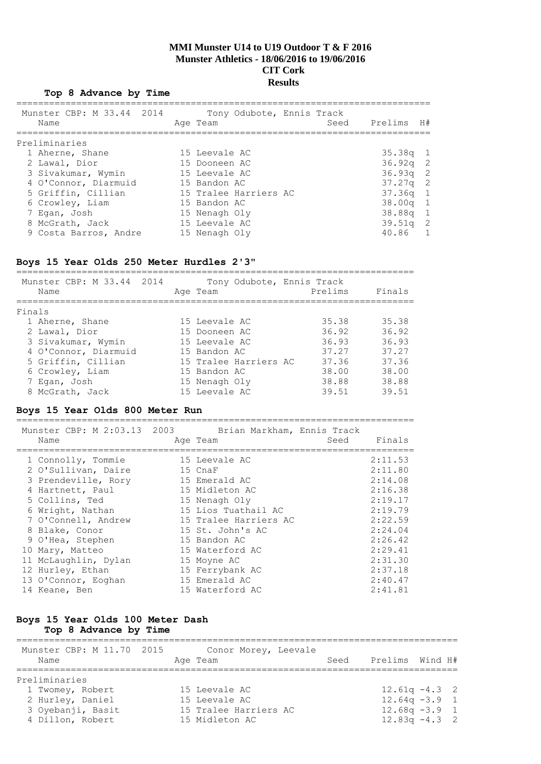# MMI Munster U14 to U19 Outdoor T & F 2016
## Munster Athletics - 18/06/2016 to 19/06/2016
## CIT Cork
## Results

**Top 8 Advance by Time**

Munster CBP: M 33.44 2014 Tony Odubote, Ennis Track

| | Name | Age | Team | Seed | Prelims | H# |
|---|---|---|---|---|---|---|
| **Preliminaries** | | | | | | |
| 1 | Aherne, Shane | 15 | Leevale AC | | 35.38q | 1 |
| 2 | Lawal, Dior | 15 | Dooneen AC | | 36.92q | 2 |
| 3 | Sivakumar, Wymin | 15 | Leevale AC | | 36.93q | 2 |
| 4 | O'Connor, Diarmuid | 15 | Bandon AC | | 37.27q | 2 |
| 5 | Griffin, Cillian | 15 | Tralee Harriers AC | | 37.36q | 1 |
| 6 | Crowley, Liam | 15 | Bandon AC | | 38.00q | 1 |
| 7 | Egan, Josh | 15 | Nenagh Oly | | 38.88q | 1 |
| 8 | McGrath, Jack | 15 | Leevale AC | | 39.51q | 2 |
| 9 | Costa Barros, Andre | 15 | Nenagh Oly | | 40.86 | 1 |

### Boys 15 Year Olds 250 Meter Hurdles 2'3"

Munster CBP: M 33.44 2014 Tony Odubote, Ennis Track

| | Name | Age | Team | Prelims | Finals |
|---|---|---|---|---|---|
| **Finals** | | | | | |
| 1 | Aherne, Shane | 15 | Leevale AC | 35.38 | 35.38 |
| 2 | Lawal, Dior | 15 | Dooneen AC | 36.92 | 36.92 |
| 3 | Sivakumar, Wymin | 15 | Leevale AC | 36.93 | 36.93 |
| 4 | O'Connor, Diarmuid | 15 | Bandon AC | 37.27 | 37.27 |
| 5 | Griffin, Cillian | 15 | Tralee Harriers AC | 37.36 | 37.36 |
| 6 | Crowley, Liam | 15 | Bandon AC | 38.00 | 38.00 |
| 7 | Egan, Josh | 15 | Nenagh Oly | 38.88 | 38.88 |
| 8 | McGrath, Jack | 15 | Leevale AC | 39.51 | 39.51 |

### Boys 15 Year Olds 800 Meter Run

Munster CBP: M 2:03.13 2003 Brian Markham, Ennis Track

| | Name | Age | Team | Seed | Finals |
|---|---|---|---|---|---|
| 1 | Connolly, Tommie | 15 | Leevale AC | | 2:11.53 |
| 2 | O'Sullivan, Daire | 15 | CnaF | | 2:11.80 |
| 3 | Prendeville, Rory | 15 | Emerald AC | | 2:14.08 |
| 4 | Hartnett, Paul | 15 | Midleton AC | | 2:16.38 |
| 5 | Collins, Ted | 15 | Nenagh Oly | | 2:19.17 |
| 6 | Wright, Nathan | 15 | Lios Tuathail AC | | 2:19.79 |
| 7 | O'Connell, Andrew | 15 | Tralee Harriers AC | | 2:22.59 |
| 8 | Blake, Conor | 15 | St. John's AC | | 2:24.04 |
| 9 | O'Hea, Stephen | 15 | Bandon AC | | 2:26.42 |
| 10 | Mary, Matteo | 15 | Waterford AC | | 2:29.41 |
| 11 | McLaughlin, Dylan | 15 | Moyne AC | | 2:31.30 |
| 12 | Hurley, Ethan | 15 | Ferrybank AC | | 2:37.18 |
| 13 | O'Connor, Eoghan | 15 | Emerald AC | | 2:40.47 |
| 14 | Keane, Ben | 15 | Waterford AC | | 2:41.81 |

### Boys 15 Year Olds 100 Meter Dash

**Top 8 Advance by Time**

Munster CBP: M 11.70 2015 Conor Morey, Leevale

| | Name | Age | Team | Seed | Prelims | Wind | H# |
|---|---|---|---|---|---|---|---|
| **Preliminaries** | | | | | | | |
| 1 | Twomey, Robert | 15 | Leevale AC | | 12.61q | -4.3 | 2 |
| 2 | Hurley, Daniel | 15 | Leevale AC | | 12.64q | -3.9 | 1 |
| 3 | Oyebanji, Basit | 15 | Tralee Harriers AC | | 12.68q | -3.9 | 1 |
| 4 | Dillon, Robert | 15 | Midleton AC | | 12.83q | -4.3 | 2 |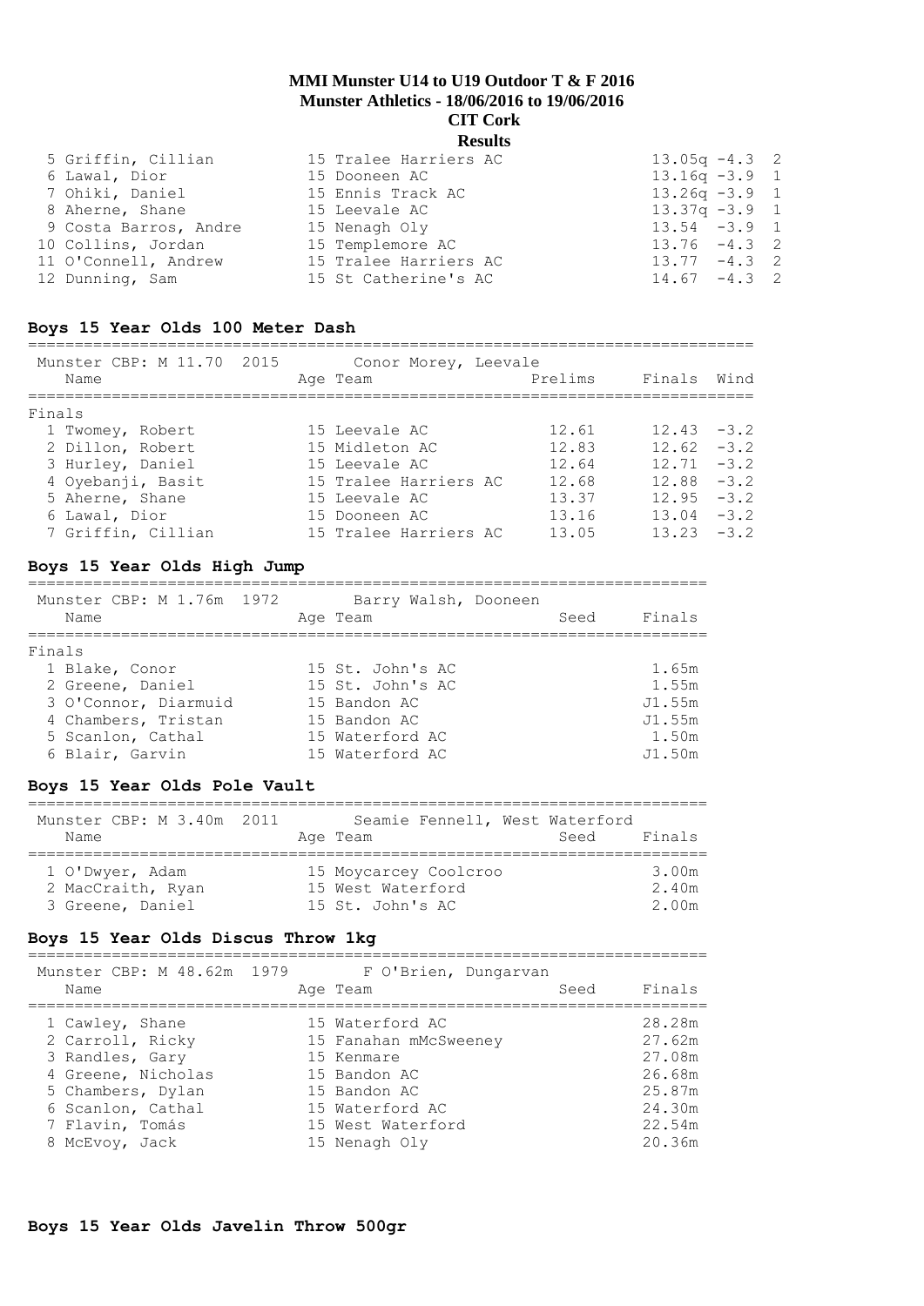| | | | |
|---|---|---|---|
| 5 Griffin, Cillian | 15 Tralee Harriers AC | 13.05q | -4.3 2 |
| 6 Lawal, Dior | 15 Dooneen AC | 13.16q | -3.9 1 |
| 7 Ohiki, Daniel | 15 Ennis Track AC | 13.26q | -3.9 1 |
| 8 Aherne, Shane | 15 Leevale AC | 13.37q | -3.9 1 |
| 9 Costa Barros, Andre | 15 Nenagh Oly | 13.54 | -3.9 1 |
| 10 Collins, Jordan | 15 Templemore AC | 13.76 | -4.3 2 |
| 11 O'Connell, Andrew | 15 Tralee Harriers AC | 13.77 | -4.3 2 |
| 12 Dunning, Sam | 15 St Catherine's AC | 14.67 | -4.3 2 |

### Boys 15 Year Olds 100 Meter Dash

Munster CBP: M 11.70 2015 Conor Morey, Leevale

| Name | Age Team | Prelims | Finals | Wind |
|---|---|---|---|---|
| **Finals** | | | | |
| 1 Twomey, Robert | 15 Leevale AC | 12.61 | 12.43 | -3.2 |
| 2 Dillon, Robert | 15 Midleton AC | 12.83 | 12.62 | -3.2 |
| 3 Hurley, Daniel | 15 Leevale AC | 12.64 | 12.71 | -3.2 |
| 4 Oyebanji, Basit | 15 Tralee Harriers AC | 12.68 | 12.88 | -3.2 |
| 5 Aherne, Shane | 15 Leevale AC | 13.37 | 12.95 | -3.2 |
| 6 Lawal, Dior | 15 Dooneen AC | 13.16 | 13.04 | -3.2 |
| 7 Griffin, Cillian | 15 Tralee Harriers AC | 13.05 | 13.23 | -3.2 |

### Boys 15 Year Olds High Jump

Munster CBP: M 1.76m 1972 Barry Walsh, Dooneen

| Name | Age Team | Seed | Finals |
|---|---|---|---|
| **Finals** | | | |
| 1 Blake, Conor | 15 St. John's AC | | 1.65m |
| 2 Greene, Daniel | 15 St. John's AC | | 1.55m |
| 3 O'Connor, Diarmuid | 15 Bandon AC | | J1.55m |
| 4 Chambers, Tristan | 15 Bandon AC | | J1.55m |
| 5 Scanlon, Cathal | 15 Waterford AC | | 1.50m |
| 6 Blair, Garvin | 15 Waterford AC | | J1.50m |

### Boys 15 Year Olds Pole Vault

Munster CBP: M 3.40m 2011 Seamie Fennell, West Waterford

| Name | Age Team | Seed | Finals |
|---|---|---|---|
| 1 O'Dwyer, Adam | 15 Moycarcey Coolcroo | | 3.00m |
| 2 MacCraith, Ryan | 15 West Waterford | | 2.40m |
| 3 Greene, Daniel | 15 St. John's AC | | 2.00m |

### Boys 15 Year Olds Discus Throw 1kg

Munster CBP: M 48.62m 1979 F O'Brien, Dungarvan

| Name | Age Team | Seed | Finals |
|---|---|---|---|
| 1 Cawley, Shane | 15 Waterford AC | | 28.28m |
| 2 Carroll, Ricky | 15 Fanahan mMcSweeney | | 27.62m |
| 3 Randles, Gary | 15 Kenmare | | 27.08m |
| 4 Greene, Nicholas | 15 Bandon AC | | 26.68m |
| 5 Chambers, Dylan | 15 Bandon AC | | 25.87m |
| 6 Scanlon, Cathal | 15 Waterford AC | | 24.30m |
| 7 Flavin, Tomás | 15 West Waterford | | 22.54m |
| 8 McEvoy, Jack | 15 Nenagh Oly | | 20.36m |

### Boys 15 Year Olds Javelin Throw 500gr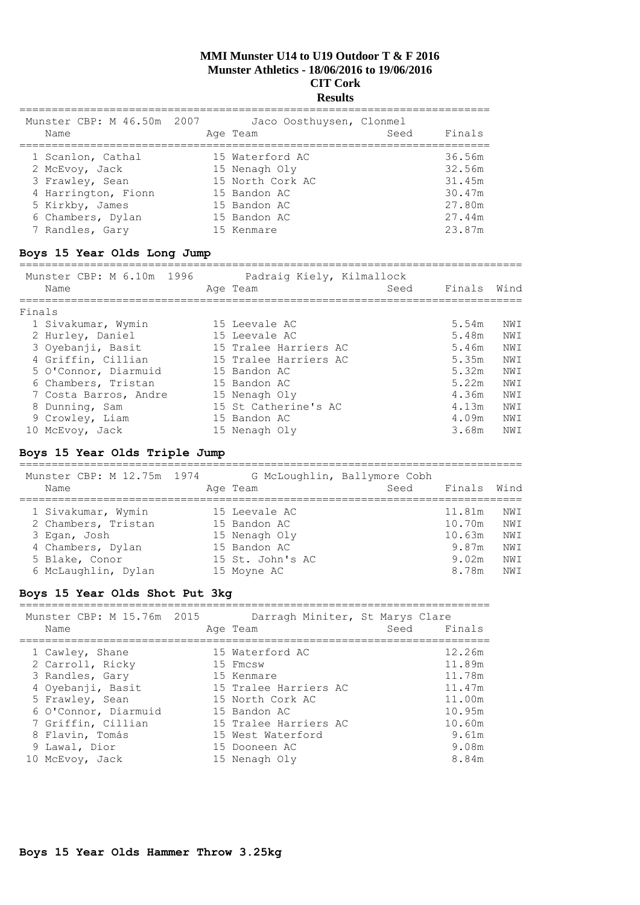**MMI Munster U14 to U19 Outdoor T & F 2016**
**Munster Athletics - 18/06/2016 to 19/06/2016**
**CIT Cork**
**Results**

Munster CBP: M 46.50m 2007 Jaco Oosthuysen, Clonmel

| Name | Age | Team | Seed | Finals |
|---|---|---|---|---|
| 1 Scanlon, Cathal | 15 | Waterford AC | | 36.56m |
| 2 McEvoy, Jack | 15 | Nenagh Oly | | 32.56m |
| 3 Frawley, Sean | 15 | North Cork AC | | 31.45m |
| 4 Harrington, Fionn | 15 | Bandon AC | | 30.47m |
| 5 Kirkby, James | 15 | Bandon AC | | 27.80m |
| 6 Chambers, Dylan | 15 | Bandon AC | | 27.44m |
| 7 Randles, Gary | 15 | Kenmare | | 23.87m |

## Boys 15 Year Olds Long Jump

Munster CBP: M 6.10m 1996 Padraig Kiely, Kilmallock

Finals

| Name | Age | Team | Seed | Finals | Wind |
|---|---|---|---|---|---|
| 1 Sivakumar, Wymin | 15 | Leevale AC | | 5.54m | NWI |
| 2 Hurley, Daniel | 15 | Leevale AC | | 5.48m | NWI |
| 3 Oyebanji, Basit | 15 | Tralee Harriers AC | | 5.46m | NWI |
| 4 Griffin, Cillian | 15 | Tralee Harriers AC | | 5.35m | NWI |
| 5 O'Connor, Diarmuid | 15 | Bandon AC | | 5.32m | NWI |
| 6 Chambers, Tristan | 15 | Bandon AC | | 5.22m | NWI |
| 7 Costa Barros, Andre | 15 | Nenagh Oly | | 4.36m | NWI |
| 8 Dunning, Sam | 15 | St Catherine's AC | | 4.13m | NWI |
| 9 Crowley, Liam | 15 | Bandon AC | | 4.09m | NWI |
| 10 McEvoy, Jack | 15 | Nenagh Oly | | 3.68m | NWI |

## Boys 15 Year Olds Triple Jump

Munster CBP: M 12.75m 1974 G McLoughlin, Ballymore Cobh

| Name | Age | Team | Seed | Finals | Wind |
|---|---|---|---|---|---|
| 1 Sivakumar, Wymin | 15 | Leevale AC | | 11.81m | NWI |
| 2 Chambers, Tristan | 15 | Bandon AC | | 10.70m | NWI |
| 3 Egan, Josh | 15 | Nenagh Oly | | 10.63m | NWI |
| 4 Chambers, Dylan | 15 | Bandon AC | | 9.87m | NWI |
| 5 Blake, Conor | 15 | St. John's AC | | 9.02m | NWI |
| 6 McLaughlin, Dylan | 15 | Moyne AC | | 8.78m | NWI |

## Boys 15 Year Olds Shot Put 3kg

Munster CBP: M 15.76m 2015 Darragh Miniter, St Marys Clare

| Name | Age | Team | Seed | Finals |
|---|---|---|---|---|
| 1 Cawley, Shane | 15 | Waterford AC | | 12.26m |
| 2 Carroll, Ricky | 15 | Fmcsw | | 11.89m |
| 3 Randles, Gary | 15 | Kenmare | | 11.78m |
| 4 Oyebanji, Basit | 15 | Tralee Harriers AC | | 11.47m |
| 5 Frawley, Sean | 15 | North Cork AC | | 11.00m |
| 6 O'Connor, Diarmuid | 15 | Bandon AC | | 10.95m |
| 7 Griffin, Cillian | 15 | Tralee Harriers AC | | 10.60m |
| 8 Flavin, Tomás | 15 | West Waterford | | 9.61m |
| 9 Lawal, Dior | 15 | Dooneen AC | | 9.08m |
| 10 McEvoy, Jack | 15 | Nenagh Oly | | 8.84m |

## Boys 15 Year Olds Hammer Throw 3.25kg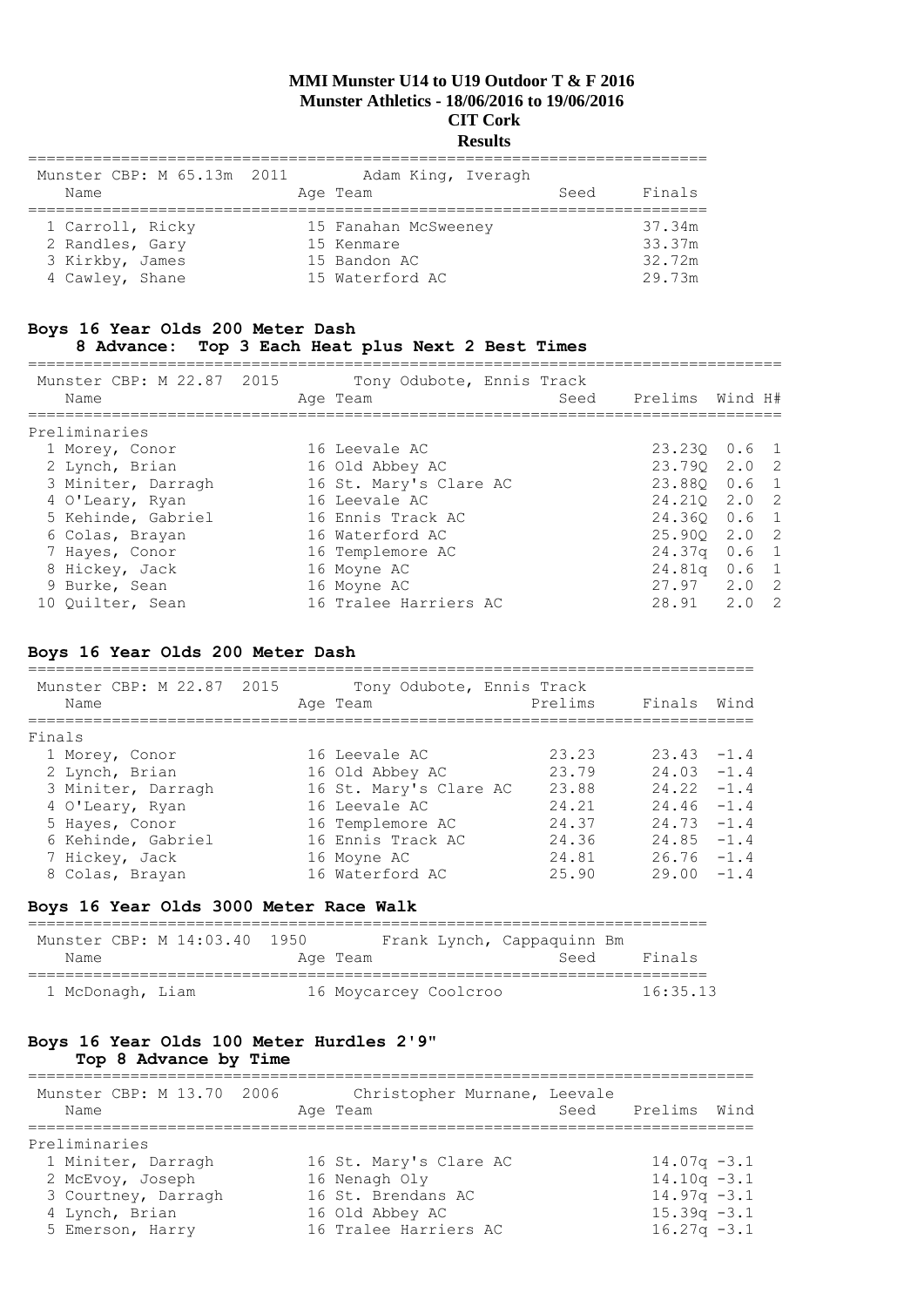# MMI Munster U14 to U19 Outdoor T & F 2016

**Munster Athletics - 18/06/2016 to 19/06/2016**

**CIT Cork**

**Results**

Munster CBP: M 65.13m 2011 Adam King, Iveragh

| Name | Age | Team | Seed | Finals |
|---|---|---|---|---|
| 1 Carroll, Ricky | 15 | Fanahan McSweeney | | 37.34m |
| 2 Randles, Gary | 15 | Kenmare | | 33.37m |
| 3 Kirkby, James | 15 | Bandon AC | | 32.72m |
| 4 Cawley, Shane | 15 | Waterford AC | | 29.73m |

## Boys 16 Year Olds 200 Meter Dash

**8 Advance: Top 3 Each Heat plus Next 2 Best Times**

Munster CBP: M 22.87 2015 Tony Odubote, Ennis Track

| Name | Age | Team | Seed | Prelims | Wind | H# |
|---|---|---|---|---|---|---|
| **Preliminaries** | | | | | | |
| 1 Morey, Conor | 16 | Leevale AC | | 23.23Q | 0.6 | 1 |
| 2 Lynch, Brian | 16 | Old Abbey AC | | 23.79Q | 2.0 | 2 |
| 3 Miniter, Darragh | 16 | St. Mary's Clare AC | | 23.88Q | 0.6 | 1 |
| 4 O'Leary, Ryan | 16 | Leevale AC | | 24.21Q | 2.0 | 2 |
| 5 Kehinde, Gabriel | 16 | Ennis Track AC | | 24.36Q | 0.6 | 1 |
| 6 Colas, Brayan | 16 | Waterford AC | | 25.90Q | 2.0 | 2 |
| 7 Hayes, Conor | 16 | Templemore AC | | 24.37q | 0.6 | 1 |
| 8 Hickey, Jack | 16 | Moyne AC | | 24.81q | 0.6 | 1 |
| 9 Burke, Sean | 16 | Moyne AC | | 27.97 | 2.0 | 2 |
| 10 Quilter, Sean | 16 | Tralee Harriers AC | | 28.91 | 2.0 | 2 |

## Boys 16 Year Olds 200 Meter Dash

Munster CBP: M 22.87 2015 Tony Odubote, Ennis Track

| Name | Age | Team | Prelims | Finals | Wind |
|---|---|---|---|---|---|
| **Finals** | | | | | |
| 1 Morey, Conor | 16 | Leevale AC | 23.23 | 23.43 | -1.4 |
| 2 Lynch, Brian | 16 | Old Abbey AC | 23.79 | 24.03 | -1.4 |
| 3 Miniter, Darragh | 16 | St. Mary's Clare AC | 23.88 | 24.22 | -1.4 |
| 4 O'Leary, Ryan | 16 | Leevale AC | 24.21 | 24.46 | -1.4 |
| 5 Hayes, Conor | 16 | Templemore AC | 24.37 | 24.73 | -1.4 |
| 6 Kehinde, Gabriel | 16 | Ennis Track AC | 24.36 | 24.85 | -1.4 |
| 7 Hickey, Jack | 16 | Moyne AC | 24.81 | 26.76 | -1.4 |
| 8 Colas, Brayan | 16 | Waterford AC | 25.90 | 29.00 | -1.4 |

## Boys 16 Year Olds 3000 Meter Race Walk

Munster CBP: M 14:03.40 1950 Frank Lynch, Cappaquinn Bm

| Name | Age | Team | Seed | Finals |
|---|---|---|---|---|
| 1 McDonagh, Liam | 16 | Moycarcey Coolcroo | | 16:35.13 |

## Boys 16 Year Olds 100 Meter Hurdles 2'9"

**Top 8 Advance by Time**

Munster CBP: M 13.70 2006 Christopher Murnane, Leevale

| Name | Age | Team | Seed | Prelims | Wind |
|---|---|---|---|---|---|
| **Preliminaries** | | | | | |
| 1 Miniter, Darragh | 16 | St. Mary's Clare AC | | 14.07q | -3.1 |
| 2 McEvoy, Joseph | 16 | Nenagh Oly | | 14.10q | -3.1 |
| 3 Courtney, Darragh | 16 | St. Brendans AC | | 14.97q | -3.1 |
| 4 Lynch, Brian | 16 | Old Abbey AC | | 15.39q | -3.1 |
| 5 Emerson, Harry | 16 | Tralee Harriers AC | | 16.27q | -3.1 |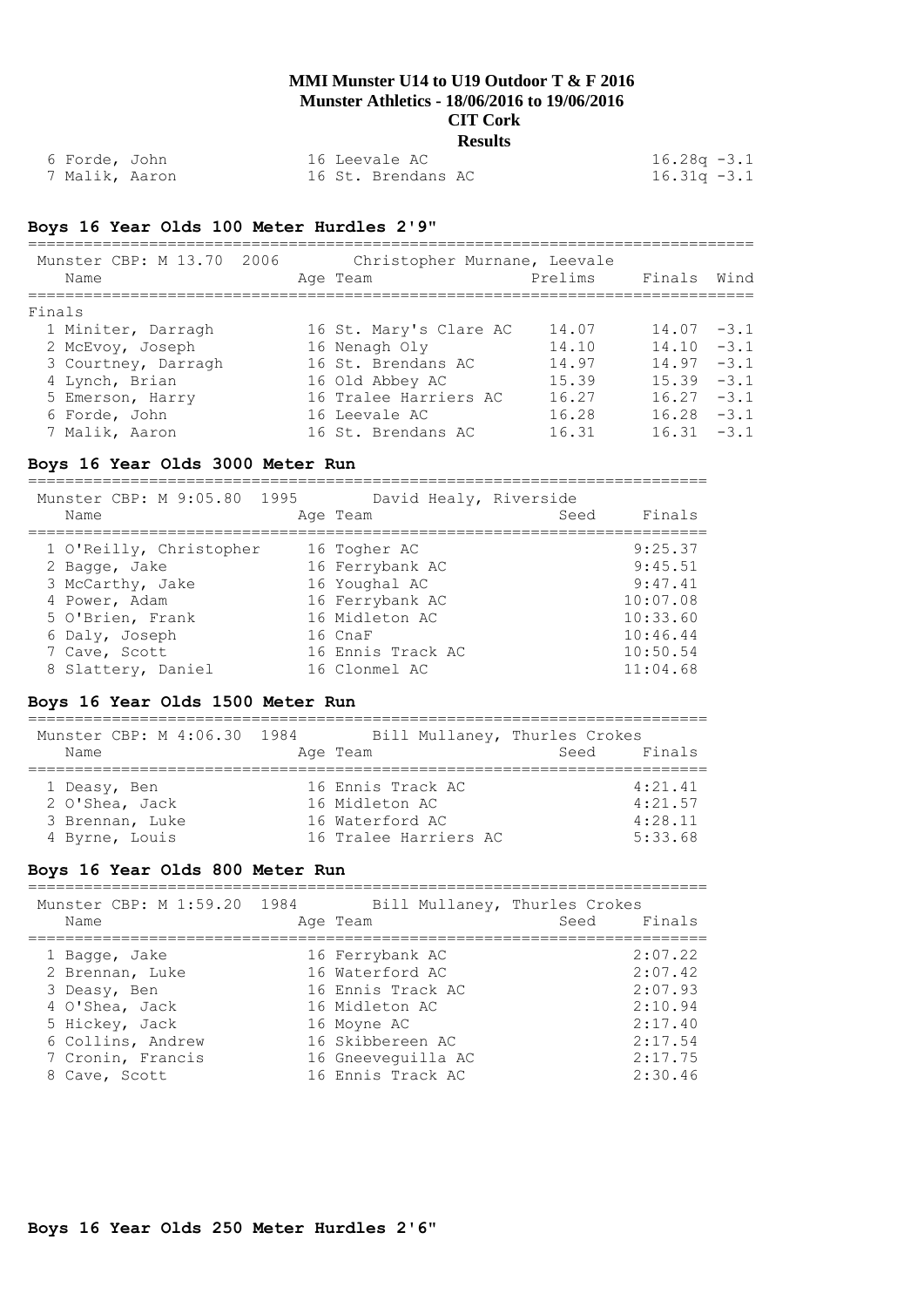| | | |
|---|---|---|
| 6 Forde, John | 16 Leevale AC | 16.28q -3.1 |
| 7 Malik, Aaron | 16 St. Brendans AC | 16.31q -3.1 |

### Boys 16 Year Olds 100 Meter Hurdles 2'9"

Munster CBP: M 13.70 2006 Christopher Murnane, Leevale

| Name | Age | Team | Prelims | Finals | Wind |
|---|---|---|---|---|---|
| **Finals** | | | | | |
| 1 Miniter, Darragh | 16 | St. Mary's Clare AC | 14.07 | 14.07 | -3.1 |
| 2 McEvoy, Joseph | 16 | Nenagh Oly | 14.10 | 14.10 | -3.1 |
| 3 Courtney, Darragh | 16 | St. Brendans AC | 14.97 | 14.97 | -3.1 |
| 4 Lynch, Brian | 16 | Old Abbey AC | 15.39 | 15.39 | -3.1 |
| 5 Emerson, Harry | 16 | Tralee Harriers AC | 16.27 | 16.27 | -3.1 |
| 6 Forde, John | 16 | Leevale AC | 16.28 | 16.28 | -3.1 |
| 7 Malik, Aaron | 16 | St. Brendans AC | 16.31 | 16.31 | -3.1 |

### Boys 16 Year Olds 3000 Meter Run

Munster CBP: M 9:05.80 1995 David Healy, Riverside

| Name | Age | Team | Seed | Finals |
|---|---|---|---|---|
| 1 O'Reilly, Christopher | 16 | Togher AC | | 9:25.37 |
| 2 Bagge, Jake | 16 | Ferrybank AC | | 9:45.51 |
| 3 McCarthy, Jake | 16 | Youghal AC | | 9:47.41 |
| 4 Power, Adam | 16 | Ferrybank AC | | 10:07.08 |
| 5 O'Brien, Frank | 16 | Midleton AC | | 10:33.60 |
| 6 Daly, Joseph | 16 | CnaF | | 10:46.44 |
| 7 Cave, Scott | 16 | Ennis Track AC | | 10:50.54 |
| 8 Slattery, Daniel | 16 | Clonmel AC | | 11:04.68 |

### Boys 16 Year Olds 1500 Meter Run

Munster CBP: M 4:06.30 1984 Bill Mullaney, Thurles Crokes

| Name | Age | Team | Seed | Finals |
|---|---|---|---|---|
| 1 Deasy, Ben | 16 | Ennis Track AC | | 4:21.41 |
| 2 O'Shea, Jack | 16 | Midleton AC | | 4:21.57 |
| 3 Brennan, Luke | 16 | Waterford AC | | 4:28.11 |
| 4 Byrne, Louis | 16 | Tralee Harriers AC | | 5:33.68 |

### Boys 16 Year Olds 800 Meter Run

Munster CBP: M 1:59.20 1984 Bill Mullaney, Thurles Crokes

| Name | Age | Team | Seed | Finals |
|---|---|---|---|---|
| 1 Bagge, Jake | 16 | Ferrybank AC | | 2:07.22 |
| 2 Brennan, Luke | 16 | Waterford AC | | 2:07.42 |
| 3 Deasy, Ben | 16 | Ennis Track AC | | 2:07.93 |
| 4 O'Shea, Jack | 16 | Midleton AC | | 2:10.94 |
| 5 Hickey, Jack | 16 | Moyne AC | | 2:17.40 |
| 6 Collins, Andrew | 16 | Skibbereen AC | | 2:17.54 |
| 7 Cronin, Francis | 16 | Gneeveguilla AC | | 2:17.75 |
| 8 Cave, Scott | 16 | Ennis Track AC | | 2:30.46 |

### Boys 16 Year Olds 250 Meter Hurdles 2'6"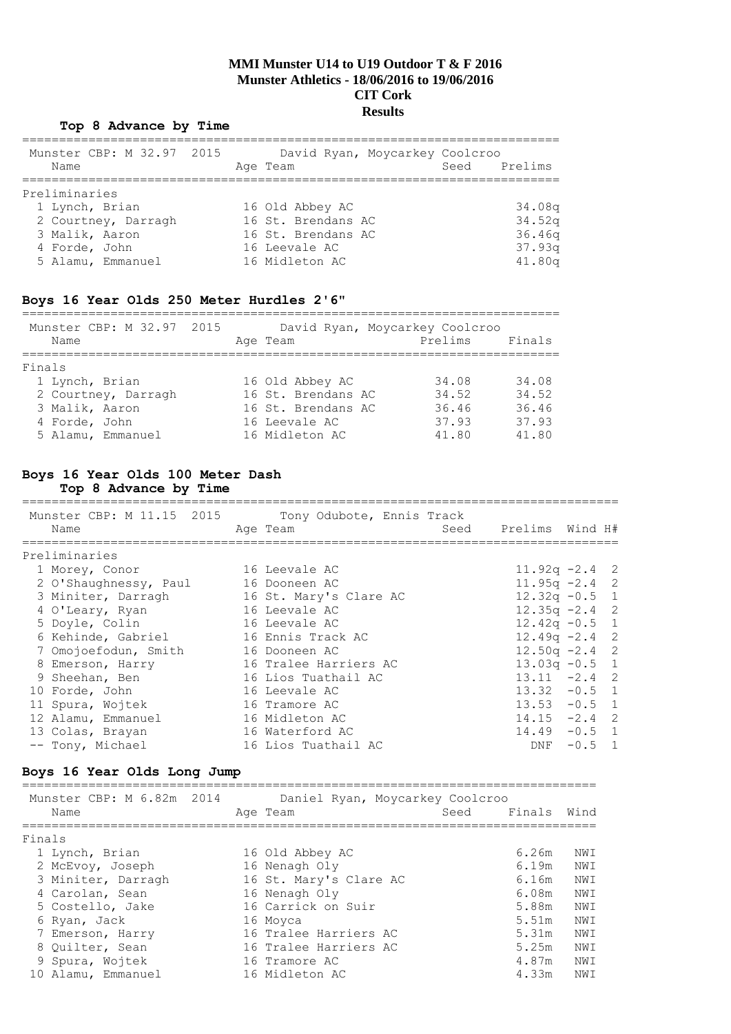**MMI Munster U14 to U19 Outdoor T & F 2016**
**Munster Athletics - 18/06/2016 to 19/06/2016**
**CIT Cork**
**Results**

**Top 8 Advance by Time**

Munster CBP: M 32.97 2015 David Ryan, Moycarkey Coolcroo

| Name | Age | Team | Seed | Prelims |
|---|---|---|---|---|
| **Preliminaries** | | | | |
| 1 Lynch, Brian | 16 | Old Abbey AC | | 34.08q |
| 2 Courtney, Darragh | 16 | St. Brendans AC | | 34.52q |
| 3 Malik, Aaron | 16 | St. Brendans AC | | 36.46q |
| 4 Forde, John | 16 | Leevale AC | | 37.93q |
| 5 Alamu, Emmanuel | 16 | Midleton AC | | 41.80q |

## Boys 16 Year Olds 250 Meter Hurdles 2'6"

Munster CBP: M 32.97 2015 David Ryan, Moycarkey Coolcroo

| Name | Age | Team | Prelims | Finals |
|---|---|---|---|---|
| **Finals** | | | | |
| 1 Lynch, Brian | 16 | Old Abbey AC | 34.08 | 34.08 |
| 2 Courtney, Darragh | 16 | St. Brendans AC | 34.52 | 34.52 |
| 3 Malik, Aaron | 16 | St. Brendans AC | 36.46 | 36.46 |
| 4 Forde, John | 16 | Leevale AC | 37.93 | 37.93 |
| 5 Alamu, Emmanuel | 16 | Midleton AC | 41.80 | 41.80 |

## Boys 16 Year Olds 100 Meter Dash

**Top 8 Advance by Time**

Munster CBP: M 11.15 2015 Tony Odubote, Ennis Track

| Name | Age | Team | Seed | Prelims | Wind | H# |
|---|---|---|---|---|---|---|
| **Preliminaries** | | | | | | |
| 1 Morey, Conor | 16 | Leevale AC | | 11.92q | -2.4 | 2 |
| 2 O'Shaughnessy, Paul | 16 | Dooneen AC | | 11.95q | -2.4 | 2 |
| 3 Miniter, Darragh | 16 | St. Mary's Clare AC | | 12.32q | -0.5 | 1 |
| 4 O'Leary, Ryan | 16 | Leevale AC | | 12.35q | -2.4 | 2 |
| 5 Doyle, Colin | 16 | Leevale AC | | 12.42q | -0.5 | 1 |
| 6 Kehinde, Gabriel | 16 | Ennis Track AC | | 12.49q | -2.4 | 2 |
| 7 Omojoefodun, Smith | 16 | Dooneen AC | | 12.50q | -2.4 | 2 |
| 8 Emerson, Harry | 16 | Tralee Harriers AC | | 13.03q | -0.5 | 1 |
| 9 Sheehan, Ben | 16 | Lios Tuathail AC | | 13.11 | -2.4 | 2 |
| 10 Forde, John | 16 | Leevale AC | | 13.32 | -0.5 | 1 |
| 11 Spura, Wojtek | 16 | Tramore AC | | 13.53 | -0.5 | 1 |
| 12 Alamu, Emmanuel | 16 | Midleton AC | | 14.15 | -2.4 | 2 |
| 13 Colas, Brayan | 16 | Waterford AC | | 14.49 | -0.5 | 1 |
| -- Tony, Michael | 16 | Lios Tuathail AC | | DNF | -0.5 | 1 |

## Boys 16 Year Olds Long Jump

Munster CBP: M 6.82m 2014 Daniel Ryan, Moycarkey Coolcroo

| Name | Age | Team | Seed | Finals | Wind |
|---|---|---|---|---|---|
| **Finals** | | | | | |
| 1 Lynch, Brian | 16 | Old Abbey AC | | 6.26m | NWI |
| 2 McEvoy, Joseph | 16 | Nenagh Oly | | 6.19m | NWI |
| 3 Miniter, Darragh | 16 | St. Mary's Clare AC | | 6.16m | NWI |
| 4 Carolan, Sean | 16 | Nenagh Oly | | 6.08m | NWI |
| 5 Costello, Jake | 16 | Carrick on Suir | | 5.88m | NWI |
| 6 Ryan, Jack | 16 | Moyca | | 5.51m | NWI |
| 7 Emerson, Harry | 16 | Tralee Harriers AC | | 5.31m | NWI |
| 8 Quilter, Sean | 16 | Tralee Harriers AC | | 5.25m | NWI |
| 9 Spura, Wojtek | 16 | Tramore AC | | 4.87m | NWI |
| 10 Alamu, Emmanuel | 16 | Midleton AC | | 4.33m | NWI |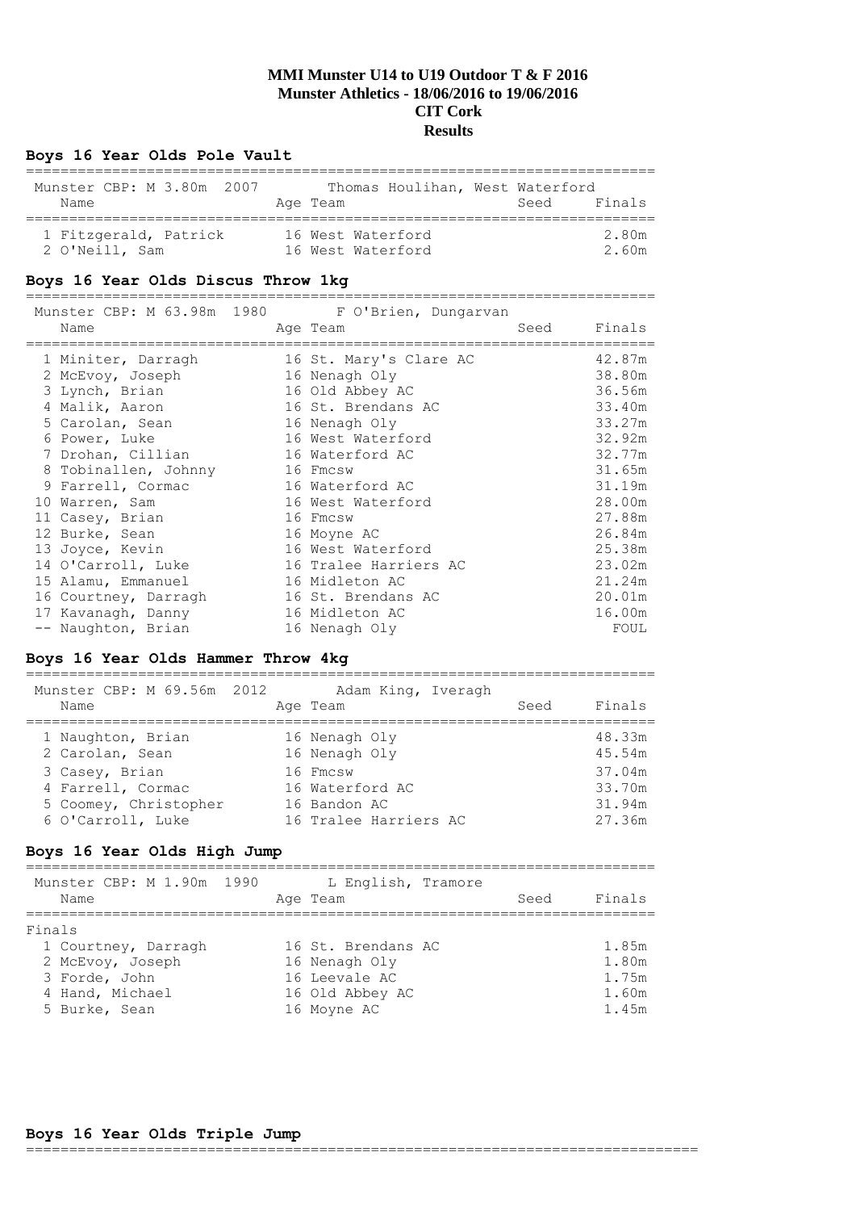# MMI Munster U14 to U19 Outdoor T & F 2016
## Munster Athletics - 18/06/2016 to 19/06/2016
## CIT Cork
## Results

### Boys 16 Year Olds Pole Vault

Munster CBP: M 3.80m 2007 Thomas Houlihan, West Waterford

| Name | Age | Team | Seed | Finals |
|---|---|---|---|---|
| 1 Fitzgerald, Patrick | 16 | West Waterford | | 2.80m |
| 2 O'Neill, Sam | 16 | West Waterford | | 2.60m |

### Boys 16 Year Olds Discus Throw 1kg

Munster CBP: M 63.98m 1980 F O'Brien, Dungarvan

| Name | Age | Team | Seed | Finals |
|---|---|---|---|---|
| 1 Miniter, Darragh | 16 | St. Mary's Clare AC | | 42.87m |
| 2 McEvoy, Joseph | 16 | Nenagh Oly | | 38.80m |
| 3 Lynch, Brian | 16 | Old Abbey AC | | 36.56m |
| 4 Malik, Aaron | 16 | St. Brendans AC | | 33.40m |
| 5 Carolan, Sean | 16 | Nenagh Oly | | 33.27m |
| 6 Power, Luke | 16 | West Waterford | | 32.92m |
| 7 Drohan, Cillian | 16 | Waterford AC | | 32.77m |
| 8 Tobinallen, Johnny | 16 | Fmcsw | | 31.65m |
| 9 Farrell, Cormac | 16 | Waterford AC | | 31.19m |
| 10 Warren, Sam | 16 | West Waterford | | 28.00m |
| 11 Casey, Brian | 16 | Fmcsw | | 27.88m |
| 12 Burke, Sean | 16 | Moyne AC | | 26.84m |
| 13 Joyce, Kevin | 16 | West Waterford | | 25.38m |
| 14 O'Carroll, Luke | 16 | Tralee Harriers AC | | 23.02m |
| 15 Alamu, Emmanuel | 16 | Midleton AC | | 21.24m |
| 16 Courtney, Darragh | 16 | St. Brendans AC | | 20.01m |
| 17 Kavanagh, Danny | 16 | Midleton AC | | 16.00m |
| -- Naughton, Brian | 16 | Nenagh Oly | | FOUL |

### Boys 16 Year Olds Hammer Throw 4kg

Munster CBP: M 69.56m 2012 Adam King, Iveragh

| Name | Age | Team | Seed | Finals |
|---|---|---|---|---|
| 1 Naughton, Brian | 16 | Nenagh Oly | | 48.33m |
| 2 Carolan, Sean | 16 | Nenagh Oly | | 45.54m |
| 3 Casey, Brian | 16 | Fmcsw | | 37.04m |
| 4 Farrell, Cormac | 16 | Waterford AC | | 33.70m |
| 5 Coomey, Christopher | 16 | Bandon AC | | 31.94m |
| 6 O'Carroll, Luke | 16 | Tralee Harriers AC | | 27.36m |

### Boys 16 Year Olds High Jump

Munster CBP: M 1.90m 1990 L English, Tramore

Finals

| Name | Age | Team | Seed | Finals |
|---|---|---|---|---|
| 1 Courtney, Darragh | 16 | St. Brendans AC | | 1.85m |
| 2 McEvoy, Joseph | 16 | Nenagh Oly | | 1.80m |
| 3 Forde, John | 16 | Leevale AC | | 1.75m |
| 4 Hand, Michael | 16 | Old Abbey AC | | 1.60m |
| 5 Burke, Sean | 16 | Moyne AC | | 1.45m |

### Boys 16 Year Olds Triple Jump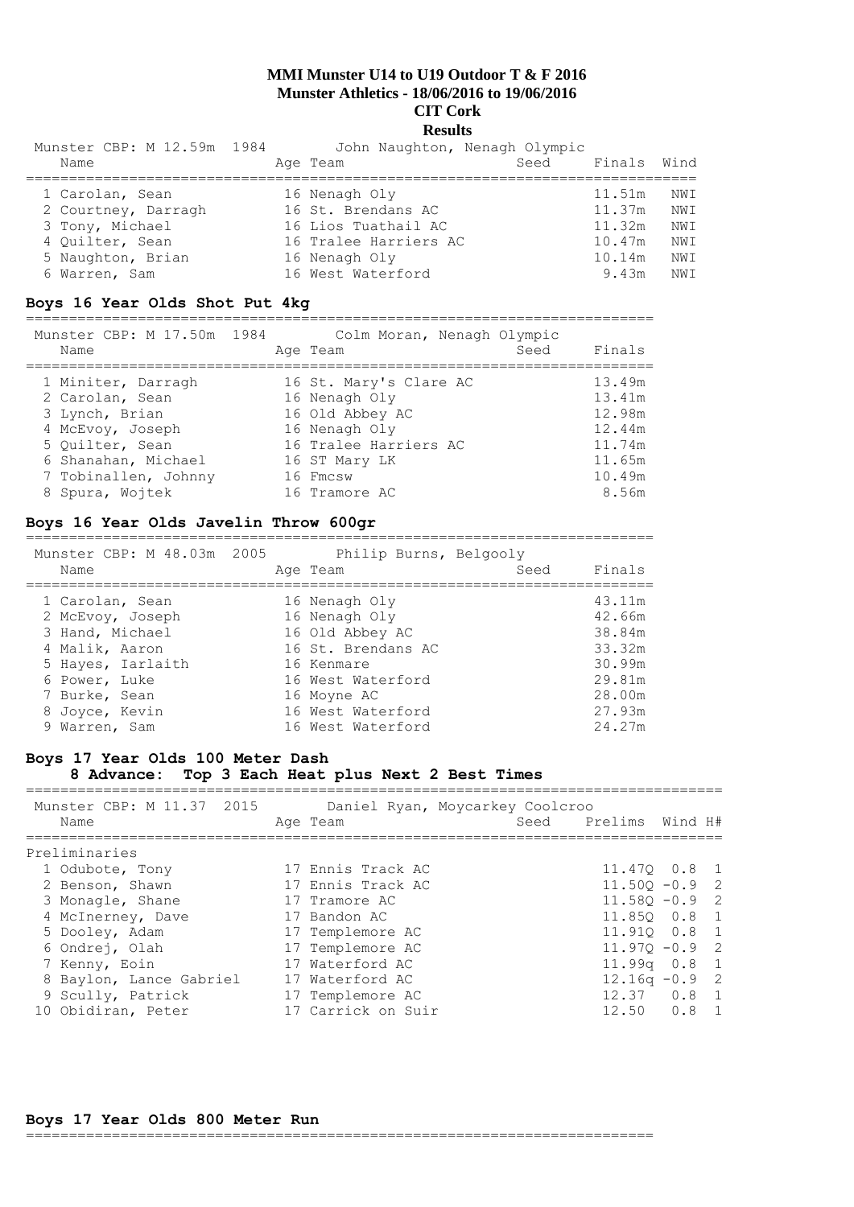# MMI Munster U14 to U19 Outdoor T & F 2016
## Munster Athletics - 18/06/2016 to 19/06/2016
## CIT Cork
## Results

Munster CBP: M 12.59m 1984 John Naughton, Nenagh Olympic

| Name | Age | Team | Seed | Finals | Wind |
|---|---|---|---|---|---|
| 1 Carolan, Sean | 16 | Nenagh Oly | | 11.51m | NWI |
| 2 Courtney, Darragh | 16 | St. Brendans AC | | 11.37m | NWI |
| 3 Tony, Michael | 16 | Lios Tuathail AC | | 11.32m | NWI |
| 4 Quilter, Sean | 16 | Tralee Harriers AC | | 10.47m | NWI |
| 5 Naughton, Brian | 16 | Nenagh Oly | | 10.14m | NWI |
| 6 Warren, Sam | 16 | West Waterford | | 9.43m | NWI |

### Boys 16 Year Olds Shot Put 4kg

Munster CBP: M 17.50m 1984 Colm Moran, Nenagh Olympic

| Name | Age | Team | Seed | Finals |
|---|---|---|---|---|
| 1 Miniter, Darragh | 16 | St. Mary's Clare AC | | 13.49m |
| 2 Carolan, Sean | 16 | Nenagh Oly | | 13.41m |
| 3 Lynch, Brian | 16 | Old Abbey AC | | 12.98m |
| 4 McEvoy, Joseph | 16 | Nenagh Oly | | 12.44m |
| 5 Quilter, Sean | 16 | Tralee Harriers AC | | 11.74m |
| 6 Shanahan, Michael | 16 | ST Mary LK | | 11.65m |
| 7 Tobinallen, Johnny | 16 | Fmcsw | | 10.49m |
| 8 Spura, Wojtek | 16 | Tramore AC | | 8.56m |

### Boys 16 Year Olds Javelin Throw 600gr

Munster CBP: M 48.03m 2005 Philip Burns, Belgooly

| Name | Age | Team | Seed | Finals |
|---|---|---|---|---|
| 1 Carolan, Sean | 16 | Nenagh Oly | | 43.11m |
| 2 McEvoy, Joseph | 16 | Nenagh Oly | | 42.66m |
| 3 Hand, Michael | 16 | Old Abbey AC | | 38.84m |
| 4 Malik, Aaron | 16 | St. Brendans AC | | 33.32m |
| 5 Hayes, Iarlaith | 16 | Kenmare | | 30.99m |
| 6 Power, Luke | 16 | West Waterford | | 29.81m |
| 7 Burke, Sean | 16 | Moyne AC | | 28.00m |
| 8 Joyce, Kevin | 16 | West Waterford | | 27.93m |
| 9 Warren, Sam | 16 | West Waterford | | 24.27m |

### Boys 17 Year Olds 100 Meter Dash
**8 Advance: Top 3 Each Heat plus Next 2 Best Times**

Munster CBP: M 11.37 2015 Daniel Ryan, Moycarkey Coolcroo

| Name | Age | Team | Seed | Prelims | Wind | H# |
|---|---|---|---|---|---|---|
| Preliminaries | | | | | | |
| 1 Odubote, Tony | 17 | Ennis Track AC | | 11.47Q | 0.8 | 1 |
| 2 Benson, Shawn | 17 | Ennis Track AC | | 11.50Q | -0.9 | 2 |
| 3 Monagle, Shane | 17 | Tramore AC | | 11.58Q | -0.9 | 2 |
| 4 McInerney, Dave | 17 | Bandon AC | | 11.85Q | 0.8 | 1 |
| 5 Dooley, Adam | 17 | Templemore AC | | 11.91Q | 0.8 | 1 |
| 6 Ondrej, Olah | 17 | Templemore AC | | 11.97Q | -0.9 | 2 |
| 7 Kenny, Eoin | 17 | Waterford AC | | 11.99q | 0.8 | 1 |
| 8 Baylon, Lance Gabriel | 17 | Waterford AC | | 12.16q | -0.9 | 2 |
| 9 Scully, Patrick | 17 | Templemore AC | | 12.37 | 0.8 | 1 |
| 10 Obidiran, Peter | 17 | Carrick on Suir | | 12.50 | 0.8 | 1 |

### Boys 17 Year Olds 800 Meter Run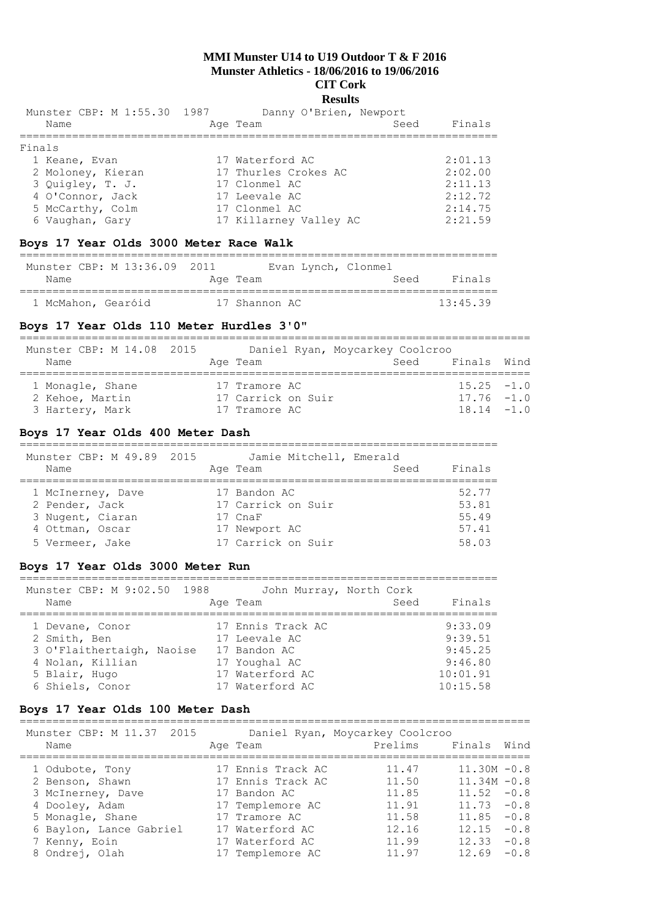# MMI Munster U14 to U19 Outdoor T & F 2016
## Munster Athletics - 18/06/2016 to 19/06/2016
## CIT Cork
## Results

Munster CBP: M 1:55.30 1987 Danny O'Brien, Newport

| Name | Age | Team | Seed | Finals |
|---|---|---|---|---|
| **Finals** | | | | |
| 1 Keane, Evan | 17 | Waterford AC | | 2:01.13 |
| 2 Moloney, Kieran | 17 | Thurles Crokes AC | | 2:02.00 |
| 3 Quigley, T. J. | 17 | Clonmel AC | | 2:11.13 |
| 4 O'Connor, Jack | 17 | Leevale AC | | 2:12.72 |
| 5 McCarthy, Colm | 17 | Clonmel AC | | 2:14.75 |
| 6 Vaughan, Gary | 17 | Killarney Valley AC | | 2:21.59 |

### Boys 17 Year Olds 3000 Meter Race Walk

Munster CBP: M 13:36.09 2011 Evan Lynch, Clonmel

| Name | Age | Team | Seed | Finals |
|---|---|---|---|---|
| 1 McMahon, Gearóid | 17 | Shannon AC | | 13:45.39 |

### Boys 17 Year Olds 110 Meter Hurdles 3'0"

Munster CBP: M 14.08 2015 Daniel Ryan, Moycarkey Coolcroo

| Name | Age | Team | Seed | Finals | Wind |
|---|---|---|---|---|---|
| 1 Monagle, Shane | 17 | Tramore AC | | 15.25 | -1.0 |
| 2 Kehoe, Martin | 17 | Carrick on Suir | | 17.76 | -1.0 |
| 3 Hartery, Mark | 17 | Tramore AC | | 18.14 | -1.0 |

### Boys 17 Year Olds 400 Meter Dash

Munster CBP: M 49.89 2015 Jamie Mitchell, Emerald

| Name | Age | Team | Seed | Finals |
|---|---|---|---|---|
| 1 McInerney, Dave | 17 | Bandon AC | | 52.77 |
| 2 Pender, Jack | 17 | Carrick on Suir | | 53.81 |
| 3 Nugent, Ciaran | 17 | CnaF | | 55.49 |
| 4 Ottman, Oscar | 17 | Newport AC | | 57.41 |
| 5 Vermeer, Jake | 17 | Carrick on Suir | | 58.03 |

### Boys 17 Year Olds 3000 Meter Run

Munster CBP: M 9:02.50 1988 John Murray, North Cork

| Name | Age | Team | Seed | Finals |
|---|---|---|---|---|
| 1 Devane, Conor | 17 | Ennis Track AC | | 9:33.09 |
| 2 Smith, Ben | 17 | Leevale AC | | 9:39.51 |
| 3 O'Flaithertaigh, Naoise | 17 | Bandon AC | | 9:45.25 |
| 4 Nolan, Killian | 17 | Youghal AC | | 9:46.80 |
| 5 Blair, Hugo | 17 | Waterford AC | | 10:01.91 |
| 6 Shiels, Conor | 17 | Waterford AC | | 10:15.58 |

### Boys 17 Year Olds 100 Meter Dash

Munster CBP: M 11.37 2015 Daniel Ryan, Moycarkey Coolcroo

| Name | Age | Team | Prelims | Finals | Wind |
|---|---|---|---|---|---|
| 1 Odubote, Tony | 17 | Ennis Track AC | 11.47 | 11.30M | -0.8 |
| 2 Benson, Shawn | 17 | Ennis Track AC | 11.50 | 11.34M | -0.8 |
| 3 McInerney, Dave | 17 | Bandon AC | 11.85 | 11.52 | -0.8 |
| 4 Dooley, Adam | 17 | Templemore AC | 11.91 | 11.73 | -0.8 |
| 5 Monagle, Shane | 17 | Tramore AC | 11.58 | 11.85 | -0.8 |
| 6 Baylon, Lance Gabriel | 17 | Waterford AC | 12.16 | 12.15 | -0.8 |
| 7 Kenny, Eoin | 17 | Waterford AC | 11.99 | 12.33 | -0.8 |
| 8 Ondrej, Olah | 17 | Templemore AC | 11.97 | 12.69 | -0.8 |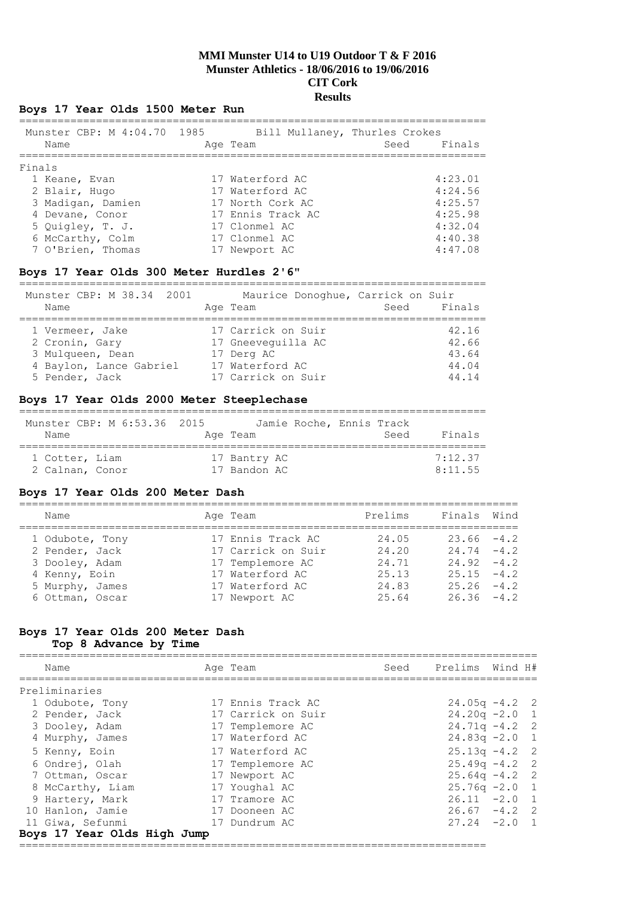# MMI Munster U14 to U19 Outdoor T & F 2016
## Munster Athletics - 18/06/2016 to 19/06/2016
## CIT Cork
## Results

### Boys 17 Year Olds 1500 Meter Run

Munster CBP: M 4:04.70 1985 Bill Mullaney, Thurles Crokes

| Name | Age | Team | Seed | Finals |
|---|---|---|---|---|
| **Finals** | | | | |
| 1 Keane, Evan | 17 | Waterford AC | | 4:23.01 |
| 2 Blair, Hugo | 17 | Waterford AC | | 4:24.56 |
| 3 Madigan, Damien | 17 | North Cork AC | | 4:25.57 |
| 4 Devane, Conor | 17 | Ennis Track AC | | 4:25.98 |
| 5 Quigley, T. J. | 17 | Clonmel AC | | 4:32.04 |
| 6 McCarthy, Colm | 17 | Clonmel AC | | 4:40.38 |
| 7 O'Brien, Thomas | 17 | Newport AC | | 4:47.08 |

### Boys 17 Year Olds 300 Meter Hurdles 2'6"

Munster CBP: M 38.34 2001 Maurice Donoghue, Carrick on Suir

| Name | Age | Team | Seed | Finals |
|---|---|---|---|---|
| 1 Vermeer, Jake | 17 | Carrick on Suir | | 42.16 |
| 2 Cronin, Gary | 17 | Gneeveguilla AC | | 42.66 |
| 3 Mulqueen, Dean | 17 | Derg AC | | 43.64 |
| 4 Baylon, Lance Gabriel | 17 | Waterford AC | | 44.04 |
| 5 Pender, Jack | 17 | Carrick on Suir | | 44.14 |

### Boys 17 Year Olds 2000 Meter Steeplechase

Munster CBP: M 6:53.36 2015 Jamie Roche, Ennis Track

| Name | Age | Team | Seed | Finals |
|---|---|---|---|---|
| 1 Cotter, Liam | 17 | Bantry AC | | 7:12.37 |
| 2 Calnan, Conor | 17 | Bandon AC | | 8:11.55 |

### Boys 17 Year Olds 200 Meter Dash

| Name | Age | Team | Prelims | Finals | Wind |
|---|---|---|---|---|---|
| 1 Odubote, Tony | 17 | Ennis Track AC | 24.05 | 23.66 | -4.2 |
| 2 Pender, Jack | 17 | Carrick on Suir | 24.20 | 24.74 | -4.2 |
| 3 Dooley, Adam | 17 | Templemore AC | 24.71 | 24.92 | -4.2 |
| 4 Kenny, Eoin | 17 | Waterford AC | 25.13 | 25.15 | -4.2 |
| 5 Murphy, James | 17 | Waterford AC | 24.83 | 25.26 | -4.2 |
| 6 Ottman, Oscar | 17 | Newport AC | 25.64 | 26.36 | -4.2 |

### Boys 17 Year Olds 200 Meter Dash
Top 8 Advance by Time

| Name | Age | Team | Seed | Prelims | Wind | H# |
|---|---|---|---|---|---|---|
| **Preliminaries** | | | | | | |
| 1 Odubote, Tony | 17 | Ennis Track AC | | 24.05q | -4.2 | 2 |
| 2 Pender, Jack | 17 | Carrick on Suir | | 24.20q | -2.0 | 1 |
| 3 Dooley, Adam | 17 | Templemore AC | | 24.71q | -4.2 | 2 |
| 4 Murphy, James | 17 | Waterford AC | | 24.83q | -2.0 | 1 |
| 5 Kenny, Eoin | 17 | Waterford AC | | 25.13q | -4.2 | 2 |
| 6 Ondrej, Olah | 17 | Templemore AC | | 25.49q | -4.2 | 2 |
| 7 Ottman, Oscar | 17 | Newport AC | | 25.64q | -4.2 | 2 |
| 8 McCarthy, Liam | 17 | Youghal AC | | 25.76q | -2.0 | 1 |
| 9 Hartery, Mark | 17 | Tramore AC | | 26.11 | -2.0 | 1 |
| 10 Hanlon, Jamie | 17 | Dooneen AC | | 26.67 | -4.2 | 2 |
| 11 Giwa, Sefunmi | 17 | Dundrum AC | | 27.24 | -2.0 | 1 |

### Boys 17 Year Olds High Jump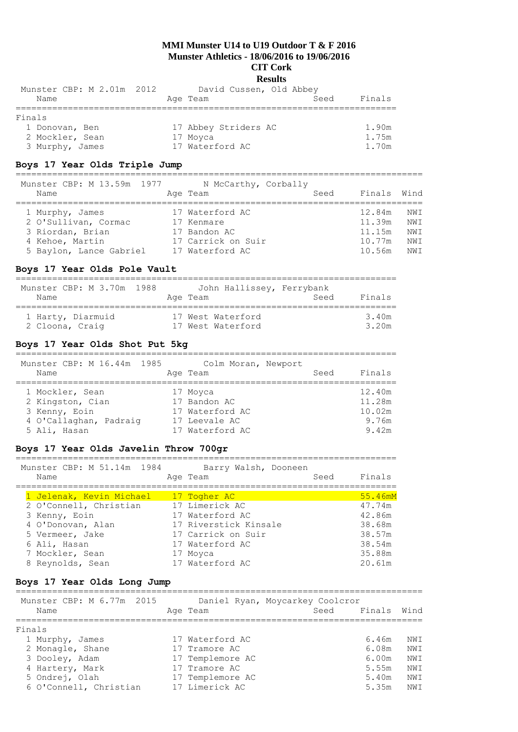**MMI Munster U14 to U19 Outdoor T & F 2016**
**Munster Athletics - 18/06/2016 to 19/06/2016**
**CIT Cork**
**Results**

Munster CBP: M 2.01m 2012 David Cussen, Old Abbey

| Name | Age | Team | Seed | Finals |
|---|---|---|---|---|
| **Finals** | | | | |
| 1 Donovan, Ben | 17 | Abbey Striders AC | | 1.90m |
| 2 Mockler, Sean | 17 | Moyca | | 1.75m |
| 3 Murphy, James | 17 | Waterford AC | | 1.70m |

## Boys 17 Year Olds Triple Jump

Munster CBP: M 13.59m 1977 N McCarthy, Corbally

| Name | Age | Team | Seed | Finals | Wind |
|---|---|---|---|---|---|
| 1 Murphy, James | 17 | Waterford AC | | 12.84m | NWI |
| 2 O'Sullivan, Cormac | 17 | Kenmare | | 11.39m | NWI |
| 3 Riordan, Brian | 17 | Bandon AC | | 11.15m | NWI |
| 4 Kehoe, Martin | 17 | Carrick on Suir | | 10.77m | NWI |
| 5 Baylon, Lance Gabriel | 17 | Waterford AC | | 10.56m | NWI |

## Boys 17 Year Olds Pole Vault

Munster CBP: M 3.70m 1988 John Hallissey, Ferrybank

| Name | Age | Team | Seed | Finals |
|---|---|---|---|---|
| 1 Harty, Diarmuid | 17 | West Waterford | | 3.40m |
| 2 Cloona, Craig | 17 | West Waterford | | 3.20m |

## Boys 17 Year Olds Shot Put 5kg

Munster CBP: M 16.44m 1985 Colm Moran, Newport

| Name | Age | Team | Seed | Finals |
|---|---|---|---|---|
| 1 Mockler, Sean | 17 | Moyca | | 12.40m |
| 2 Kingston, Cian | 17 | Bandon AC | | 11.28m |
| 3 Kenny, Eoin | 17 | Waterford AC | | 10.02m |
| 4 O'Callaghan, Padraig | 17 | Leevale AC | | 9.76m |
| 5 Ali, Hasan | 17 | Waterford AC | | 9.42m |

## Boys 17 Year Olds Javelin Throw 700gr

Munster CBP: M 51.14m 1984 Barry Walsh, Dooneen

| Name | Age | Team | Seed | Finals |
|---|---|---|---|---|
| 1 Jelenak, Kevin Michael | 17 | Togher AC | | 55.46mM |
| 2 O'Connell, Christian | 17 | Limerick AC | | 47.74m |
| 3 Kenny, Eoin | 17 | Waterford AC | | 42.86m |
| 4 O'Donovan, Alan | 17 | Riverstick Kinsale | | 38.68m |
| 5 Vermeer, Jake | 17 | Carrick on Suir | | 38.57m |
| 6 Ali, Hasan | 17 | Waterford AC | | 38.54m |
| 7 Mockler, Sean | 17 | Moyca | | 35.88m |
| 8 Reynolds, Sean | 17 | Waterford AC | | 20.61m |

## Boys 17 Year Olds Long Jump

Munster CBP: M 6.77m 2015 Daniel Ryan, Moycarkey Coolcror

| Name | Age | Team | Seed | Finals | Wind |
|---|---|---|---|---|---|
| **Finals** | | | | | |
| 1 Murphy, James | 17 | Waterford AC | | 6.46m | NWI |
| 2 Monagle, Shane | 17 | Tramore AC | | 6.08m | NWI |
| 3 Dooley, Adam | 17 | Templemore AC | | 6.00m | NWI |
| 4 Hartery, Mark | 17 | Tramore AC | | 5.55m | NWI |
| 5 Ondrej, Olah | 17 | Templemore AC | | 5.40m | NWI |
| 6 O'Connell, Christian | 17 | Limerick AC | | 5.35m | NWI |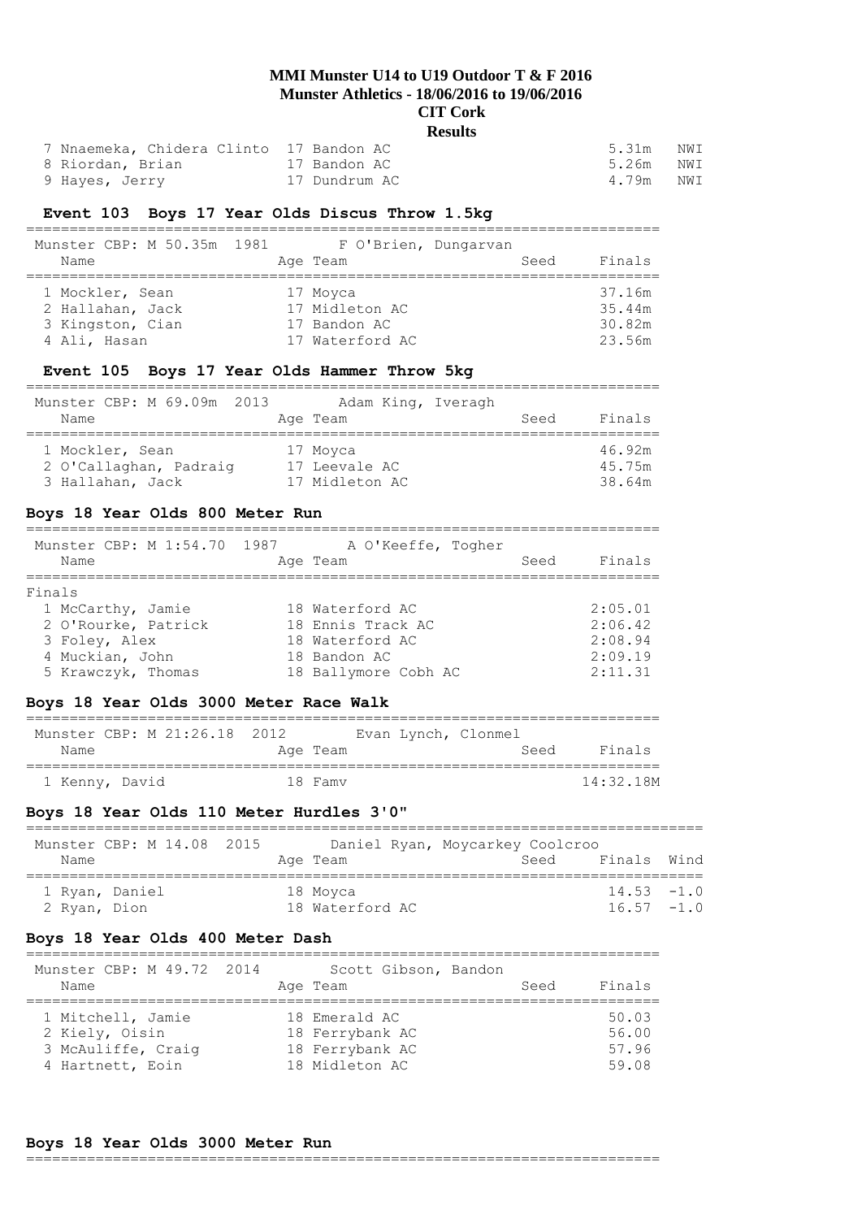# MMI Munster U14 to U19 Outdoor T & F 2016

**Munster Athletics - 18/06/2016 to 19/06/2016**

**CIT Cork**

**Results**

| | Name | Age | Team | Finals | |
|---|---|---|---|---|---|
| 7 | Nnaemeka, Chidera Clinto | 17 | Bandon AC | 5.31m | NWI |
| 8 | Riordan, Brian | 17 | Bandon AC | 5.26m | NWI |
| 9 | Hayes, Jerry | 17 | Dundrum AC | 4.79m | NWI |

### Event 103 Boys 17 Year Olds Discus Throw 1.5kg

Munster CBP: M 50.35m 1981 F O'Brien, Dungarvan

| | Name | Age | Team | Seed | Finals |
|---|---|---|---|---|---|
| 1 | Mockler, Sean | 17 | Moyca | | 37.16m |
| 2 | Hallahan, Jack | 17 | Midleton AC | | 35.44m |
| 3 | Kingston, Cian | 17 | Bandon AC | | 30.82m |
| 4 | Ali, Hasan | 17 | Waterford AC | | 23.56m |

### Event 105 Boys 17 Year Olds Hammer Throw 5kg

Munster CBP: M 69.09m 2013 Adam King, Iveragh

| | Name | Age | Team | Seed | Finals |
|---|---|---|---|---|---|
| 1 | Mockler, Sean | 17 | Moyca | | 46.92m |
| 2 | O'Callaghan, Padraig | 17 | Leevale AC | | 45.75m |
| 3 | Hallahan, Jack | 17 | Midleton AC | | 38.64m |

### Boys 18 Year Olds 800 Meter Run

Munster CBP: M 1:54.70 1987 A O'Keeffe, Togher

Finals

| | Name | Age | Team | Seed | Finals |
|---|---|---|---|---|---|
| 1 | McCarthy, Jamie | 18 | Waterford AC | | 2:05.01 |
| 2 | O'Rourke, Patrick | 18 | Ennis Track AC | | 2:06.42 |
| 3 | Foley, Alex | 18 | Waterford AC | | 2:08.94 |
| 4 | Muckian, John | 18 | Bandon AC | | 2:09.19 |
| 5 | Krawczyk, Thomas | 18 | Ballymore Cobh AC | | 2:11.31 |

### Boys 18 Year Olds 3000 Meter Race Walk

Munster CBP: M 21:26.18 2012 Evan Lynch, Clonmel

| | Name | Age | Team | Seed | Finals |
|---|---|---|---|---|---|
| 1 | Kenny, David | 18 | Famv | | 14:32.18M |

### Boys 18 Year Olds 110 Meter Hurdles 3'0"

Munster CBP: M 14.08 2015 Daniel Ryan, Moycarkey Coolcroo

| | Name | Age | Team | Seed | Finals | Wind |
|---|---|---|---|---|---|---|
| 1 | Ryan, Daniel | 18 | Moyca | | 14.53 | -1.0 |
| 2 | Ryan, Dion | 18 | Waterford AC | | 16.57 | -1.0 |

### Boys 18 Year Olds 400 Meter Dash

Munster CBP: M 49.72 2014 Scott Gibson, Bandon

| | Name | Age | Team | Seed | Finals |
|---|---|---|---|---|---|
| 1 | Mitchell, Jamie | 18 | Emerald AC | | 50.03 |
| 2 | Kiely, Oisin | 18 | Ferrybank AC | | 56.00 |
| 3 | McAuliffe, Craig | 18 | Ferrybank AC | | 57.96 |
| 4 | Hartnett, Eoin | 18 | Midleton AC | | 59.08 |

### Boys 18 Year Olds 3000 Meter Run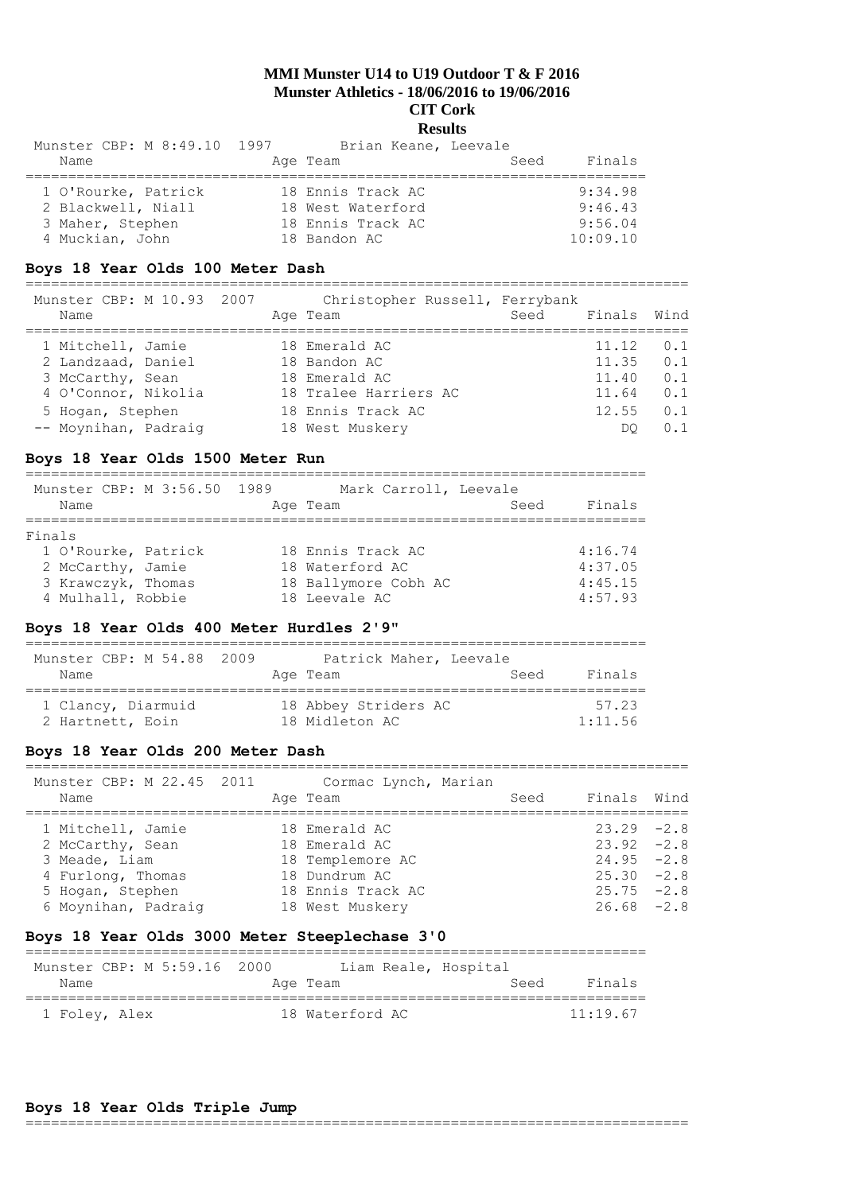# MMI Munster U14 to U19 Outdoor T & F 2016

**Munster Athletics - 18/06/2016 to 19/06/2016**

**CIT Cork**

**Results**

Munster CBP: M 8:49.10 1997 Brian Keane, Leevale

| Name | Age | Team | Seed | Finals |
|---|---|---|---|---|
| 1 O'Rourke, Patrick | 18 | Ennis Track AC | | 9:34.98 |
| 2 Blackwell, Niall | 18 | West Waterford | | 9:46.43 |
| 3 Maher, Stephen | 18 | Ennis Track AC | | 9:56.04 |
| 4 Muckian, John | 18 | Bandon AC | | 10:09.10 |

## Boys 18 Year Olds 100 Meter Dash

Munster CBP: M 10.93 2007 Christopher Russell, Ferrybank

| Name | Age | Team | Seed | Finals | Wind |
|---|---|---|---|---|---|
| 1 Mitchell, Jamie | 18 | Emerald AC | | 11.12 | 0.1 |
| 2 Landzaad, Daniel | 18 | Bandon AC | | 11.35 | 0.1 |
| 3 McCarthy, Sean | 18 | Emerald AC | | 11.40 | 0.1 |
| 4 O'Connor, Nikolia | 18 | Tralee Harriers AC | | 11.64 | 0.1 |
| 5 Hogan, Stephen | 18 | Ennis Track AC | | 12.55 | 0.1 |
| -- Moynihan, Padraig | 18 | West Muskery | | DQ | 0.1 |

## Boys 18 Year Olds 1500 Meter Run

Munster CBP: M 3:56.50 1989 Mark Carroll, Leevale

| Name | Age | Team | Seed | Finals |
|---|---|---|---|---|
| **Finals** | | | | |
| 1 O'Rourke, Patrick | 18 | Ennis Track AC | | 4:16.74 |
| 2 McCarthy, Jamie | 18 | Waterford AC | | 4:37.05 |
| 3 Krawczyk, Thomas | 18 | Ballymore Cobh AC | | 4:45.15 |
| 4 Mulhall, Robbie | 18 | Leevale AC | | 4:57.93 |

## Boys 18 Year Olds 400 Meter Hurdles 2'9"

Munster CBP: M 54.88 2009 Patrick Maher, Leevale

| Name | Age | Team | Seed | Finals |
|---|---|---|---|---|
| 1 Clancy, Diarmuid | 18 | Abbey Striders AC | | 57.23 |
| 2 Hartnett, Eoin | 18 | Midleton AC | | 1:11.56 |

## Boys 18 Year Olds 200 Meter Dash

Munster CBP: M 22.45 2011 Cormac Lynch, Marian

| Name | Age | Team | Seed | Finals | Wind |
|---|---|---|---|---|---|
| 1 Mitchell, Jamie | 18 | Emerald AC | | 23.29 | -2.8 |
| 2 McCarthy, Sean | 18 | Emerald AC | | 23.92 | -2.8 |
| 3 Meade, Liam | 18 | Templemore AC | | 24.95 | -2.8 |
| 4 Furlong, Thomas | 18 | Dundrum AC | | 25.30 | -2.8 |
| 5 Hogan, Stephen | 18 | Ennis Track AC | | 25.75 | -2.8 |
| 6 Moynihan, Padraig | 18 | West Muskery | | 26.68 | -2.8 |

## Boys 18 Year Olds 3000 Meter Steeplechase 3'0

Munster CBP: M 5:59.16 2000 Liam Reale, Hospital

| Name | Age | Team | Seed | Finals |
|---|---|---|---|---|
| 1 Foley, Alex | 18 | Waterford AC | | 11:19.67 |

## Boys 18 Year Olds Triple Jump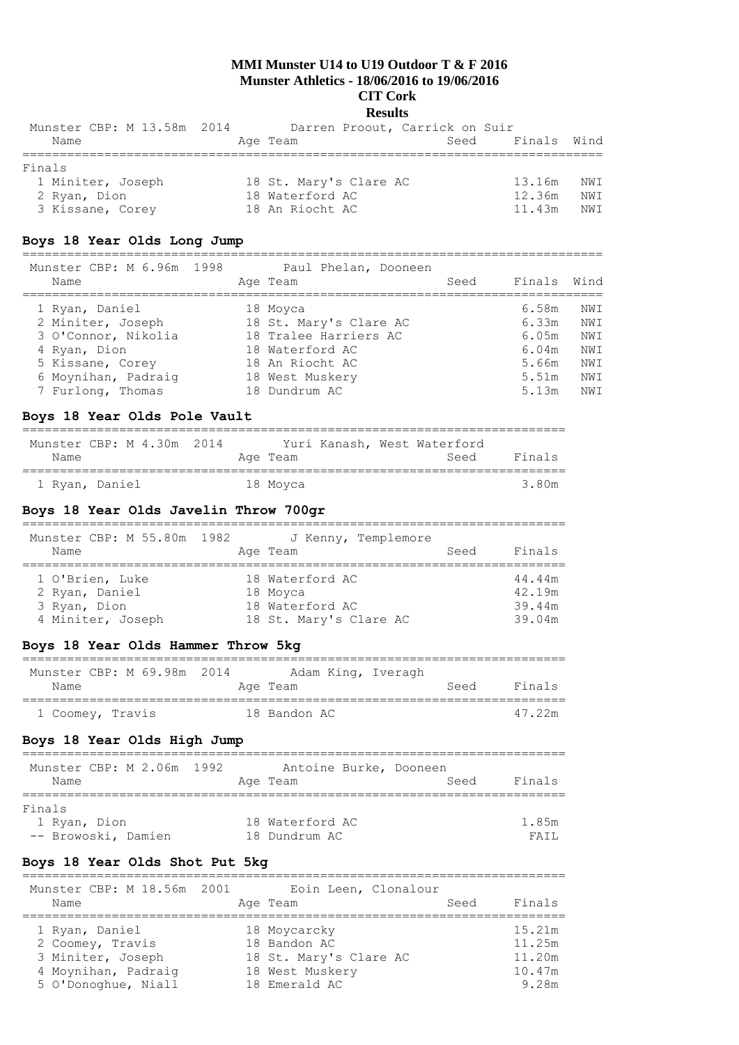# MMI Munster U14 to U19 Outdoor T & F 2016
## Munster Athletics - 18/06/2016 to 19/06/2016
## CIT Cork
## Results

Munster CBP: M 13.58m 2014 Darren Proout, Carrick on Suir

Finals

| Name | Age | Team | Seed | Finals | Wind |
|---|---|---|---|---|---|
| 1 Miniter, Joseph | 18 | St. Mary's Clare AC | | 13.16m | NWI |
| 2 Ryan, Dion | 18 | Waterford AC | | 12.36m | NWI |
| 3 Kissane, Corey | 18 | An Riocht AC | | 11.43m | NWI |

### Boys 18 Year Olds Long Jump

Munster CBP: M 6.96m 1998 Paul Phelan, Dooneen

| Name | Age | Team | Seed | Finals | Wind |
|---|---|---|---|---|---|
| 1 Ryan, Daniel | 18 | Moyca | | 6.58m | NWI |
| 2 Miniter, Joseph | 18 | St. Mary's Clare AC | | 6.33m | NWI |
| 3 O'Connor, Nikolia | 18 | Tralee Harriers AC | | 6.05m | NWI |
| 4 Ryan, Dion | 18 | Waterford AC | | 6.04m | NWI |
| 5 Kissane, Corey | 18 | An Riocht AC | | 5.66m | NWI |
| 6 Moynihan, Padraig | 18 | West Muskery | | 5.51m | NWI |
| 7 Furlong, Thomas | 18 | Dundrum AC | | 5.13m | NWI |

### Boys 18 Year Olds Pole Vault

Munster CBP: M 4.30m 2014 Yuri Kanash, West Waterford

| Name | Age | Team | Seed | Finals |
|---|---|---|---|---|
| 1 Ryan, Daniel | 18 | Moyca | | 3.80m |

### Boys 18 Year Olds Javelin Throw 700gr

Munster CBP: M 55.80m 1982 J Kenny, Templemore

| Name | Age | Team | Seed | Finals |
|---|---|---|---|---|
| 1 O'Brien, Luke | 18 | Waterford AC | | 44.44m |
| 2 Ryan, Daniel | 18 | Moyca | | 42.19m |
| 3 Ryan, Dion | 18 | Waterford AC | | 39.44m |
| 4 Miniter, Joseph | 18 | St. Mary's Clare AC | | 39.04m |

### Boys 18 Year Olds Hammer Throw 5kg

Munster CBP: M 69.98m 2014 Adam King, Iveragh

| Name | Age | Team | Seed | Finals |
|---|---|---|---|---|
| 1 Coomey, Travis | 18 | Bandon AC | | 47.22m |

### Boys 18 Year Olds High Jump

Munster CBP: M 2.06m 1992 Antoine Burke, Dooneen

Finals

| Name | Age | Team | Seed | Finals |
|---|---|---|---|---|
| 1 Ryan, Dion | 18 | Waterford AC | | 1.85m |
| -- Browoski, Damien | 18 | Dundrum AC | | FAIL |

### Boys 18 Year Olds Shot Put 5kg

Munster CBP: M 18.56m 2001 Eoin Leen, Clonalour

| Name | Age | Team | Seed | Finals |
|---|---|---|---|---|
| 1 Ryan, Daniel | 18 | Moycarcky | | 15.21m |
| 2 Coomey, Travis | 18 | Bandon AC | | 11.25m |
| 3 Miniter, Joseph | 18 | St. Mary's Clare AC | | 11.20m |
| 4 Moynihan, Padraig | 18 | West Muskery | | 10.47m |
| 5 O'Donoghue, Niall | 18 | Emerald AC | | 9.28m |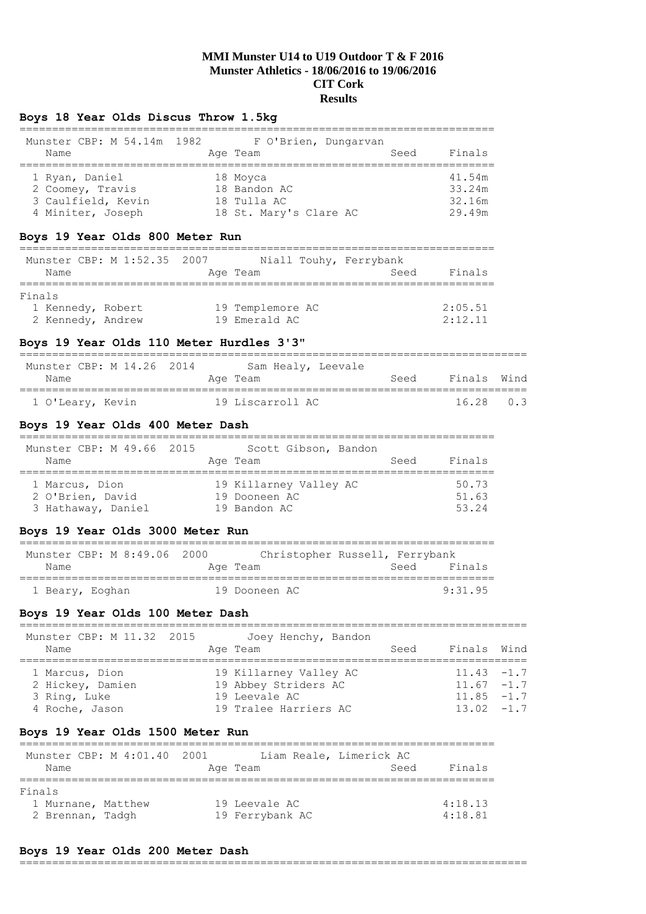# MMI Munster U14 to U19 Outdoor T & F 2016
## Munster Athletics - 18/06/2016 to 19/06/2016
## CIT Cork
## Results

### Boys 18 Year Olds Discus Throw 1.5kg

Munster CBP: M 54.14m 1982 F O'Brien, Dungarvan

| | Name | Age | Team | Seed | Finals |
|---|---|---|---|---|---|
| 1 | Ryan, Daniel | 18 | Moyca | | 41.54m |
| 2 | Coomey, Travis | 18 | Bandon AC | | 33.24m |
| 3 | Caulfield, Kevin | 18 | Tulla AC | | 32.16m |
| 4 | Miniter, Joseph | 18 | St. Mary's Clare AC | | 29.49m |

### Boys 19 Year Olds 800 Meter Run

Munster CBP: M 1:52.35 2007 Niall Touhy, Ferrybank

Finals

| | Name | Age | Team | Seed | Finals |
|---|---|---|---|---|---|
| 1 | Kennedy, Robert | 19 | Templemore AC | | 2:05.51 |
| 2 | Kennedy, Andrew | 19 | Emerald AC | | 2:12.11 |

### Boys 19 Year Olds 110 Meter Hurdles 3'3"

Munster CBP: M 14.26 2014 Sam Healy, Leevale

| | Name | Age | Team | Seed | Finals | Wind |
|---|---|---|---|---|---|---|
| 1 | O'Leary, Kevin | 19 | Liscarroll AC | | 16.28 | 0.3 |

### Boys 19 Year Olds 400 Meter Dash

Munster CBP: M 49.66 2015 Scott Gibson, Bandon

| | Name | Age | Team | Seed | Finals |
|---|---|---|---|---|---|
| 1 | Marcus, Dion | 19 | Killarney Valley AC | | 50.73 |
| 2 | O'Brien, David | 19 | Dooneen AC | | 51.63 |
| 3 | Hathaway, Daniel | 19 | Bandon AC | | 53.24 |

### Boys 19 Year Olds 3000 Meter Run

Munster CBP: M 8:49.06 2000 Christopher Russell, Ferrybank

| | Name | Age | Team | Seed | Finals |
|---|---|---|---|---|---|
| 1 | Beary, Eoghan | 19 | Dooneen AC | | 9:31.95 |

### Boys 19 Year Olds 100 Meter Dash

Munster CBP: M 11.32 2015 Joey Henchy, Bandon

| | Name | Age | Team | Seed | Finals | Wind |
|---|---|---|---|---|---|---|
| 1 | Marcus, Dion | 19 | Killarney Valley AC | | 11.43 | -1.7 |
| 2 | Hickey, Damien | 19 | Abbey Striders AC | | 11.67 | -1.7 |
| 3 | Ring, Luke | 19 | Leevale AC | | 11.85 | -1.7 |
| 4 | Roche, Jason | 19 | Tralee Harriers AC | | 13.02 | -1.7 |

### Boys 19 Year Olds 1500 Meter Run

Munster CBP: M 4:01.40 2001 Liam Reale, Limerick AC

Finals

| | Name | Age | Team | Seed | Finals |
|---|---|---|---|---|---|
| 1 | Murnane, Matthew | 19 | Leevale AC | | 4:18.13 |
| 2 | Brennan, Tadgh | 19 | Ferrybank AC | | 4:18.81 |

### Boys 19 Year Olds 200 Meter Dash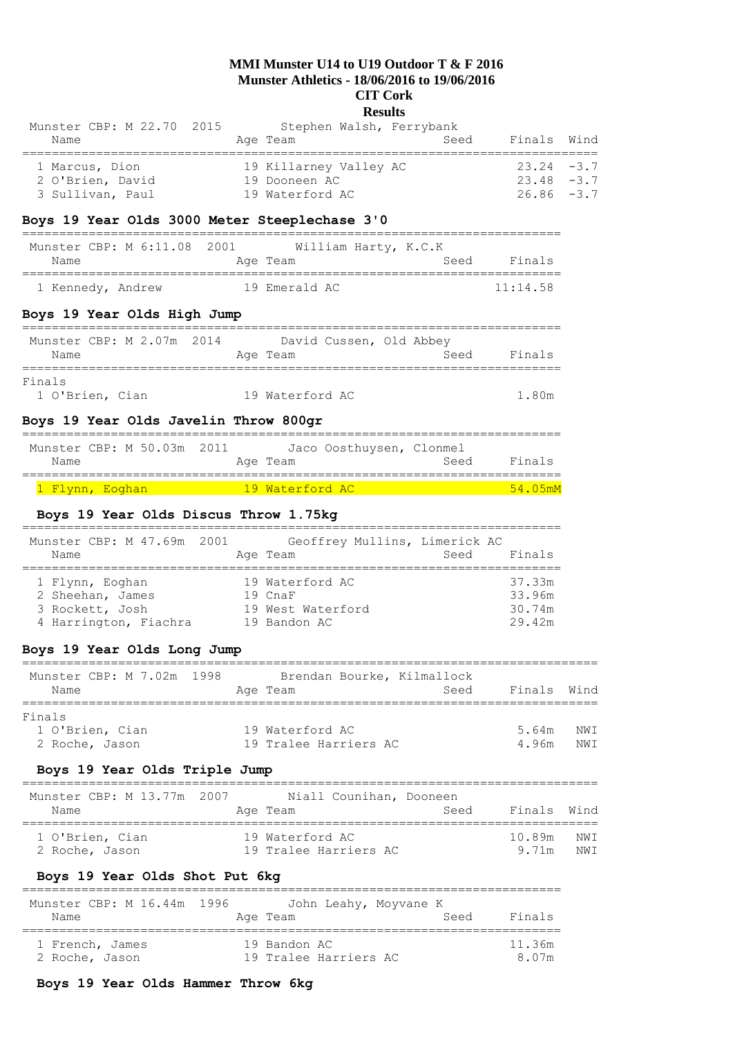# MMI Munster U14 to U19 Outdoor T & F 2016
## Munster Athletics - 18/06/2016 to 19/06/2016
## CIT Cork
## Results

Munster CBP: M 22.70 2015 Stephen Walsh, Ferrybank

| Name | Age | Team | Seed | Finals | Wind |
|---|---|---|---|---|---|
| 1 Marcus, Dion | 19 | Killarney Valley AC | | 23.24 | -3.7 |
| 2 O'Brien, David | 19 | Dooneen AC | | 23.48 | -3.7 |
| 3 Sullivan, Paul | 19 | Waterford AC | | 26.86 | -3.7 |

### Boys 19 Year Olds 3000 Meter Steeplechase 3'0

Munster CBP: M 6:11.08 2001 William Harty, K.C.K

| Name | Age | Team | Seed | Finals |
|---|---|---|---|---|
| 1 Kennedy, Andrew | 19 | Emerald AC | | 11:14.58 |

### Boys 19 Year Olds High Jump

Munster CBP: M 2.07m 2014 David Cussen, Old Abbey

| Name | Age | Team | Seed | Finals |
|---|---|---|---|---|
| Finals | | | | |
| 1 O'Brien, Cian | 19 | Waterford AC | | 1.80m |

### Boys 19 Year Olds Javelin Throw 800gr

Munster CBP: M 50.03m 2011 Jaco Oosthuysen, Clonmel

| Name | Age | Team | Seed | Finals |
|---|---|---|---|---|
| 1 Flynn, Eoghan | 19 | Waterford AC | | 54.05mM |

### Boys 19 Year Olds Discus Throw 1.75kg

Munster CBP: M 47.69m 2001 Geoffrey Mullins, Limerick AC

| Name | Age | Team | Seed | Finals |
|---|---|---|---|---|
| 1 Flynn, Eoghan | 19 | Waterford AC | | 37.33m |
| 2 Sheehan, James | 19 | CnaF | | 33.96m |
| 3 Rockett, Josh | 19 | West Waterford | | 30.74m |
| 4 Harrington, Fiachra | 19 | Bandon AC | | 29.42m |

### Boys 19 Year Olds Long Jump

Munster CBP: M 7.02m 1998 Brendan Bourke, Kilmallock

| Name | Age | Team | Seed | Finals | Wind |
|---|---|---|---|---|---|
| Finals | | | | | |
| 1 O'Brien, Cian | 19 | Waterford AC | | 5.64m | NWI |
| 2 Roche, Jason | 19 | Tralee Harriers AC | | 4.96m | NWI |

### Boys 19 Year Olds Triple Jump

Munster CBP: M 13.77m 2007 Niall Counihan, Dooneen

| Name | Age | Team | Seed | Finals | Wind |
|---|---|---|---|---|---|
| 1 O'Brien, Cian | 19 | Waterford AC | | 10.89m | NWI |
| 2 Roche, Jason | 19 | Tralee Harriers AC | | 9.71m | NWI |

### Boys 19 Year Olds Shot Put 6kg

Munster CBP: M 16.44m 1996 John Leahy, Moyvane K

| Name | Age | Team | Seed | Finals |
|---|---|---|---|---|
| 1 French, James | 19 | Bandon AC | | 11.36m |
| 2 Roche, Jason | 19 | Tralee Harriers AC | | 8.07m |

### Boys 19 Year Olds Hammer Throw 6kg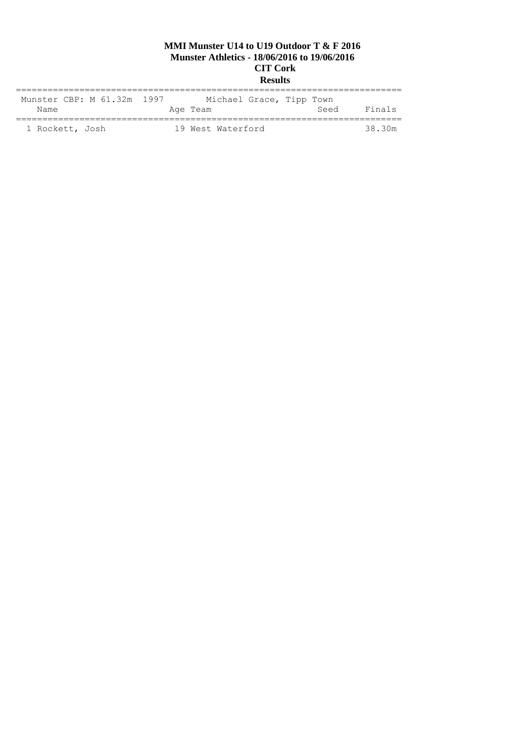**MMI Munster U14 to U19 Outdoor T & F 2016**
**Munster Athletics - 18/06/2016 to 19/06/2016**
**CIT Cork**
**Results**

Munster CBP: M 61.32m 1997 Michael Grace, Tipp Town

| | Name | Age | Team | Seed | Finals |
|---|---|---|---|---|---|
| 1 | Rockett, Josh | 19 | West Waterford | | 38.30m |